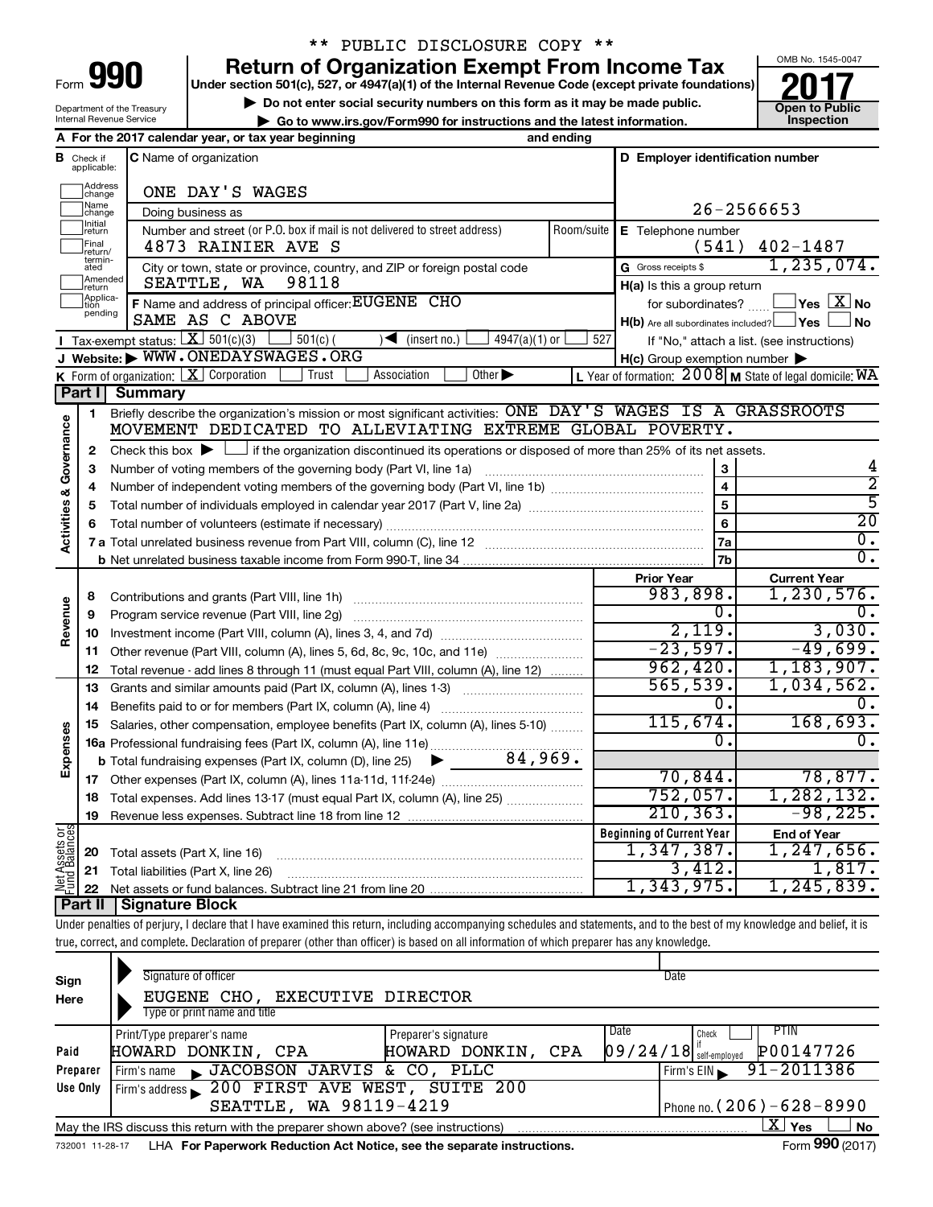\*\* PUBLIC DISCLOSURE COPY \*\*

Form **990**

# Return of Organization Exempt From Income Tax

**Under section 501(c), 527, or 4947(a)(1) of the Internal Revenue Code (except private foundations)**

▶ Do not enter social security numbers on this form as it may be made public.

▶ Go to www.irs.gov/Form990 for instructions and the latest information.

OMB No. 1545-0047

**2017**

**Open to Public Inspection**

Department of the Treasury
Internal Revenue Service

**A** For the 2017 calendar year, or tax year beginning and ending

**B** Check if applicable: Address change, Name change, Initial return, Final return/terminated, Amended return, Application pending

**C** Name of organization: ONE DAY'S WAGES

Doing business as

Number and street (or P.O. box if mail is not delivered to street address) Room/suite: 4873 RAINIER AVE S

City or town, state or province, country, and ZIP or foreign postal code: SEATTLE, WA 98118

**D** Employer identification number: 26-2566653

**E** Telephone number: (541) 402-1487

**G** Gross receipts $ 1,235,074.

**F** Name and address of principal officer: EUGENE CHO
SAME AS C ABOVE

**H(a)** Is this a group return for subordinates? ☐ Yes ☒ No

**H(b)** Are all subordinates included? ☐ Yes ☐ No
If "No," attach a list. (see instructions)

**H(c)** Group exemption number ▶

**I** Tax-exempt status: ☒ 501(c)(3) ☐ 501(c) ( ) ◀ (insert no.) ☐ 4947(a)(1) or ☐ 527

**J** Website: ▶ WWW.ONEDAYSWAGES.ORG

**K** Form of organization: ☒ Corporation ☐ Trust ☐ Association ☐ Other ▶

**L** Year of formation: 2008 **M** State of legal domicile: WA

## Part I Summary

**Activities & Governance**

1 Briefly describe the organization's mission or most significant activities: ONE DAY'S WAGES IS A GRASSROOTS MOVEMENT DEDICATED TO ALLEVIATING EXTREME GLOBAL POVERTY.

2 Check this box ▶ ☐ if the organization discontinued its operations or disposed of more than 25% of its net assets.

| | | | |
|---|---|---|---|
| 3 | Number of voting members of the governing body (Part VI, line 1a) | 3 | 4 |
| 4 | Number of independent voting members of the governing body (Part VI, line 1b) | 4 | 2 |
| 5 | Total number of individuals employed in calendar year 2017 (Part V, line 2a) | 5 | 5 |
| 6 | Total number of volunteers (estimate if necessary) | 6 | 20 |
| 7a | Total unrelated business revenue from Part VIII, column (C), line 12 | 7a | 0. |
| b | Net unrelated business taxable income from Form 990-T, line 34 | 7b | 0. |

| | | | Prior Year | Current Year |
|---|---|---|---|---|
| **Revenue** | 8 | Contributions and grants (Part VIII, line 1h) | 983,898. | 1,230,576. |
| | 9 | Program service revenue (Part VIII, line 2g) | 0. | 0. |
| | 10 | Investment income (Part VIII, column (A), lines 3, 4, and 7d) | 2,119. | 3,030. |
| | 11 | Other revenue (Part VIII, column (A), lines 5, 6d, 8c, 9c, 10c, and 11e) | -23,597. | -49,699. |
| | 12 | Total revenue - add lines 8 through 11 (must equal Part VIII, column (A), line 12) | 962,420. | 1,183,907. |
| **Expenses** | 13 | Grants and similar amounts paid (Part IX, column (A), lines 1-3) | 565,539. | 1,034,562. |
| | 14 | Benefits paid to or for members (Part IX, column (A), line 4) | 0. | 0. |
| | 15 | Salaries, other compensation, employee benefits (Part IX, column (A), lines 5-10) | 115,674. | 168,693. |
| | 16a | Professional fundraising fees (Part IX, column (A), line 11e) | 0. | 0. |
| | b | Total fundraising expenses (Part IX, column (D), line 25) ▶ 84,969. | | |
| | 17 | Other expenses (Part IX, column (A), lines 11a-11d, 11f-24e) | 70,844. | 78,877. |
| | 18 | Total expenses. Add lines 13-17 (must equal Part IX, column (A), line 25) | 752,057. | 1,282,132. |
| | 19 | Revenue less expenses. Subtract line 18 from line 12 | 210,363. | -98,225. |

| | | | Beginning of Current Year | End of Year |
|---|---|---|---|---|
| **Net Assets or Fund Balances** | 20 | Total assets (Part X, line 16) | 1,347,387. | 1,247,656. |
| | 21 | Total liabilities (Part X, line 26) | 3,412. | 1,817. |
| | 22 | Net assets or fund balances. Subtract line 21 from line 20 | 1,343,975. | 1,245,839. |

## Part II Signature Block

Under penalties of perjury, I declare that I have examined this return, including accompanying schedules and statements, and to the best of my knowledge and belief, it is true, correct, and complete. Declaration of preparer (other than officer) is based on all information of which preparer has any knowledge.

**Sign Here**

Signature of officer — Date

EUGENE CHO, EXECUTIVE DIRECTOR
Type or print name and title

**Paid Preparer Use Only**

| Print/Type preparer's name | Preparer's signature | Date | Check if self-employed | PTIN |
|---|---|---|---|---|
| HOWARD DONKIN, CPA | HOWARD DONKIN, CPA | 09/24/18 | ☐ | P00147726 |

Firm's name ▶ JACOBSON JARVIS & CO, PLLC — Firm's EIN ▶ 91-2011386

Firm's address ▶ 200 FIRST AVE WEST, SUITE 200, SEATTLE, WA 98119-4219 — Phone no. (206)-628-8990

May the IRS discuss this return with the preparer shown above? (see instructions) ☒ Yes ☐ No

732001 11-28-17 LHA For Paperwork Reduction Act Notice, see the separate instructions. Form **990** (2017)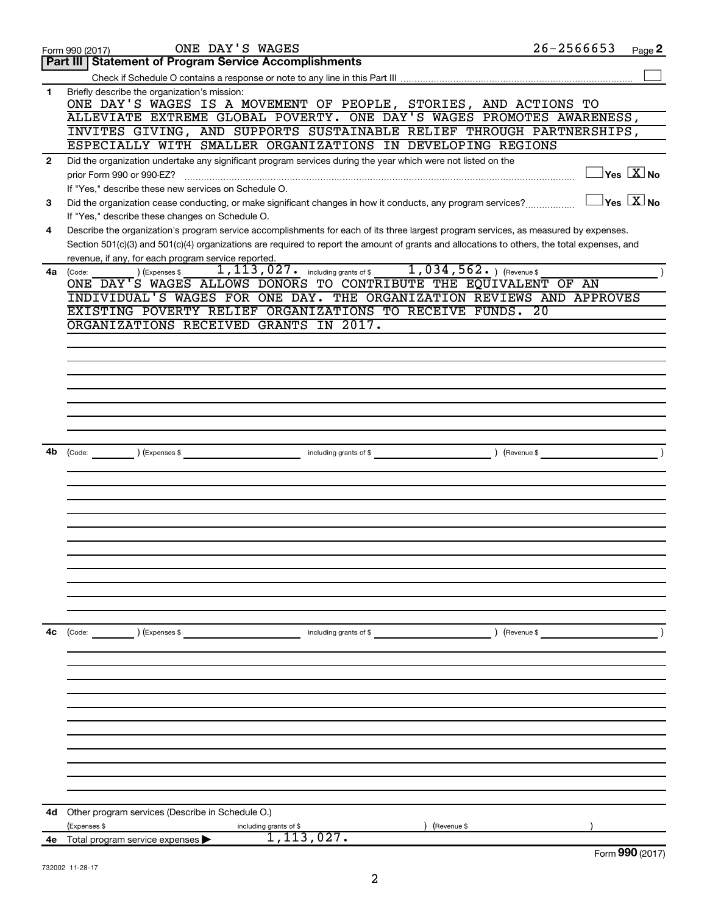Form 990 (2017) ONE DAY'S WAGES 26-2566653 Page **2**

## Part III | Statement of Program Service Accomplishments

Check if Schedule O contains a response or note to any line in this Part III ☐

**1** Briefly describe the organization's mission:

ONE DAY'S WAGES IS A MOVEMENT OF PEOPLE, STORIES, AND ACTIONS TO ALLEVIATE EXTREME GLOBAL POVERTY. ONE DAY'S WAGES PROMOTES AWARENESS, INVITES GIVING, AND SUPPORTS SUSTAINABLE RELIEF THROUGH PARTNERSHIPS, ESPECIALLY WITH SMALLER ORGANIZATIONS IN DEVELOPING REGIONS

**2** Did the organization undertake any significant program services during the year which were not listed on the prior Form 990 or 990-EZ? ☐ Yes ☒ No

If "Yes," describe these new services on Schedule O.

**3** Did the organization cease conducting, or make significant changes in how it conducts, any program services? ☐ Yes ☒ No

If "Yes," describe these changes on Schedule O.

**4** Describe the organization's program service accomplishments for each of its three largest program services, as measured by expenses. Section 501(c)(3) and 501(c)(4) organizations are required to report the amount of grants and allocations to others, the total expenses, and revenue, if any, for each program service reported.

**4a** (Code: ) (Expenses $ 1,113,027. including grants of $ 1,034,562. ) (Revenue $ )

ONE DAY'S WAGES ALLOWS DONORS TO CONTRIBUTE THE EQUIVALENT OF AN INDIVIDUAL'S WAGES FOR ONE DAY. THE ORGANIZATION REVIEWS AND APPROVES EXISTING POVERTY RELIEF ORGANIZATIONS TO RECEIVE FUNDS. 20 ORGANIZATIONS RECEIVED GRANTS IN 2017.

**4b** (Code: ) (Expenses $ including grants of $ ) (Revenue $ )

**4c** (Code: ) (Expenses $ including grants of $ ) (Revenue $ )

**4d** Other program services (Describe in Schedule O.)

(Expenses $ including grants of $ ) (Revenue $ )

**4e** Total program service expenses ▶ 1,113,027.

Form **990** (2017)

732002 11-28-17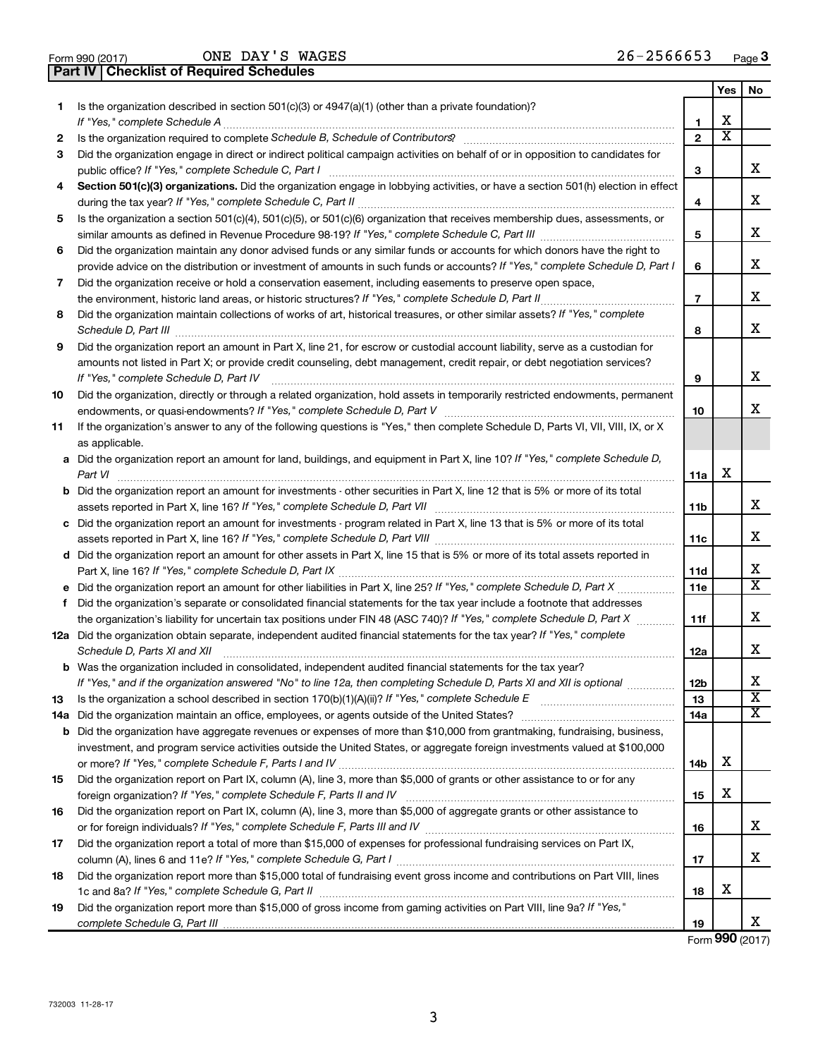Form 990 (2017) ONE DAY'S WAGES 26-2566653 Page 3

## Part IV Checklist of Required Schedules

| | | | Yes | No |
|---|---|---|---|---|
| 1 | Is the organization described in section 501(c)(3) or 4947(a)(1) (other than a private foundation)? *If "Yes," complete Schedule A* | 1 | X | |
| 2 | Is the organization required to complete *Schedule B, Schedule of Contributors*? | 2 | X | |
| 3 | Did the organization engage in direct or indirect political campaign activities on behalf of or in opposition to candidates for public office? *If "Yes," complete Schedule C, Part I* | 3 | | X |
| 4 | **Section 501(c)(3) organizations.** Did the organization engage in lobbying activities, or have a section 501(h) election in effect during the tax year? *If "Yes," complete Schedule C, Part II* | 4 | | X |
| 5 | Is the organization a section 501(c)(4), 501(c)(5), or 501(c)(6) organization that receives membership dues, assessments, or similar amounts as defined in Revenue Procedure 98-19? *If "Yes," complete Schedule C, Part III* | 5 | | X |
| 6 | Did the organization maintain any donor advised funds or any similar funds or accounts for which donors have the right to provide advice on the distribution or investment of amounts in such funds or accounts? *If "Yes," complete Schedule D, Part I* | 6 | | X |
| 7 | Did the organization receive or hold a conservation easement, including easements to preserve open space, the environment, historic land areas, or historic structures? *If "Yes," complete Schedule D, Part II* | 7 | | X |
| 8 | Did the organization maintain collections of works of art, historical treasures, or other similar assets? *If "Yes," complete Schedule D, Part III* | 8 | | X |
| 9 | Did the organization report an amount in Part X, line 21, for escrow or custodial account liability, serve as a custodian for amounts not listed in Part X; or provide credit counseling, debt management, credit repair, or debt negotiation services? *If "Yes," complete Schedule D, Part IV* | 9 | | X |
| 10 | Did the organization, directly or through a related organization, hold assets in temporarily restricted endowments, permanent endowments, or quasi-endowments? *If "Yes," complete Schedule D, Part V* | 10 | | X |
| 11 | If the organization's answer to any of the following questions is "Yes," then complete Schedule D, Parts VI, VII, VIII, IX, or X as applicable. | | | |
| a | Did the organization report an amount for land, buildings, and equipment in Part X, line 10? *If "Yes," complete Schedule D, Part VI* | 11a | X | |
| b | Did the organization report an amount for investments - other securities in Part X, line 12 that is 5% or more of its total assets reported in Part X, line 16? *If "Yes," complete Schedule D, Part VII* | 11b | | X |
| c | Did the organization report an amount for investments - program related in Part X, line 13 that is 5% or more of its total assets reported in Part X, line 16? *If "Yes," complete Schedule D, Part VIII* | 11c | | X |
| d | Did the organization report an amount for other assets in Part X, line 15 that is 5% or more of its total assets reported in Part X, line 16? *If "Yes," complete Schedule D, Part IX* | 11d | | X |
| e | Did the organization report an amount for other liabilities in Part X, line 25? *If "Yes," complete Schedule D, Part X* | 11e | | X |
| f | Did the organization's separate or consolidated financial statements for the tax year include a footnote that addresses the organization's liability for uncertain tax positions under FIN 48 (ASC 740)? *If "Yes," complete Schedule D, Part X* | 11f | | X |
| 12a | Did the organization obtain separate, independent audited financial statements for the tax year? *If "Yes," complete Schedule D, Parts XI and XII* | 12a | | X |
| b | Was the organization included in consolidated, independent audited financial statements for the tax year? *If "Yes," and if the organization answered "No" to line 12a, then completing Schedule D, Parts XI and XII is optional* | 12b | | X |
| 13 | Is the organization a school described in section 170(b)(1)(A)(ii)? *If "Yes," complete Schedule E* | 13 | | X |
| 14a | Did the organization maintain an office, employees, or agents outside of the United States? | 14a | | X |
| b | Did the organization have aggregate revenues or expenses of more than $10,000 from grantmaking, fundraising, business, investment, and program service activities outside the United States, or aggregate foreign investments valued at $100,000 or more? *If "Yes," complete Schedule F, Parts I and IV* | 14b | X | |
| 15 | Did the organization report on Part IX, column (A), line 3, more than $5,000 of grants or other assistance to or for any foreign organization? *If "Yes," complete Schedule F, Parts II and IV* | 15 | X | |
| 16 | Did the organization report on Part IX, column (A), line 3, more than $5,000 of aggregate grants or other assistance to or for foreign individuals? *If "Yes," complete Schedule F, Parts III and IV* | 16 | | X |
| 17 | Did the organization report a total of more than $15,000 of expenses for professional fundraising services on Part IX, column (A), lines 6 and 11e? *If "Yes," complete Schedule G, Part I* | 17 | | X |
| 18 | Did the organization report more than $15,000 total of fundraising event gross income and contributions on Part VIII, lines 1c and 8a? *If "Yes," complete Schedule G, Part II* | 18 | X | |
| 19 | Did the organization report more than $15,000 of gross income from gaming activities on Part VIII, line 9a? *If "Yes," complete Schedule G, Part III* | 19 | | X |

Form **990** (2017)

732003 11-28-17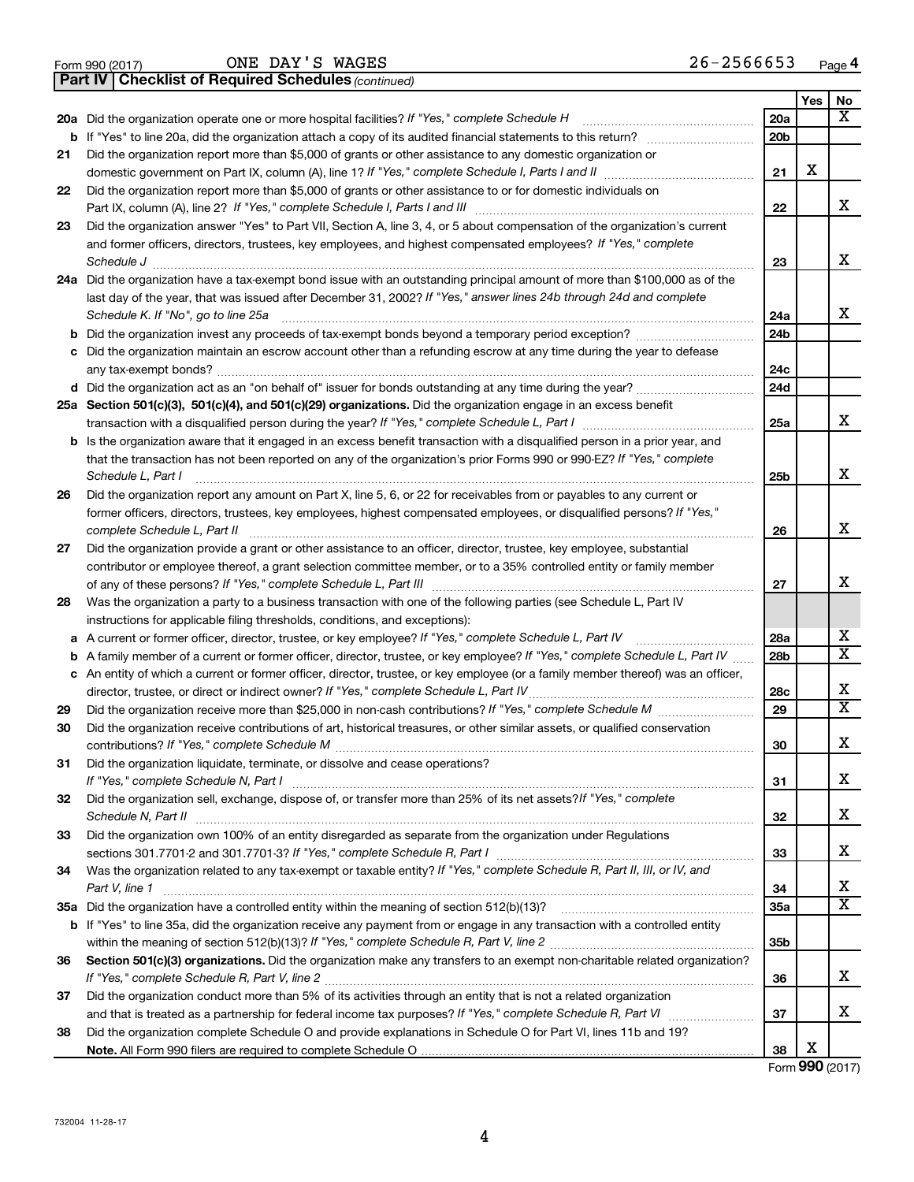Form 990 (2017) ONE DAY'S WAGES 26-2566653 Page 4

## Part IV | Checklist of Required Schedules *(continued)*

| | | | Yes | No |
|---|---|---|---|---|
| **20a** | Did the organization operate one or more hospital facilities? *If "Yes," complete Schedule H* | 20a | | X |
| **b** | If "Yes" to line 20a, did the organization attach a copy of its audited financial statements to this return? | 20b | | |
| **21** | Did the organization report more than $5,000 of grants or other assistance to any domestic organization or domestic government on Part IX, column (A), line 1? *If "Yes," complete Schedule I, Parts I and II* | 21 | X | |
| **22** | Did the organization report more than $5,000 of grants or other assistance to or for domestic individuals on Part IX, column (A), line 2? *If "Yes," complete Schedule I, Parts I and III* | 22 | | X |
| **23** | Did the organization answer "Yes" to Part VII, Section A, line 3, 4, or 5 about compensation of the organization's current and former officers, directors, trustees, key employees, and highest compensated employees? *If "Yes," complete Schedule J* | 23 | | X |
| **24a** | Did the organization have a tax-exempt bond issue with an outstanding principal amount of more than $100,000 as of the last day of the year, that was issued after December 31, 2002? *If "Yes," answer lines 24b through 24d and complete Schedule K. If "No", go to line 25a* | 24a | | X |
| **b** | Did the organization invest any proceeds of tax-exempt bonds beyond a temporary period exception? | 24b | | |
| **c** | Did the organization maintain an escrow account other than a refunding escrow at any time during the year to defease any tax-exempt bonds? | 24c | | |
| **d** | Did the organization act as an "on behalf of" issuer for bonds outstanding at any time during the year? | 24d | | |
| **25a** | **Section 501(c)(3), 501(c)(4), and 501(c)(29) organizations.** Did the organization engage in an excess benefit transaction with a disqualified person during the year? *If "Yes," complete Schedule L, Part I* | 25a | | X |
| **b** | Is the organization aware that it engaged in an excess benefit transaction with a disqualified person in a prior year, and that the transaction has not been reported on any of the organization's prior Forms 990 or 990-EZ? *If "Yes," complete Schedule L, Part I* | 25b | | X |
| **26** | Did the organization report any amount on Part X, line 5, 6, or 22 for receivables from or payables to any current or former officers, directors, trustees, key employees, highest compensated employees, or disqualified persons? *If "Yes," complete Schedule L, Part II* | 26 | | X |
| **27** | Did the organization provide a grant or other assistance to an officer, director, trustee, key employee, substantial contributor or employee thereof, a grant selection committee member, or to a 35% controlled entity or family member of any of these persons? *If "Yes," complete Schedule L, Part III* | 27 | | X |
| **28** | Was the organization a party to a business transaction with one of the following parties (see Schedule L, Part IV instructions for applicable filing thresholds, conditions, and exceptions): | | | |
| **a** | A current or former officer, director, trustee, or key employee? *If "Yes," complete Schedule L, Part IV* | 28a | | X |
| **b** | A family member of a current or former officer, director, trustee, or key employee? *If "Yes," complete Schedule L, Part IV* | 28b | | X |
| **c** | An entity of which a current or former officer, director, trustee, or key employee (or a family member thereof) was an officer, director, trustee, or direct or indirect owner? *If "Yes," complete Schedule L, Part IV* | 28c | | X |
| **29** | Did the organization receive more than $25,000 in non-cash contributions? *If "Yes," complete Schedule M* | 29 | | X |
| **30** | Did the organization receive contributions of art, historical treasures, or other similar assets, or qualified conservation contributions? *If "Yes," complete Schedule M* | 30 | | X |
| **31** | Did the organization liquidate, terminate, or dissolve and cease operations? *If "Yes," complete Schedule N, Part I* | 31 | | X |
| **32** | Did the organization sell, exchange, dispose of, or transfer more than 25% of its net assets? *If "Yes," complete Schedule N, Part II* | 32 | | X |
| **33** | Did the organization own 100% of an entity disregarded as separate from the organization under Regulations sections 301.7701-2 and 301.7701-3? *If "Yes," complete Schedule R, Part I* | 33 | | X |
| **34** | Was the organization related to any tax-exempt or taxable entity? *If "Yes," complete Schedule R, Part II, III, or IV, and Part V, line 1* | 34 | | X |
| **35a** | Did the organization have a controlled entity within the meaning of section 512(b)(13)? | 35a | | X |
| **b** | If "Yes" to line 35a, did the organization receive any payment from or engage in any transaction with a controlled entity within the meaning of section 512(b)(13)? *If "Yes," complete Schedule R, Part V, line 2* | 35b | | |
| **36** | **Section 501(c)(3) organizations.** Did the organization make any transfers to an exempt non-charitable related organization? *If "Yes," complete Schedule R, Part V, line 2* | 36 | | X |
| **37** | Did the organization conduct more than 5% of its activities through an entity that is not a related organization and that is treated as a partnership for federal income tax purposes? *If "Yes," complete Schedule R, Part VI* | 37 | | X |
| **38** | Did the organization complete Schedule O and provide explanations in Schedule O for Part VI, lines 11b and 19? **Note.** All Form 990 filers are required to complete Schedule O | 38 | X | |

Form **990** (2017)

732004 11-28-17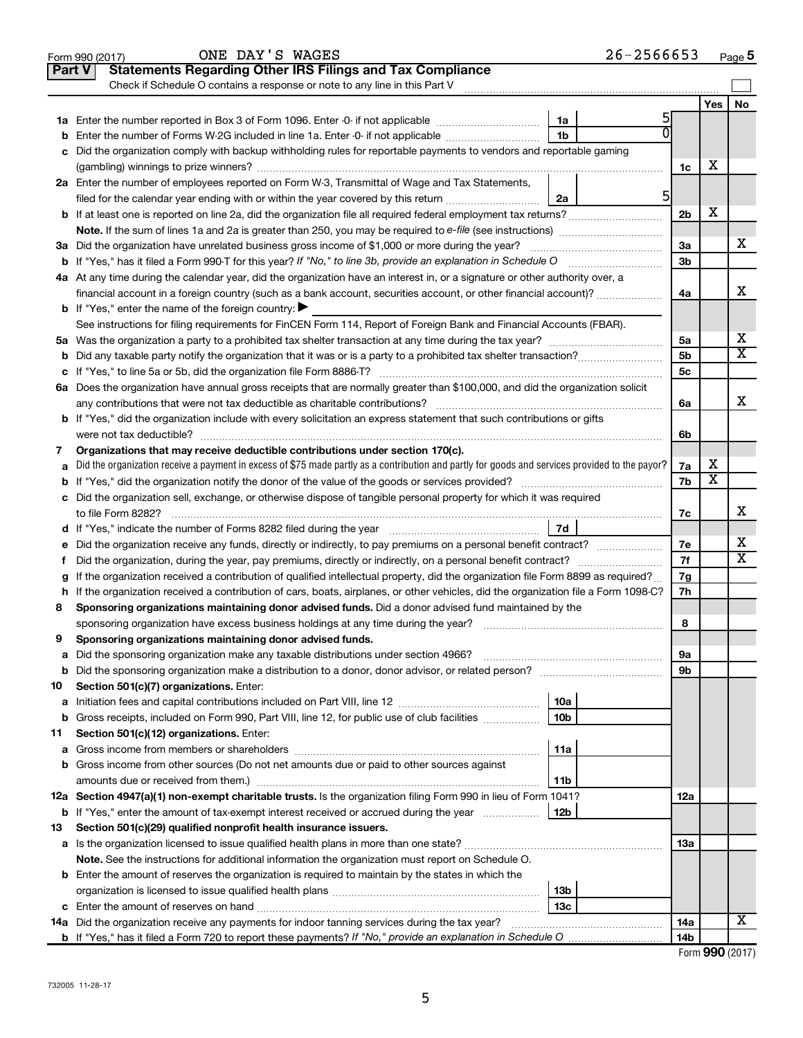Form 990 (2017) ONE DAY'S WAGES 26-2566653 Page 5

**Part V Statements Regarding Other IRS Filings and Tax Compliance**

Check if Schedule O contains a response or note to any line in this Part V

| | | | | | Yes | No |
|---|---|---|---|---|---|---|
| **1a** | Enter the number reported in Box 3 of Form 1096. Enter -0- if not applicable | 1a | 5 | | | |
| **b** | Enter the number of Forms W-2G included in line 1a. Enter -0- if not applicable | 1b | 0 | | | |
| **c** | Did the organization comply with backup withholding rules for reportable payments to vendors and reportable gaming (gambling) winnings to prize winners? | | | 1c | X | |
| **2a** | Enter the number of employees reported on Form W-3, Transmittal of Wage and Tax Statements, filed for the calendar year ending with or within the year covered by this return | 2a | 5 | | | |
| **b** | If at least one is reported on line 2a, did the organization file all required federal employment tax returns? | | | 2b | X | |
| | **Note.** If the sum of lines 1a and 2a is greater than 250, you may be required to *e-file* (see instructions) | | | | | |
| **3a** | Did the organization have unrelated business gross income of $1,000 or more during the year? | | | 3a | | X |
| **b** | If "Yes," has it filed a Form 990-T for this year? *If "No," to line 3b, provide an explanation in Schedule O* | | | 3b | | |
| **4a** | At any time during the calendar year, did the organization have an interest in, or a signature or other authority over, a financial account in a foreign country (such as a bank account, securities account, or other financial account)? | | | 4a | | X |
| **b** | If "Yes," enter the name of the foreign country: ▶ | | | | | |
| | See instructions for filing requirements for FinCEN Form 114, Report of Foreign Bank and Financial Accounts (FBAR). | | | | | |
| **5a** | Was the organization a party to a prohibited tax shelter transaction at any time during the tax year? | | | 5a | | X |
| **b** | Did any taxable party notify the organization that it was or is a party to a prohibited tax shelter transaction? | | | 5b | | X |
| **c** | If "Yes," to line 5a or 5b, did the organization file Form 8886-T? | | | 5c | | |
| **6a** | Does the organization have annual gross receipts that are normally greater than $100,000, and did the organization solicit any contributions that were not tax deductible as charitable contributions? | | | 6a | | X |
| **b** | If "Yes," did the organization include with every solicitation an express statement that such contributions or gifts were not tax deductible? | | | 6b | | |
| **7** | **Organizations that may receive deductible contributions under section 170(c).** | | | | | |
| **a** | Did the organization receive a payment in excess of $75 made partly as a contribution and partly for goods and services provided to the payor? | | | 7a | X | |
| **b** | If "Yes," did the organization notify the donor of the value of the goods or services provided? | | | 7b | X | |
| **c** | Did the organization sell, exchange, or otherwise dispose of tangible personal property for which it was required to file Form 8282? | | | 7c | | X |
| **d** | If "Yes," indicate the number of Forms 8282 filed during the year | 7d | | | | |
| **e** | Did the organization receive any funds, directly or indirectly, to pay premiums on a personal benefit contract? | | | 7e | | X |
| **f** | Did the organization, during the year, pay premiums, directly or indirectly, on a personal benefit contract? | | | 7f | | X |
| **g** | If the organization received a contribution of qualified intellectual property, did the organization file Form 8899 as required? | | | 7g | | |
| **h** | If the organization received a contribution of cars, boats, airplanes, or other vehicles, did the organization file a Form 1098-C? | | | 7h | | |
| **8** | **Sponsoring organizations maintaining donor advised funds.** Did a donor advised fund maintained by the sponsoring organization have excess business holdings at any time during the year? | | | 8 | | |
| **9** | **Sponsoring organizations maintaining donor advised funds.** | | | | | |
| **a** | Did the sponsoring organization make any taxable distributions under section 4966? | | | 9a | | |
| **b** | Did the sponsoring organization make a distribution to a donor, donor advisor, or related person? | | | 9b | | |
| **10** | **Section 501(c)(7) organizations.** Enter: | | | | | |
| **a** | Initiation fees and capital contributions included on Part VIII, line 12 | 10a | | | | |
| **b** | Gross receipts, included on Form 990, Part VIII, line 12, for public use of club facilities | 10b | | | | |
| **11** | **Section 501(c)(12) organizations.** Enter: | | | | | |
| **a** | Gross income from members or shareholders | 11a | | | | |
| **b** | Gross income from other sources (Do not net amounts due or paid to other sources against amounts due or received from them.) | 11b | | | | |
| **12a** | **Section 4947(a)(1) non-exempt charitable trusts.** Is the organization filing Form 990 in lieu of Form 1041? | | | 12a | | |
| **b** | If "Yes," enter the amount of tax-exempt interest received or accrued during the year | 12b | | | | |
| **13** | **Section 501(c)(29) qualified nonprofit health insurance issuers.** | | | | | |
| **a** | Is the organization licensed to issue qualified health plans in more than one state? | | | 13a | | |
| | **Note.** See the instructions for additional information the organization must report on Schedule O. | | | | | |
| **b** | Enter the amount of reserves the organization is required to maintain by the states in which the organization is licensed to issue qualified health plans | 13b | | | | |
| **c** | Enter the amount of reserves on hand | 13c | | | | |
| **14a** | Did the organization receive any payments for indoor tanning services during the tax year? | | | 14a | | X |
| **b** | If "Yes," has it filed a Form 720 to report these payments? *If "No," provide an explanation in Schedule O* | | | 14b | | |

Form **990** (2017)

732005 11-28-17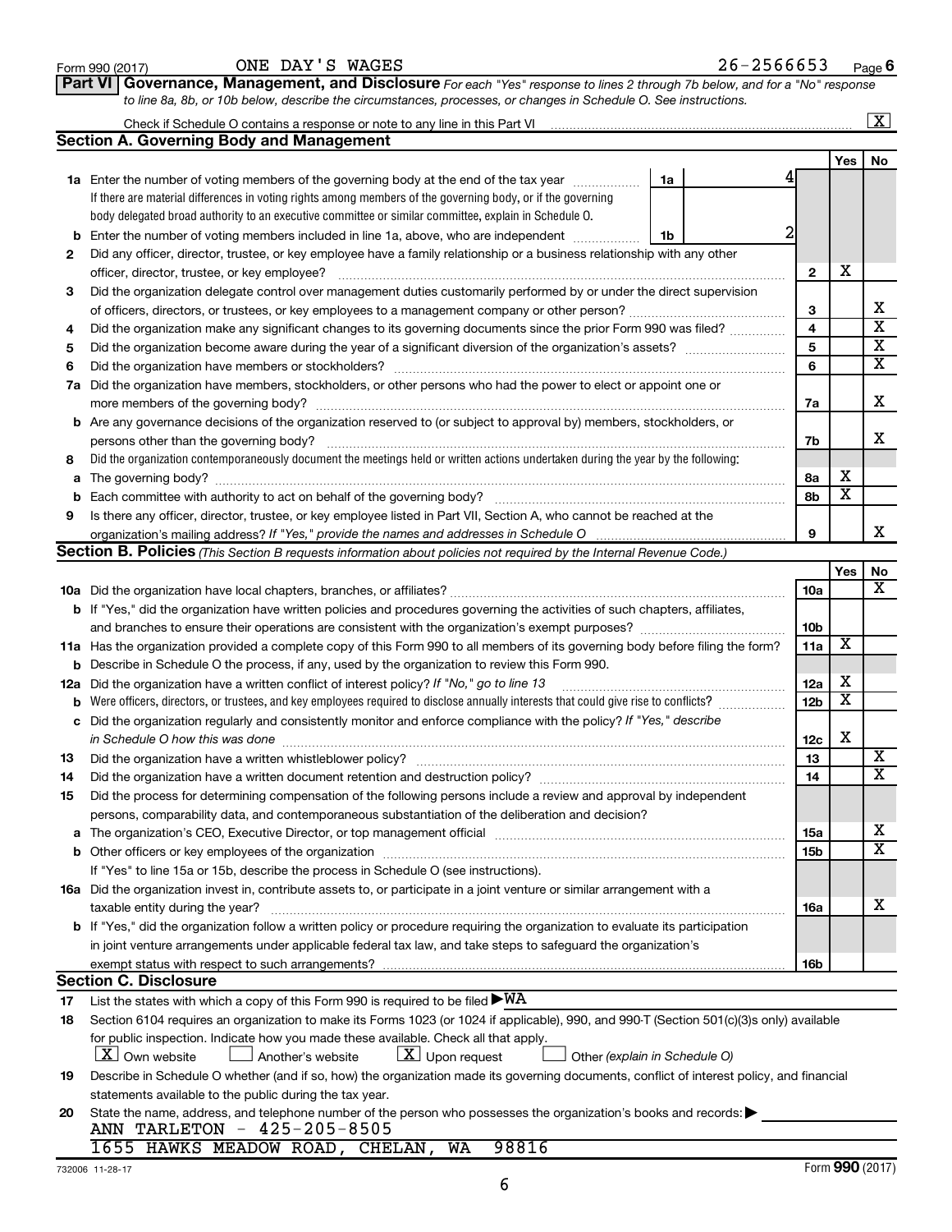Form 990 (2017) ONE DAY'S WAGES 26-2566653 Page 6

**Part VI Governance, Management, and Disclosure** *For each "Yes" response to lines 2 through 7b below, and for a "No" response to line 8a, 8b, or 10b below, describe the circumstances, processes, or changes in Schedule O. See instructions.*

Check if Schedule O contains a response or note to any line in this Part VI [X]

## Section A. Governing Body and Management

| | | | Yes | No |
|---|---|---|---|---|
| 1a | Enter the number of voting members of the governing body at the end of the tax year — 1a: 4. If there are material differences in voting rights among members of the governing body, or if the governing body delegated broad authority to an executive committee or similar committee, explain in Schedule O. | | | |
| b | Enter the number of voting members included in line 1a, above, who are independent — 1b: 2 | | | |
| 2 | Did any officer, director, trustee, or key employee have a family relationship or a business relationship with any other officer, director, trustee, or key employee? | 2 | X | |
| 3 | Did the organization delegate control over management duties customarily performed by or under the direct supervision of officers, directors, or trustees, or key employees to a management company or other person? | 3 | | X |
| 4 | Did the organization make any significant changes to its governing documents since the prior Form 990 was filed? | 4 | | X |
| 5 | Did the organization become aware during the year of a significant diversion of the organization's assets? | 5 | | X |
| 6 | Did the organization have members or stockholders? | 6 | | X |
| 7a | Did the organization have members, stockholders, or other persons who had the power to elect or appoint one or more members of the governing body? | 7a | | X |
| b | Are any governance decisions of the organization reserved to (or subject to approval by) members, stockholders, or persons other than the governing body? | 7b | | X |
| 8 | Did the organization contemporaneously document the meetings held or written actions undertaken during the year by the following: | | | |
| a | The governing body? | 8a | X | |
| b | Each committee with authority to act on behalf of the governing body? | 8b | X | |
| 9 | Is there any officer, director, trustee, or key employee listed in Part VII, Section A, who cannot be reached at the organization's mailing address? *If "Yes," provide the names and addresses in Schedule O* | 9 | | X |

## Section B. Policies *(This Section B requests information about policies not required by the Internal Revenue Code.)*

| | | | Yes | No |
|---|---|---|---|---|
| 10a | Did the organization have local chapters, branches, or affiliates? | 10a | | X |
| b | If "Yes," did the organization have written policies and procedures governing the activities of such chapters, affiliates, and branches to ensure their operations are consistent with the organization's exempt purposes? | 10b | | |
| 11a | Has the organization provided a complete copy of this Form 990 to all members of its governing body before filing the form? | 11a | X | |
| b | Describe in Schedule O the process, if any, used by the organization to review this Form 990. | | | |
| 12a | Did the organization have a written conflict of interest policy? *If "No," go to line 13* | 12a | X | |
| b | Were officers, directors, or trustees, and key employees required to disclose annually interests that could give rise to conflicts? | 12b | X | |
| c | Did the organization regularly and consistently monitor and enforce compliance with the policy? *If "Yes," describe in Schedule O how this was done* | 12c | X | |
| 13 | Did the organization have a written whistleblower policy? | 13 | | X |
| 14 | Did the organization have a written document retention and destruction policy? | 14 | | X |
| 15 | Did the process for determining compensation of the following persons include a review and approval by independent persons, comparability data, and contemporaneous substantiation of the deliberation and decision? | | | |
| a | The organization's CEO, Executive Director, or top management official | 15a | | X |
| b | Other officers or key employees of the organization | 15b | | X |
| | If "Yes" to line 15a or 15b, describe the process in Schedule O (see instructions). | | | |
| 16a | Did the organization invest in, contribute assets to, or participate in a joint venture or similar arrangement with a taxable entity during the year? | 16a | | X |
| b | If "Yes," did the organization follow a written policy or procedure requiring the organization to evaluate its participation in joint venture arrangements under applicable federal tax law, and take steps to safeguard the organization's exempt status with respect to such arrangements? | 16b | | |

## Section C. Disclosure

17 List the states with which a copy of this Form 990 is required to be filed ▶ WA

18 Section 6104 requires an organization to make its Forms 1023 (or 1024 if applicable), 990, and 990-T (Section 501(c)(3)s only) available for public inspection. Indicate how you made these available. Check all that apply.
[X] Own website [ ] Another's website [X] Upon request [ ] Other *(explain in Schedule O)*

19 Describe in Schedule O whether (and if so, how) the organization made its governing documents, conflict of interest policy, and financial statements available to the public during the tax year.

20 State the name, address, and telephone number of the person who possesses the organization's books and records: ▶
ANN TARLETON - 425-205-8505
1655 HAWKS MEADOW ROAD, CHELAN, WA 98816

732006 11-28-17 Form **990** (2017)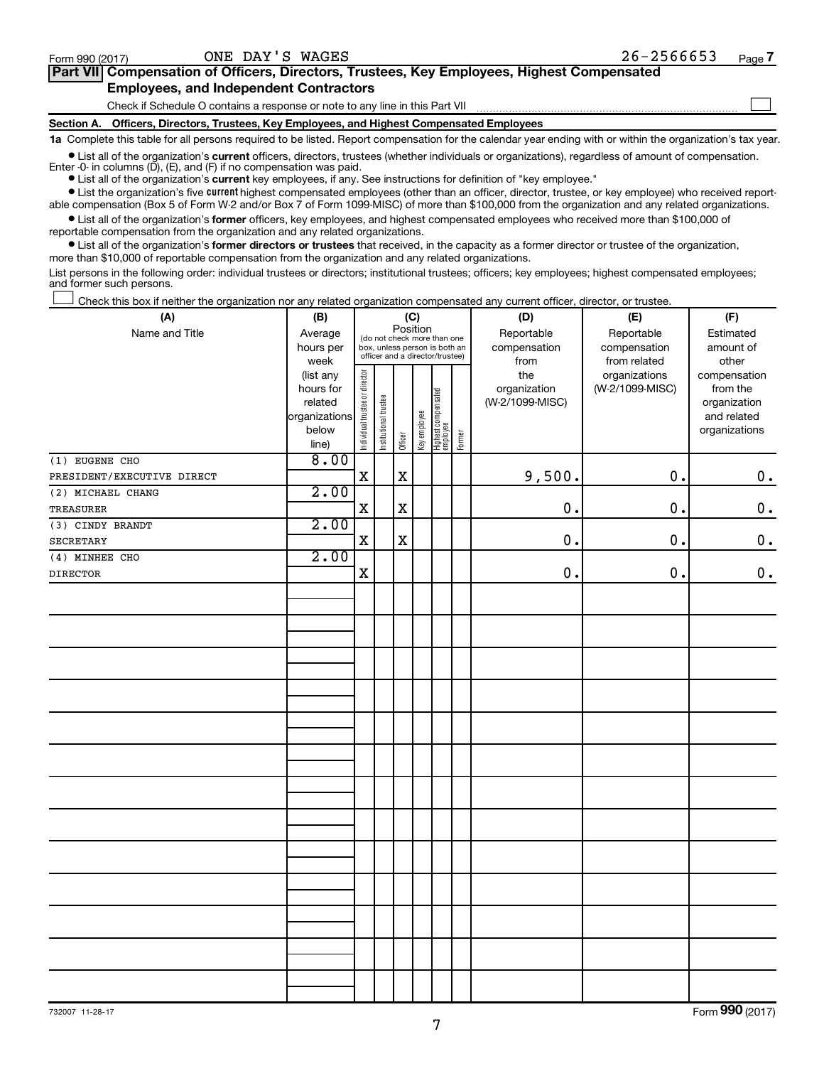Form 990 (2017) ONE DAY'S WAGES 26-2566653 Page 7

## Part VII Compensation of Officers, Directors, Trustees, Key Employees, Highest Compensated Employees, and Independent Contractors

Check if Schedule O contains a response or note to any line in this Part VII ☐

### Section A. Officers, Directors, Trustees, Key Employees, and Highest Compensated Employees

**1a** Complete this table for all persons required to be listed. Report compensation for the calendar year ending with or within the organization's tax year.

- List all of the organization's **current** officers, directors, trustees (whether individuals or organizations), regardless of amount of compensation. Enter -0- in columns (D), (E), and (F) if no compensation was paid.
- List all of the organization's **current** key employees, if any. See instructions for definition of "key employee."
- List the organization's five **current** highest compensated employees (other than an officer, director, trustee, or key employee) who received reportable compensation (Box 5 of Form W-2 and/or Box 7 of Form 1099-MISC) of more than $100,000 from the organization and any related organizations.
- List all of the organization's **former** officers, key employees, and highest compensated employees who received more than $100,000 of reportable compensation from the organization and any related organizations.
- List all of the organization's **former directors or trustees** that received, in the capacity as a former director or trustee of the organization, more than $10,000 of reportable compensation from the organization and any related organizations.

List persons in the following order: individual trustees or directors; institutional trustees; officers; key employees; highest compensated employees; and former such persons.

☐ Check this box if neither the organization nor any related organization compensated any current officer, director, or trustee.

| (A) Name and Title | (B) Average hours per week (list any hours for related organizations below line) | (C) Position: Individual trustee or director | Institutional trustee | Officer | Key employee | Highest compensated employee | Former | (D) Reportable compensation from the organization (W-2/1099-MISC) | (E) Reportable compensation from related organizations (W-2/1099-MISC) | (F) Estimated amount of other compensation from the organization and related organizations |
|---|---|---|---|---|---|---|---|---|---|---|
| (1) EUGENE CHO<br>PRESIDENT/EXECUTIVE DIRECT | 8.00 | X | | X | | | | 9,500. | 0. | 0. |
| (2) MICHAEL CHANG<br>TREASURER | 2.00 | X | | X | | | | 0. | 0. | 0. |
| (3) CINDY BRANDT<br>SECRETARY | 2.00 | X | | X | | | | 0. | 0. | 0. |
| (4) MINHEE CHO<br>DIRECTOR | 2.00 | X | | | | | | 0. | 0. | 0. |

732007 11-28-17

Form **990** (2017)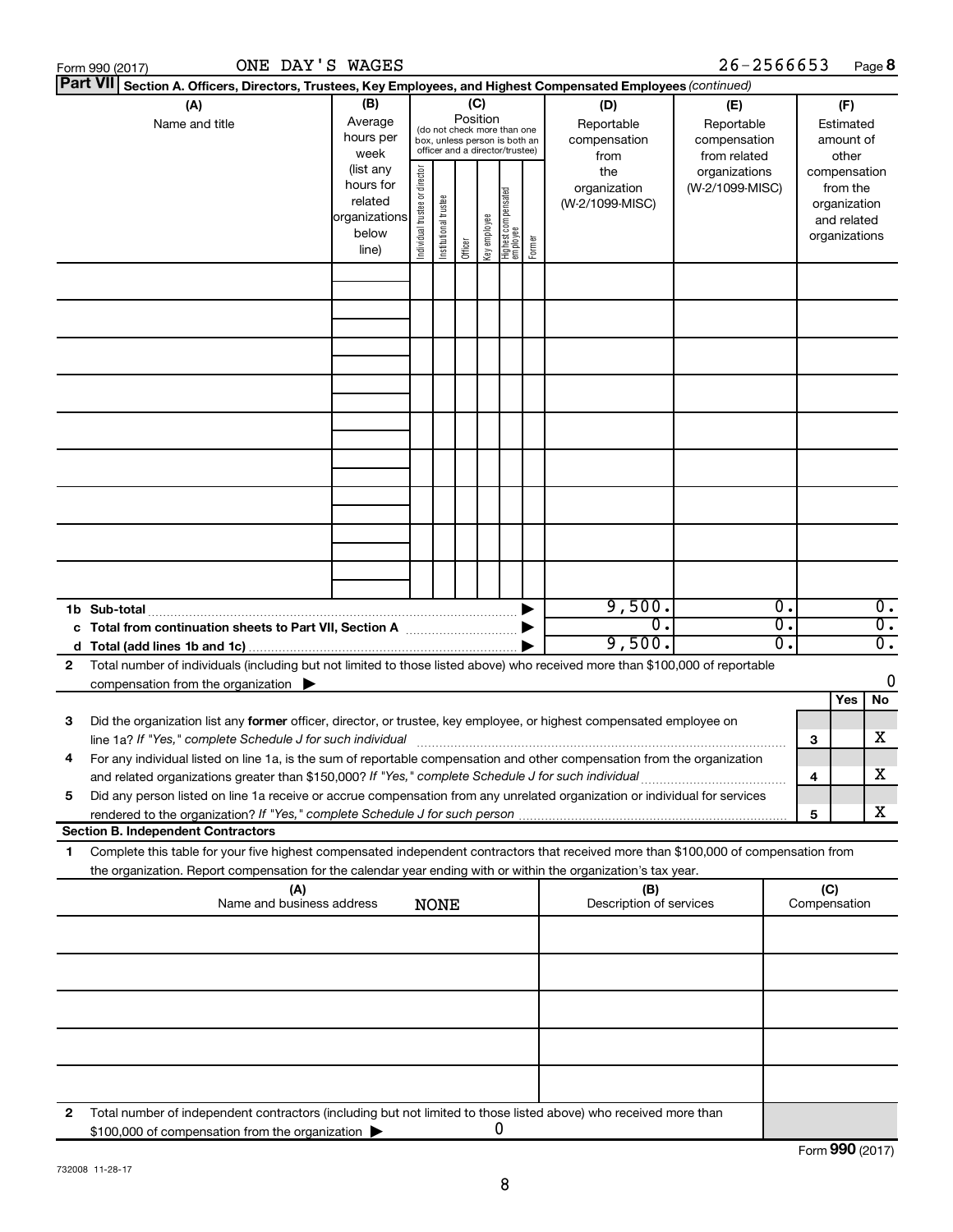Form 990 (2017) ONE DAY'S WAGES 26-2566653 Page **8**

**Part VII** **Section A. Officers, Directors, Trustees, Key Employees, and Highest Compensated Employees** *(continued)*

| (A) Name and title | (B) Average hours per week (list any hours for related organizations below line) | (C) Position (do not check more than one box, unless person is both an officer and a director/trustee): Individual trustee or director | Institutional trustee | Officer | Key employee | Highest compensated employee | Former | (D) Reportable compensation from the organization (W-2/1099-MISC) | (E) Reportable compensation from related organizations (W-2/1099-MISC) | (F) Estimated amount of other compensation from the organization and related organizations |
|---|---|---|---|---|---|---|---|---|---|---|
| | | | | | | | | | | |
| | | | | | | | | | | |
| | | | | | | | | | | |
| | | | | | | | | | | |
| | | | | | | | | | | |
| | | | | | | | | | | |
| | | | | | | | | | | |
| | | | | | | | | | | |
| | | | | | | | | | | |
| **1b Sub-total** | | | | | | | ▶ | 9,500. | 0. | 0. |
| **c Total from continuation sheets to Part VII, Section A** | | | | | | | ▶ | 0. | 0. | 0. |
| **d Total (add lines 1b and 1c)** | | | | | | | ▶ | 9,500. | 0. | 0. |

**2** Total number of individuals (including but not limited to those listed above) who received more than $100,000 of reportable compensation from the organization ▶ 0

| | | | Yes | No |
|---|---|---|---|---|
| **3** | Did the organization list any **former** officer, director, or trustee, key employee, or highest compensated employee on line 1a? *If "Yes," complete Schedule J for such individual* | **3** | | X |
| **4** | For any individual listed on line 1a, is the sum of reportable compensation and other compensation from the organization and related organizations greater than $150,000? *If "Yes," complete Schedule J for such individual* | **4** | | X |
| **5** | Did any person listed on line 1a receive or accrue compensation from any unrelated organization or individual for services rendered to the organization? *If "Yes," complete Schedule J for such person* | **5** | | X |

**Section B. Independent Contractors**

**1** Complete this table for your five highest compensated independent contractors that received more than $100,000 of compensation from the organization. Report compensation for the calendar year ending with or within the organization's tax year.

| (A) Name and business address | (B) Description of services | (C) Compensation |
|---|---|---|
| NONE | | |
| | | |
| | | |
| | | |
| | | |
| | | |

**2** Total number of independent contractors (including but not limited to those listed above) who received more than $100,000 of compensation from the organization ▶ 0

Form **990** (2017)

732008 11-28-17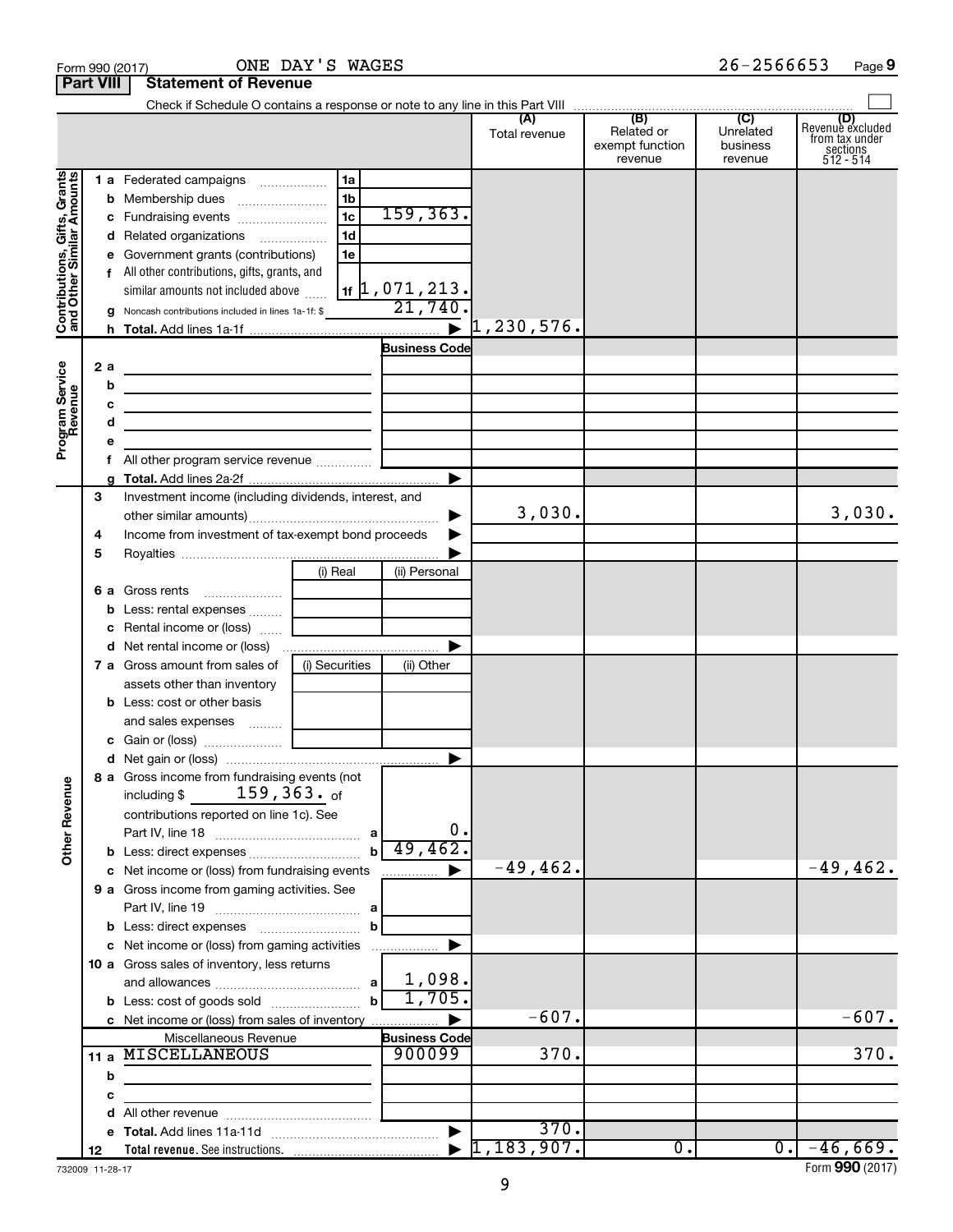Form 990 (2017) ONE DAY'S WAGES 26-2566653 Page 9

## Part VIII Statement of Revenue

Check if Schedule O contains a response or note to any line in this Part VIII

| | | | | (A) Total revenue | (B) Related or exempt function revenue | (C) Unrelated business revenue | (D) Revenue excluded from tax under sections 512 - 514 |
|---|---|---|---|---|---|---|---|
| **Contributions, Gifts, Grants and Other Similar Amounts** | 1 a Federated campaigns | 1a | | | | | |
| | b Membership dues | 1b | | | | | |
| | c Fundraising events | 1c | 159,363. | | | | |
| | d Related organizations | 1d | | | | | |
| | e Government grants (contributions) | 1e | | | | | |
| | f All other contributions, gifts, grants, and similar amounts not included above | 1f | 1,071,213. | | | | |
| | g Noncash contributions included in lines 1a-1f: $ | | 21,740. | | | | |
| | h **Total.** Add lines 1a-1f | | ▶ | 1,230,576. | | | |
| **Program Service Revenue** | | | Business Code | | | | |
| | 2 a | | | | | | |
| | b | | | | | | |
| | c | | | | | | |
| | d | | | | | | |
| | e | | | | | | |
| | f All other program service revenue | | | | | | |
| | g **Total.** Add lines 2a-2f | | ▶ | | | | |
| **Other Revenue** | 3 Investment income (including dividends, interest, and other similar amounts) | | ▶ | 3,030. | | | 3,030. |
| | 4 Income from investment of tax-exempt bond proceeds | | ▶ | | | | |
| | 5 Royalties | | ▶ | | | | |
| | | (i) Real | (ii) Personal | | | | |
| | 6 a Gross rents | | | | | | |
| | b Less: rental expenses | | | | | | |
| | c Rental income or (loss) | | | | | | |
| | d Net rental income or (loss) | | ▶ | | | | |
| | 7 a Gross amount from sales of assets other than inventory | (i) Securities | (ii) Other | | | | |
| | b Less: cost or other basis and sales expenses | | | | | | |
| | c Gain or (loss) | | | | | | |
| | d Net gain or (loss) | | ▶ | | | | |
| | 8 a Gross income from fundraising events (not including $ 159,363. of contributions reported on line 1c). See Part IV, line 18 | a | 0. | | | | |
| | b Less: direct expenses | b | 49,462. | | | | |
| | c Net income or (loss) from fundraising events | | ▶ | -49,462. | | | -49,462. |
| | 9 a Gross income from gaming activities. See Part IV, line 19 | a | | | | | |
| | b Less: direct expenses | b | | | | | |
| | c Net income or (loss) from gaming activities | | ▶ | | | | |
| | 10 a Gross sales of inventory, less returns and allowances | a | 1,098. | | | | |
| | b Less: cost of goods sold | b | 1,705. | | | | |
| | c Net income or (loss) from sales of inventory | | ▶ | -607. | | | -607. |
| | Miscellaneous Revenue | | Business Code | | | | |
| | 11 a MISCELLANEOUS | | 900099 | 370. | | | 370. |
| | b | | | | | | |
| | c | | | | | | |
| | d All other revenue | | | | | | |
| | e **Total.** Add lines 11a-11d | | ▶ | 370. | | | |
| | 12 **Total revenue.** See instructions. | | ▶ | 1,183,907. | 0. | 0. | -46,669. |

732009 11-28-17 Form **990** (2017)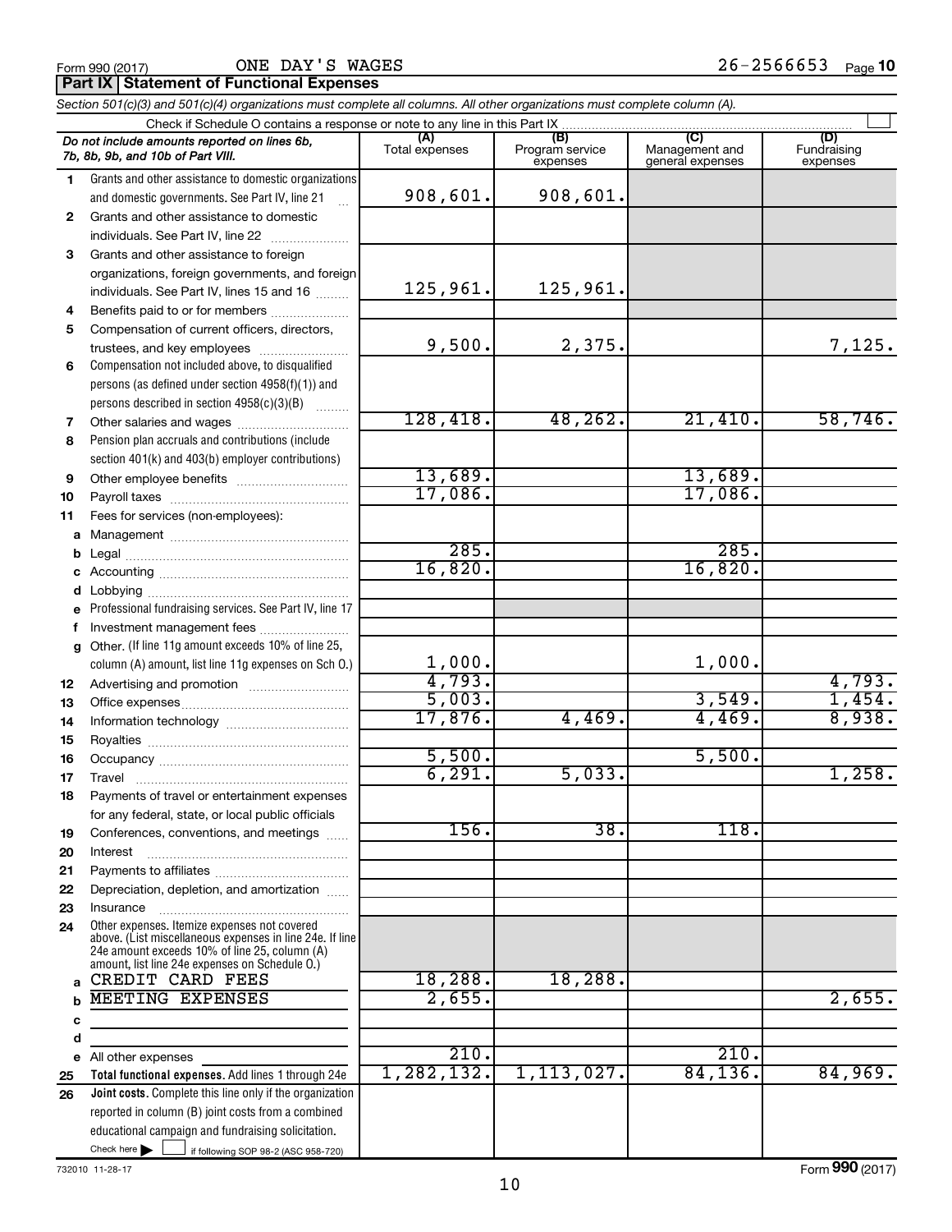Form 990 (2017) ONE DAY'S WAGES 26-2566653 Page **10**

**Part IX Statement of Functional Expenses**

*Section 501(c)(3) and 501(c)(4) organizations must complete all columns. All other organizations must complete column (A).*

Check if Schedule O contains a response or note to any line in this Part IX

| *Do not include amounts reported on lines 6b, 7b, 8b, 9b, and 10b of Part VIII.* | (A) Total expenses | (B) Program service expenses | (C) Management and general expenses | (D) Fundraising expenses |
|---|---|---|---|---|
| **1** Grants and other assistance to domestic organizations and domestic governments. See Part IV, line 21 | 908,601. | 908,601. | | |
| **2** Grants and other assistance to domestic individuals. See Part IV, line 22 | | | | |
| **3** Grants and other assistance to foreign organizations, foreign governments, and foreign individuals. See Part IV, lines 15 and 16 | 125,961. | 125,961. | | |
| **4** Benefits paid to or for members | | | | |
| **5** Compensation of current officers, directors, trustees, and key employees | 9,500. | 2,375. | | 7,125. |
| **6** Compensation not included above, to disqualified persons (as defined under section 4958(f)(1)) and persons described in section 4958(c)(3)(B) | | | | |
| **7** Other salaries and wages | 128,418. | 48,262. | 21,410. | 58,746. |
| **8** Pension plan accruals and contributions (include section 401(k) and 403(b) employer contributions) | | | | |
| **9** Other employee benefits | 13,689. | | 13,689. | |
| **10** Payroll taxes | 17,086. | | 17,086. | |
| **11** Fees for services (non-employees): | | | | |
| **a** Management | | | | |
| **b** Legal | 285. | | 285. | |
| **c** Accounting | 16,820. | | 16,820. | |
| **d** Lobbying | | | | |
| **e** Professional fundraising services. See Part IV, line 17 | | | | |
| **f** Investment management fees | | | | |
| **g** Other. (If line 11g amount exceeds 10% of line 25, column (A) amount, list line 11g expenses on Sch O.) | 1,000. | | 1,000. | |
| **12** Advertising and promotion | 4,793. | | | 4,793. |
| **13** Office expenses | 5,003. | | 3,549. | 1,454. |
| **14** Information technology | 17,876. | 4,469. | 4,469. | 8,938. |
| **15** Royalties | | | | |
| **16** Occupancy | 5,500. | | 5,500. | |
| **17** Travel | 6,291. | 5,033. | | 1,258. |
| **18** Payments of travel or entertainment expenses for any federal, state, or local public officials | | | | |
| **19** Conferences, conventions, and meetings | 156. | 38. | 118. | |
| **20** Interest | | | | |
| **21** Payments to affiliates | | | | |
| **22** Depreciation, depletion, and amortization | | | | |
| **23** Insurance | | | | |
| **24** Other expenses. Itemize expenses not covered above. (List miscellaneous expenses in line 24e. If line 24e amount exceeds 10% of line 25, column (A) amount, list line 24e expenses on Schedule O.) | | | | |
| **a** CREDIT CARD FEES | 18,288. | 18,288. | | |
| **b** MEETING EXPENSES | 2,655. | | | 2,655. |
| **c** | | | | |
| **d** | | | | |
| **e** All other expenses | 210. | | 210. | |
| **25 Total functional expenses.** Add lines 1 through 24e | 1,282,132. | 1,113,027. | 84,136. | 84,969. |
| **26 Joint costs.** Complete this line only if the organization reported in column (B) joint costs from a combined educational campaign and fundraising solicitation. Check here ☐ if following SOP 98-2 (ASC 958-720) | | | | |

732010 11-28-17

Form **990** (2017)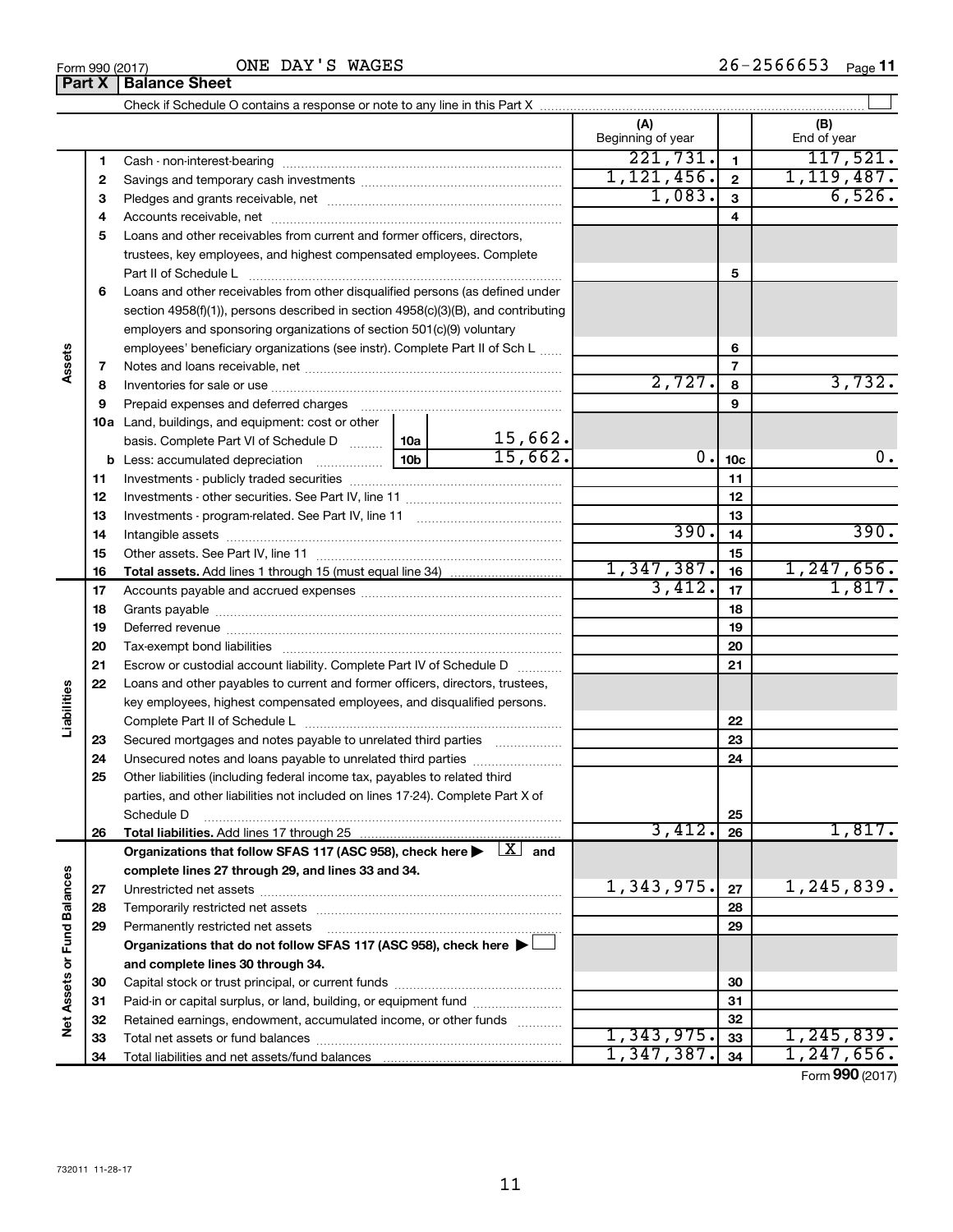Form 990 (2017) ONE DAY'S WAGES 26-2566653 Page 11

## Part X Balance Sheet

Check if Schedule O contains a response or note to any line in this Part X

| | | | (A) Beginning of year | | (B) End of year |
|---|---|---|---|---|---|
| Assets | 1 | Cash - non-interest-bearing | 221,731. | 1 | 117,521. |
| | 2 | Savings and temporary cash investments | 1,121,456. | 2 | 1,119,487. |
| | 3 | Pledges and grants receivable, net | 1,083. | 3 | 6,526. |
| | 4 | Accounts receivable, net | | 4 | |
| | 5 | Loans and other receivables from current and former officers, directors, trustees, key employees, and highest compensated employees. Complete Part II of Schedule L | | 5 | |
| | 6 | Loans and other receivables from other disqualified persons (as defined under section 4958(f)(1)), persons described in section 4958(c)(3)(B), and contributing employers and sponsoring organizations of section 501(c)(9) voluntary employees' beneficiary organizations (see instr). Complete Part II of Sch L | | 6 | |
| | 7 | Notes and loans receivable, net | | 7 | |
| | 8 | Inventories for sale or use | 2,727. | 8 | 3,732. |
| | 9 | Prepaid expenses and deferred charges | | 9 | |
| | 10a | Land, buildings, and equipment: cost or other basis. Complete Part VI of Schedule D — 10a: 15,662. | | | |
| | b | Less: accumulated depreciation — 10b: 15,662. | 0. | 10c | 0. |
| | 11 | Investments - publicly traded securities | | 11 | |
| | 12 | Investments - other securities. See Part IV, line 11 | | 12 | |
| | 13 | Investments - program-related. See Part IV, line 11 | | 13 | |
| | 14 | Intangible assets | 390. | 14 | 390. |
| | 15 | Other assets. See Part IV, line 11 | | 15 | |
| | 16 | **Total assets.** Add lines 1 through 15 (must equal line 34) | 1,347,387. | 16 | 1,247,656. |
| Liabilities | 17 | Accounts payable and accrued expenses | 3,412. | 17 | 1,817. |
| | 18 | Grants payable | | 18 | |
| | 19 | Deferred revenue | | 19 | |
| | 20 | Tax-exempt bond liabilities | | 20 | |
| | 21 | Escrow or custodial account liability. Complete Part IV of Schedule D | | 21 | |
| | 22 | Loans and other payables to current and former officers, directors, trustees, key employees, highest compensated employees, and disqualified persons. Complete Part II of Schedule L | | 22 | |
| | 23 | Secured mortgages and notes payable to unrelated third parties | | 23 | |
| | 24 | Unsecured notes and loans payable to unrelated third parties | | 24 | |
| | 25 | Other liabilities (including federal income tax, payables to related third parties, and other liabilities not included on lines 17-24). Complete Part X of Schedule D | | 25 | |
| | 26 | **Total liabilities.** Add lines 17 through 25 | 3,412. | 26 | 1,817. |
| Net Assets or Fund Balances | | **Organizations that follow SFAS 117 (ASC 958), check here ▶ [X] and complete lines 27 through 29, and lines 33 and 34.** | | | |
| | 27 | Unrestricted net assets | 1,343,975. | 27 | 1,245,839. |
| | 28 | Temporarily restricted net assets | | 28 | |
| | 29 | Permanently restricted net assets | | 29 | |
| | | **Organizations that do not follow SFAS 117 (ASC 958), check here ▶ [ ] and complete lines 30 through 34.** | | | |
| | 30 | Capital stock or trust principal, or current funds | | 30 | |
| | 31 | Paid-in or capital surplus, or land, building, or equipment fund | | 31 | |
| | 32 | Retained earnings, endowment, accumulated income, or other funds | | 32 | |
| | 33 | Total net assets or fund balances | 1,343,975. | 33 | 1,245,839. |
| | 34 | Total liabilities and net assets/fund balances | 1,347,387. | 34 | 1,247,656. |

Form **990** (2017)

732011 11-28-17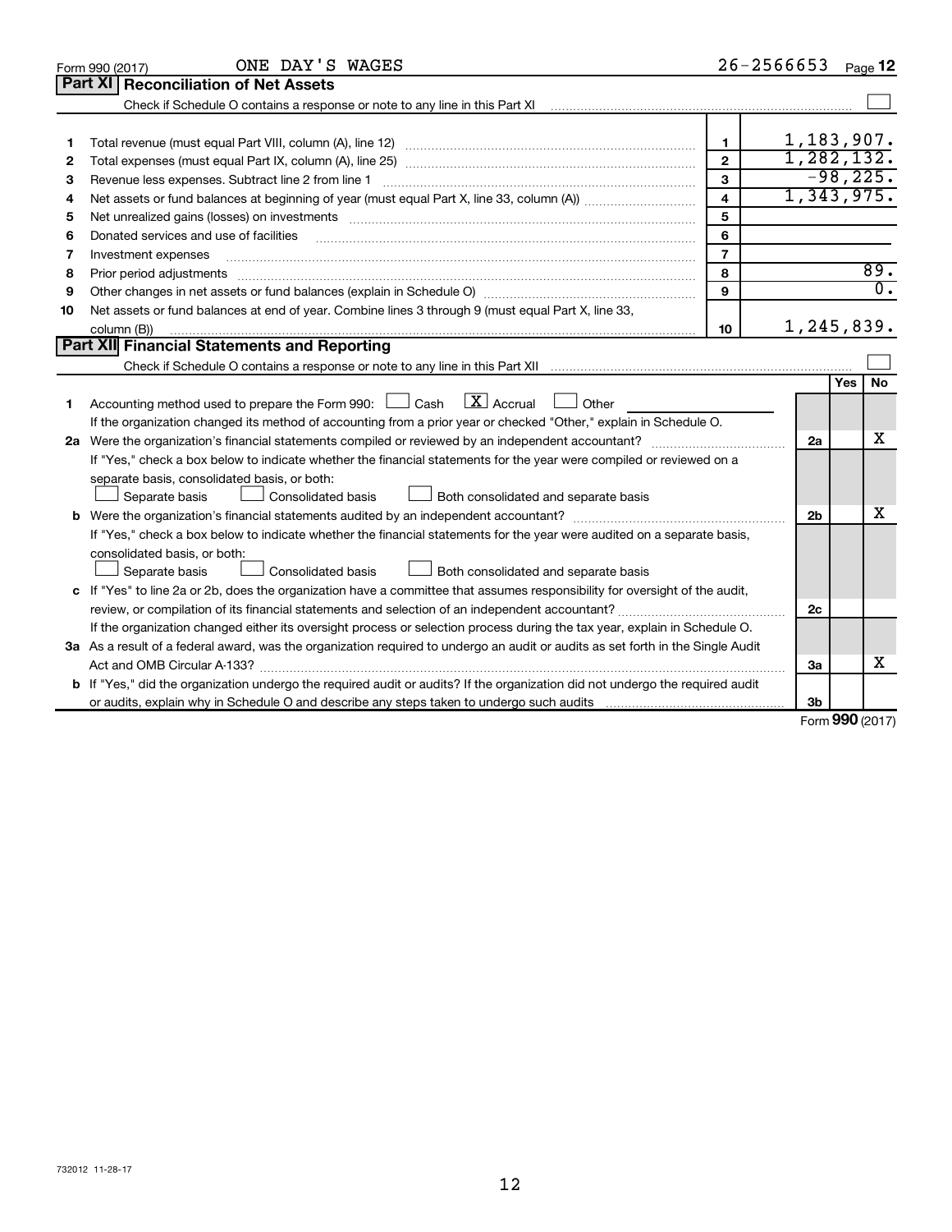Form 990 (2017) ONE DAY'S WAGES 26-2566653 Page **12**

## Part XI Reconciliation of Net Assets

Check if Schedule O contains a response or note to any line in this Part XI ☐

| | | | |
|---|---|---|---|
| 1 | Total revenue (must equal Part VIII, column (A), line 12) | 1 | 1,183,907. |
| 2 | Total expenses (must equal Part IX, column (A), line 25) | 2 | 1,282,132. |
| 3 | Revenue less expenses. Subtract line 2 from line 1 | 3 | -98,225. |
| 4 | Net assets or fund balances at beginning of year (must equal Part X, line 33, column (A)) | 4 | 1,343,975. |
| 5 | Net unrealized gains (losses) on investments | 5 | |
| 6 | Donated services and use of facilities | 6 | |
| 7 | Investment expenses | 7 | |
| 8 | Prior period adjustments | 8 | 89. |
| 9 | Other changes in net assets or fund balances (explain in Schedule O) | 9 | 0. |
| 10 | Net assets or fund balances at end of year. Combine lines 3 through 9 (must equal Part X, line 33, column (B)) | 10 | 1,245,839. |

## Part XII Financial Statements and Reporting

Check if Schedule O contains a response or note to any line in this Part XII ☐

| | | | Yes | No |
|---|---|---|---|---|
| 1 | Accounting method used to prepare the Form 990: ☐ Cash ☒ Accrual ☐ Other<br>If the organization changed its method of accounting from a prior year or checked "Other," explain in Schedule O. | | | |
| 2a | Were the organization's financial statements compiled or reviewed by an independent accountant?<br>If "Yes," check a box below to indicate whether the financial statements for the year were compiled or reviewed on a separate basis, consolidated basis, or both:<br>☐ Separate basis ☐ Consolidated basis ☐ Both consolidated and separate basis | 2a | | X |
| b | Were the organization's financial statements audited by an independent accountant?<br>If "Yes," check a box below to indicate whether the financial statements for the year were audited on a separate basis, consolidated basis, or both:<br>☐ Separate basis ☐ Consolidated basis ☐ Both consolidated and separate basis | 2b | | X |
| c | If "Yes" to line 2a or 2b, does the organization have a committee that assumes responsibility for oversight of the audit, review, or compilation of its financial statements and selection of an independent accountant?<br>If the organization changed either its oversight process or selection process during the tax year, explain in Schedule O. | 2c | | |
| 3a | As a result of a federal award, was the organization required to undergo an audit or audits as set forth in the Single Audit Act and OMB Circular A-133? | 3a | | X |
| b | If "Yes," did the organization undergo the required audit or audits? If the organization did not undergo the required audit or audits, explain why in Schedule O and describe any steps taken to undergo such audits | 3b | | |

Form **990** (2017)

732012 11-28-17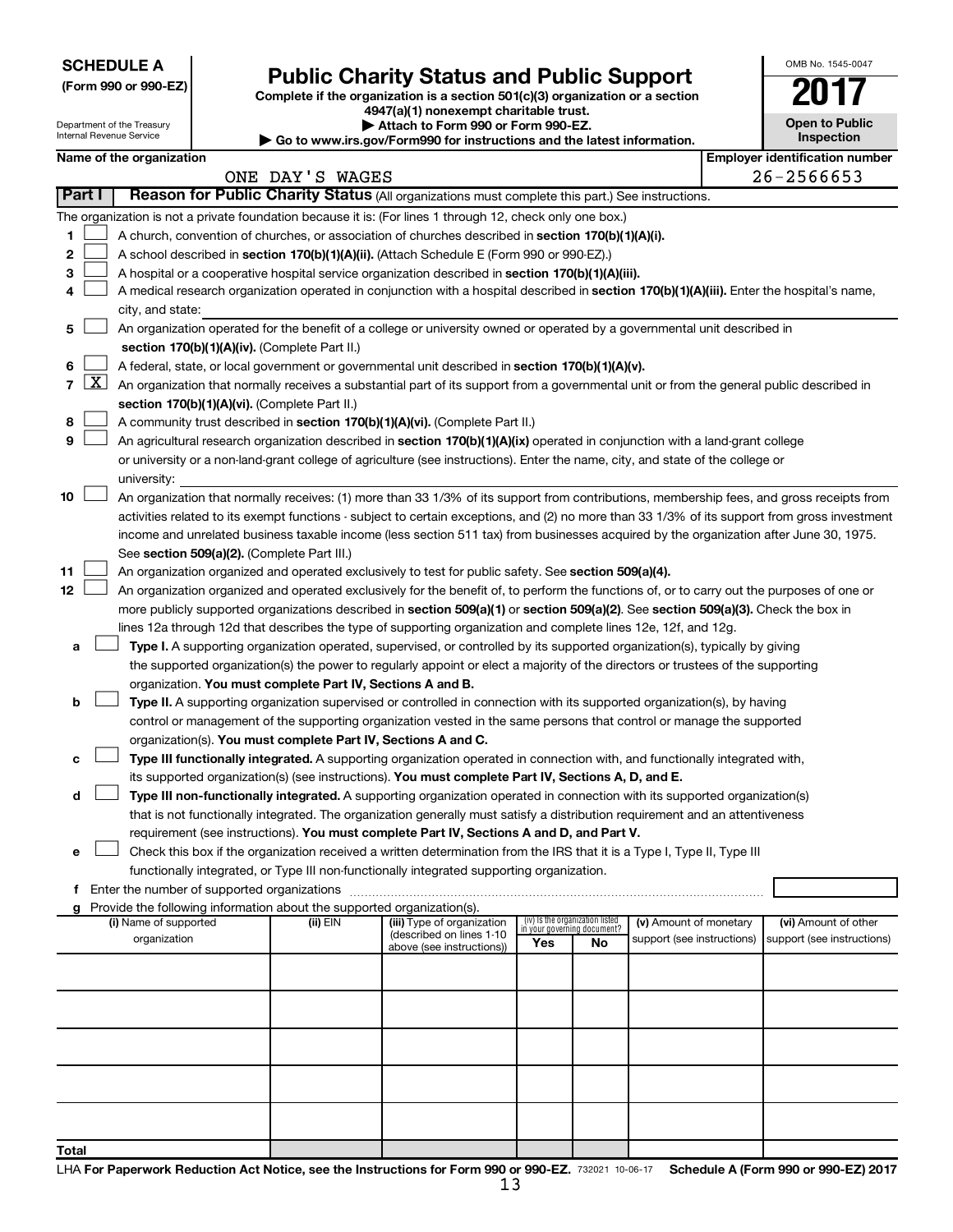**SCHEDULE A**
**(Form 990 or 990-EZ)**

Department of the Treasury
Internal Revenue Service

# Public Charity Status and Public Support

**Complete if the organization is a section 501(c)(3) organization or a section 4947(a)(1) nonexempt charitable trust.**
**▶ Attach to Form 990 or Form 990-EZ.**
**▶ Go to www.irs.gov/Form990 for instructions and the latest information.**

OMB No. 1545-0047

**2017**

**Open to Public Inspection**

**Name of the organization**
ONE DAY'S WAGES

**Employer identification number**
26-2566653

## Part I — Reason for Public Charity Status (All organizations must complete this part.) See instructions.

The organization is not a private foundation because it is: (For lines 1 through 12, check only one box.)

1. ☐ A church, convention of churches, or association of churches described in **section 170(b)(1)(A)(i).**
2. ☐ A school described in **section 170(b)(1)(A)(ii).** (Attach Schedule E (Form 990 or 990-EZ).)
3. ☐ A hospital or a cooperative hospital service organization described in **section 170(b)(1)(A)(iii).**
4. ☐ A medical research organization operated in conjunction with a hospital described in **section 170(b)(1)(A)(iii).** Enter the hospital's name, city, and state: \_\_\_\_\_\_\_\_\_\_
5. ☐ An organization operated for the benefit of a college or university owned or operated by a governmental unit described in **section 170(b)(1)(A)(iv).** (Complete Part II.)
6. ☐ A federal, state, or local government or governmental unit described in **section 170(b)(1)(A)(v).**
7. ☒ An organization that normally receives a substantial part of its support from a governmental unit or from the general public described in **section 170(b)(1)(A)(vi).** (Complete Part II.)
8. ☐ A community trust described in **section 170(b)(1)(A)(vi).** (Complete Part II.)
9. ☐ An agricultural research organization described in **section 170(b)(1)(A)(ix)** operated in conjunction with a land-grant college or university or a non-land-grant college of agriculture (see instructions). Enter the name, city, and state of the college or university: \_\_\_\_\_\_\_\_\_\_
10. ☐ An organization that normally receives: (1) more than 33 1/3% of its support from contributions, membership fees, and gross receipts from activities related to its exempt functions - subject to certain exceptions, and (2) no more than 33 1/3% of its support from gross investment income and unrelated business taxable income (less section 511 tax) from businesses acquired by the organization after June 30, 1975. See **section 509(a)(2).** (Complete Part III.)
11. ☐ An organization organized and operated exclusively to test for public safety. See **section 509(a)(4).**
12. ☐ An organization organized and operated exclusively for the benefit of, to perform the functions of, or to carry out the purposes of one or more publicly supported organizations described in **section 509(a)(1)** or **section 509(a)(2).** See **section 509(a)(3).** Check the box in lines 12a through 12d that describes the type of supporting organization and complete lines 12e, 12f, and 12g.
   - **a** ☐ **Type I.** A supporting organization operated, supervised, or controlled by its supported organization(s), typically by giving the supported organization(s) the power to regularly appoint or elect a majority of the directors or trustees of the supporting organization. **You must complete Part IV, Sections A and B.**
   - **b** ☐ **Type II.** A supporting organization supervised or controlled in connection with its supported organization(s), by having control or management of the supporting organization vested in the same persons that control or manage the supported organization(s). **You must complete Part IV, Sections A and C.**
   - **c** ☐ **Type III functionally integrated.** A supporting organization operated in connection with, and functionally integrated with, its supported organization(s) (see instructions). **You must complete Part IV, Sections A, D, and E.**
   - **d** ☐ **Type III non-functionally integrated.** A supporting organization operated in connection with its supported organization(s) that is not functionally integrated. The organization generally must satisfy a distribution requirement and an attentiveness requirement (see instructions). **You must complete Part IV, Sections A and D, and Part V.**
   - **e** ☐ Check this box if the organization received a written determination from the IRS that it is a Type I, Type II, Type III functionally integrated, or Type III non-functionally integrated supporting organization.
   - **f** Enter the number of supported organizations \_\_\_\_\_\_\_\_\_\_
   - **g** Provide the following information about the supported organization(s).

| (i) Name of supported organization | (ii) EIN | (iii) Type of organization (described on lines 1-10 above (see instructions)) | (iv) Is the organization listed in your governing document? Yes | No | (v) Amount of monetary support (see instructions) | (vi) Amount of other support (see instructions) |
|---|---|---|---|---|---|---|
| | | | | | | |
| | | | | | | |
| | | | | | | |
| | | | | | | |
| | | | | | | |
| **Total** | | | | | | |

LHA **For Paperwork Reduction Act Notice, see the Instructions for Form 990 or 990-EZ.** 732021 10-06-17 **Schedule A (Form 990 or 990-EZ) 2017**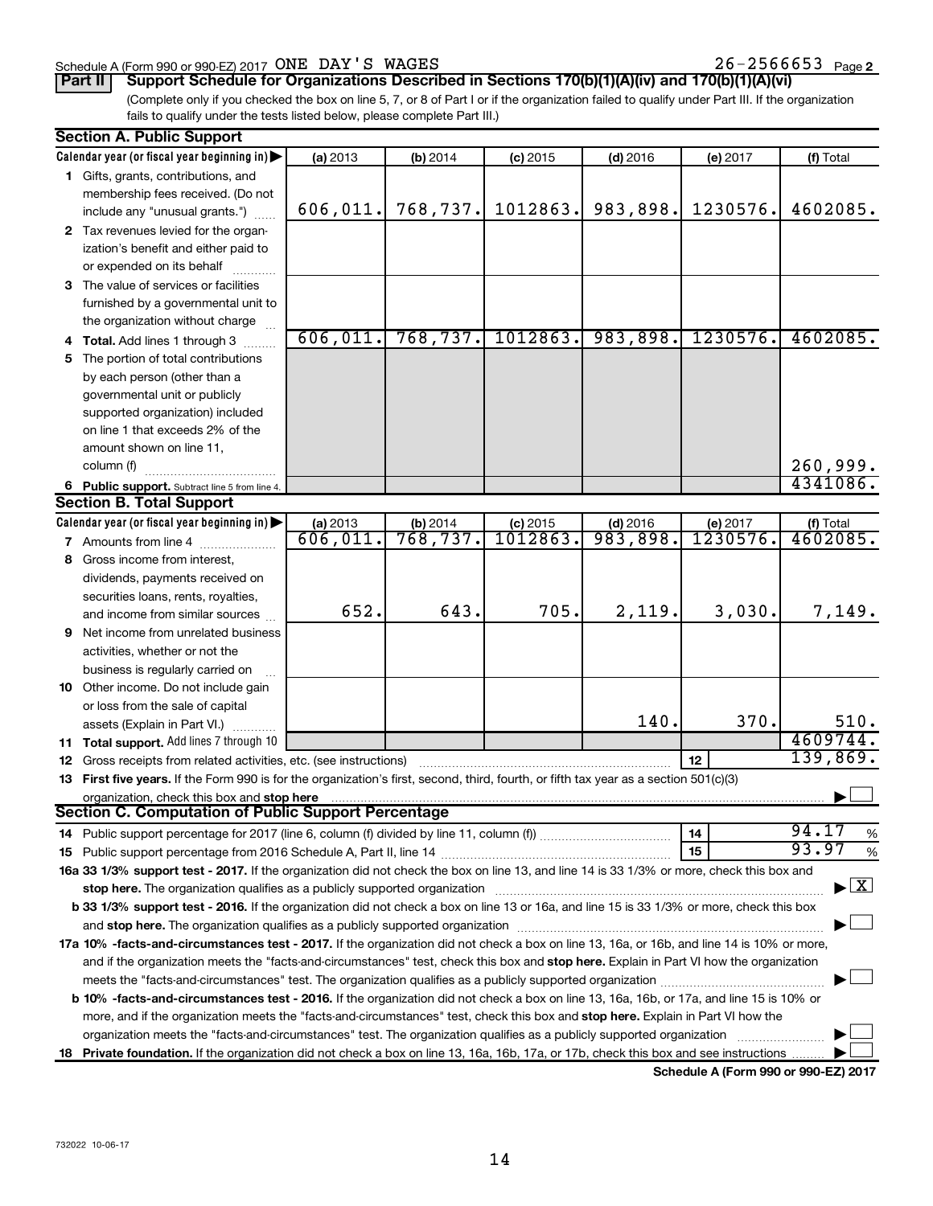Schedule A (Form 990 or 990-EZ) 2017 ONE DAY'S WAGES 26-2566653 Page **2**

**Part II** **Support Schedule for Organizations Described in Sections 170(b)(1)(A)(iv) and 170(b)(1)(A)(vi)**

(Complete only if you checked the box on line 5, 7, or 8 of Part I or if the organization failed to qualify under Part III. If the organization fails to qualify under the tests listed below, please complete Part III.)

**Section A. Public Support**

| Calendar year (or fiscal year beginning in) ▶ | (a) 2013 | (b) 2014 | (c) 2015 | (d) 2016 | (e) 2017 | (f) Total |
|---|---|---|---|---|---|---|
| **1** Gifts, grants, contributions, and membership fees received. (Do not include any "unusual grants.") | 606,011. | 768,737. | 1012863. | 983,898. | 1230576. | 4602085. |
| **2** Tax revenues levied for the organization's benefit and either paid to or expended on its behalf | | | | | | |
| **3** The value of services or facilities furnished by a governmental unit to the organization without charge | | | | | | |
| **4 Total.** Add lines 1 through 3 | 606,011. | 768,737. | 1012863. | 983,898. | 1230576. | 4602085. |
| **5** The portion of total contributions by each person (other than a governmental unit or publicly supported organization) included on line 1 that exceeds 2% of the amount shown on line 11, column (f) | | | | | | 260,999. |
| **6 Public support.** Subtract line 5 from line 4. | | | | | | 4341086. |

**Section B. Total Support**

| Calendar year (or fiscal year beginning in) ▶ | (a) 2013 | (b) 2014 | (c) 2015 | (d) 2016 | (e) 2017 | (f) Total |
|---|---|---|---|---|---|---|
| **7** Amounts from line 4 | 606,011. | 768,737. | 1012863. | 983,898. | 1230576. | 4602085. |
| **8** Gross income from interest, dividends, payments received on securities loans, rents, royalties, and income from similar sources | 652. | 643. | 705. | 2,119. | 3,030. | 7,149. |
| **9** Net income from unrelated business activities, whether or not the business is regularly carried on | | | | | | |
| **10** Other income. Do not include gain or loss from the sale of capital assets (Explain in Part VI.) | | | | 140. | 370. | 510. |
| **11 Total support.** Add lines 7 through 10 | | | | | | 4609744. |
| **12** Gross receipts from related activities, etc. (see instructions) | | | | | **12** | 139,869. |

**13 First five years.** If the Form 990 is for the organization's first, second, third, fourth, or fifth tax year as a section 501(c)(3) organization, check this box and **stop here** ▶ ☐

**Section C. Computation of Public Support Percentage**

| | | |
|---|---|---|
| **14** Public support percentage for 2017 (line 6, column (f) divided by line 11, column (f)) | **14** | 94.17 % |
| **15** Public support percentage from 2016 Schedule A, Part II, line 14 | **15** | 93.97 % |

**16a 33 1/3% support test - 2017.** If the organization did not check the box on line 13, and line 14 is 33 1/3% or more, check this box and **stop here.** The organization qualifies as a publicly supported organization ▶ ☒

**b 33 1/3% support test - 2016.** If the organization did not check a box on line 13 or 16a, and line 15 is 33 1/3% or more, check this box and **stop here.** The organization qualifies as a publicly supported organization ▶ ☐

**17a 10% -facts-and-circumstances test - 2017.** If the organization did not check a box on line 13, 16a, or 16b, and line 14 is 10% or more, and if the organization meets the "facts-and-circumstances" test, check this box and **stop here.** Explain in Part VI how the organization meets the "facts-and-circumstances" test. The organization qualifies as a publicly supported organization ▶ ☐

**b 10% -facts-and-circumstances test - 2016.** If the organization did not check a box on line 13, 16a, 16b, or 17a, and line 15 is 10% or more, and if the organization meets the "facts-and-circumstances" test, check this box and **stop here.** Explain in Part VI how the organization meets the "facts-and-circumstances" test. The organization qualifies as a publicly supported organization ▶ ☐

**18 Private foundation.** If the organization did not check a box on line 13, 16a, 16b, 17a, or 17b, check this box and see instructions ▶ ☐

**Schedule A (Form 990 or 990-EZ) 2017**

732022 10-06-17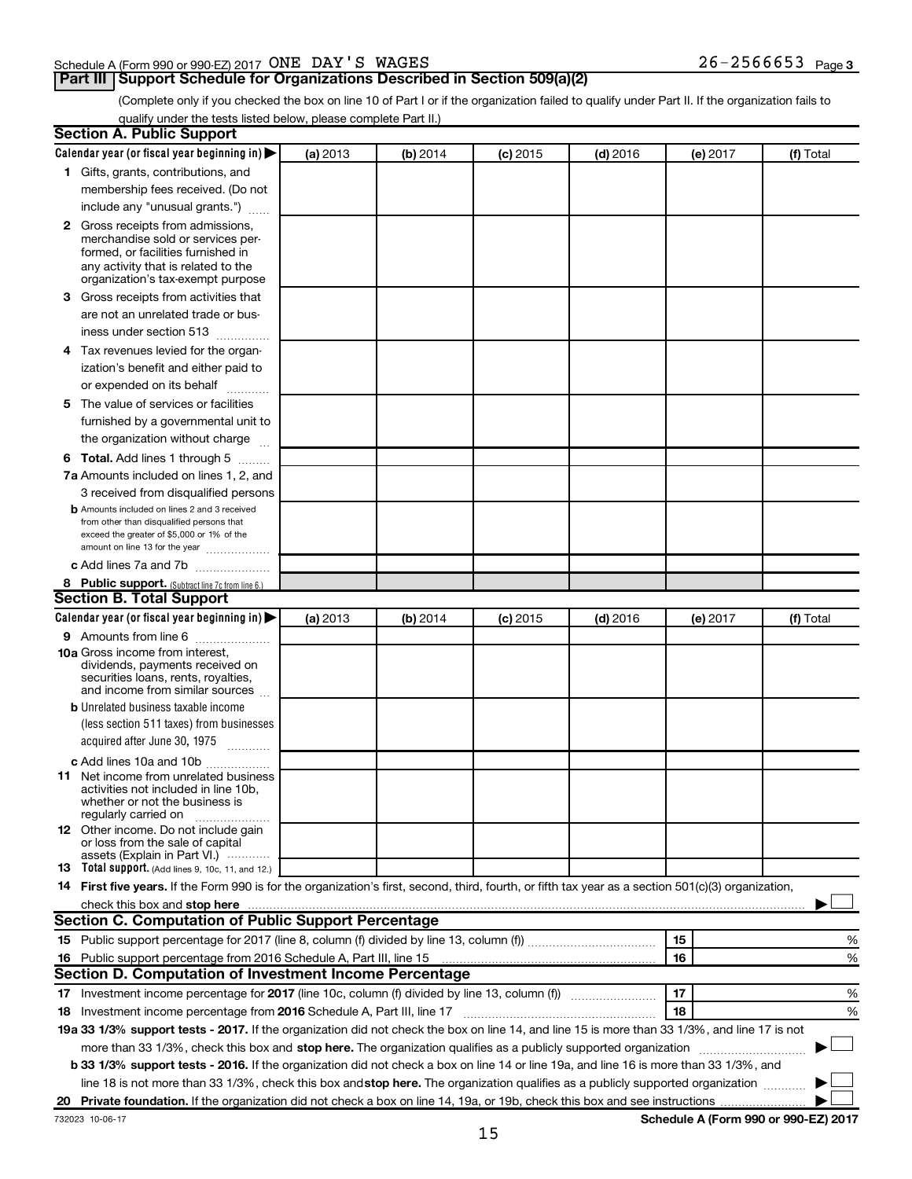Schedule A (Form 990 or 990-EZ) 2017 ONE DAY'S WAGES 26-2566653 Page 3

## Part III Support Schedule for Organizations Described in Section 509(a)(2)

(Complete only if you checked the box on line 10 of Part I or if the organization failed to qualify under Part II. If the organization fails to qualify under the tests listed below, please complete Part II.)

### Section A. Public Support

| Calendar year (or fiscal year beginning in) ▶ | (a) 2013 | (b) 2014 | (c) 2015 | (d) 2016 | (e) 2017 | (f) Total |
|---|---|---|---|---|---|---|
| **1** Gifts, grants, contributions, and membership fees received. (Do not include any "unusual grants.") | | | | | | |
| **2** Gross receipts from admissions, merchandise sold or services performed, or facilities furnished in any activity that is related to the organization's tax-exempt purpose | | | | | | |
| **3** Gross receipts from activities that are not an unrelated trade or business under section 513 | | | | | | |
| **4** Tax revenues levied for the organization's benefit and either paid to or expended on its behalf | | | | | | |
| **5** The value of services or facilities furnished by a governmental unit to the organization without charge | | | | | | |
| **6 Total.** Add lines 1 through 5 | | | | | | |
| **7a** Amounts included on lines 1, 2, and 3 received from disqualified persons | | | | | | |
| **b** Amounts included on lines 2 and 3 received from other than disqualified persons that exceed the greater of $5,000 or 1% of the amount on line 13 for the year | | | | | | |
| **c** Add lines 7a and 7b | | | | | | |
| **8 Public support.** (Subtract line 7c from line 6.) | | | | | | |

### Section B. Total Support

| Calendar year (or fiscal year beginning in) ▶ | (a) 2013 | (b) 2014 | (c) 2015 | (d) 2016 | (e) 2017 | (f) Total |
|---|---|---|---|---|---|---|
| **9** Amounts from line 6 | | | | | | |
| **10a** Gross income from interest, dividends, payments received on securities loans, rents, royalties, and income from similar sources | | | | | | |
| **b** Unrelated business taxable income (less section 511 taxes) from businesses acquired after June 30, 1975 | | | | | | |
| **c** Add lines 10a and 10b | | | | | | |
| **11** Net income from unrelated business activities not included in line 10b, whether or not the business is regularly carried on | | | | | | |
| **12** Other income. Do not include gain or loss from the sale of capital assets (Explain in Part VI.) | | | | | | |
| **13 Total support.** (Add lines 9, 10c, 11, and 12.) | | | | | | |

**14 First five years.** If the Form 990 is for the organization's first, second, third, fourth, or fifth tax year as a section 501(c)(3) organization, check this box and **stop here** ▶ ☐

### Section C. Computation of Public Support Percentage

| | | | |
|---|---|---|---|
| **15** Public support percentage for 2017 (line 8, column (f) divided by line 13, column (f)) | 15 | | % |
| **16** Public support percentage from 2016 Schedule A, Part III, line 15 | 16 | | % |

### Section D. Computation of Investment Income Percentage

| | | | |
|---|---|---|---|
| **17** Investment income percentage for **2017** (line 10c, column (f) divided by line 13, column (f)) | 17 | | % |
| **18** Investment income percentage from **2016** Schedule A, Part III, line 17 | 18 | | % |

**19a 33 1/3% support tests - 2017.** If the organization did not check the box on line 14, and line 15 is more than 33 1/3%, and line 17 is not more than 33 1/3%, check this box and **stop here.** The organization qualifies as a publicly supported organization ▶ ☐

**b 33 1/3% support tests - 2016.** If the organization did not check a box on line 14 or line 19a, and line 16 is more than 33 1/3%, and line 18 is not more than 33 1/3%, check this box and **stop here.** The organization qualifies as a publicly supported organization ▶ ☐

**20 Private foundation.** If the organization did not check a box on line 14, 19a, or 19b, check this box and see instructions ▶ ☐

732023 10-06-17 **Schedule A (Form 990 or 990-EZ) 2017**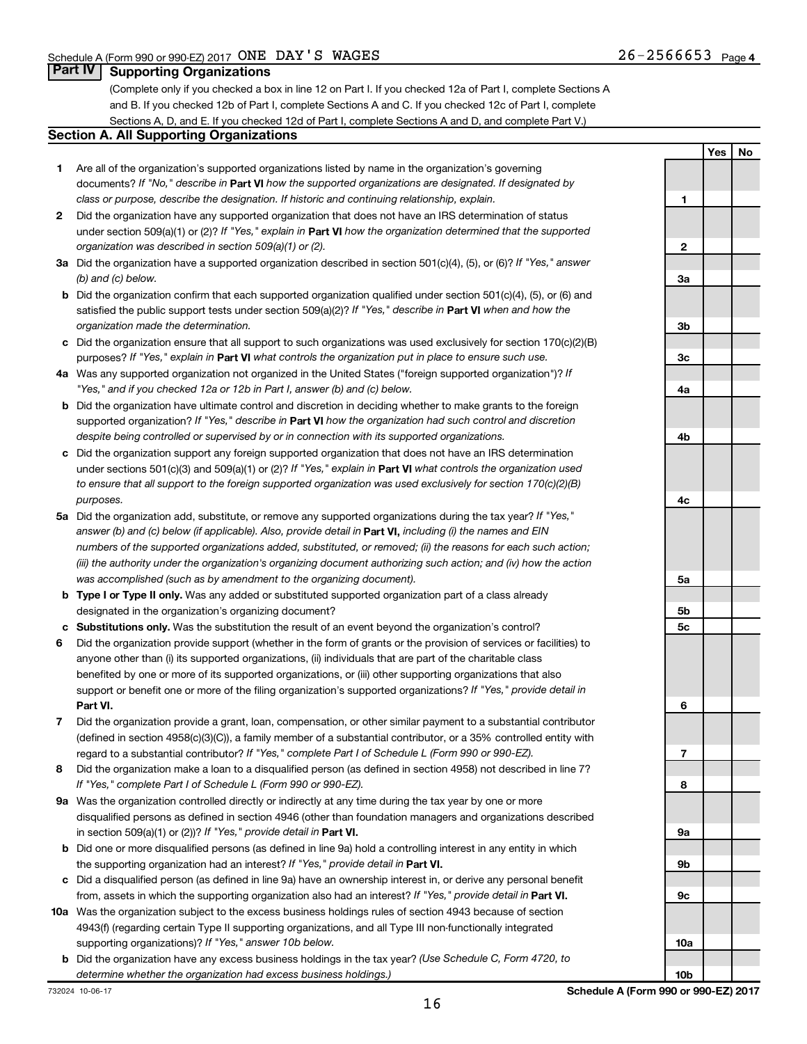Schedule A (Form 990 or 990-EZ) 2017 ONE DAY'S WAGES 26-2566653 Page 4

## Part IV Supporting Organizations

(Complete only if you checked a box in line 12 on Part I. If you checked 12a of Part I, complete Sections A and B. If you checked 12b of Part I, complete Sections A and C. If you checked 12c of Part I, complete Sections A, D, and E. If you checked 12d of Part I, complete Sections A and D, and complete Part V.)

### Section A. All Supporting Organizations

| | | Line | Yes | No |
|---|---|---|---|---|
| **1** | Are all of the organization's supported organizations listed by name in the organization's governing documents? *If "No," describe in* **Part VI** *how the supported organizations are designated. If designated by class or purpose, describe the designation. If historic and continuing relationship, explain.* | **1** | | |
| **2** | Did the organization have any supported organization that does not have an IRS determination of status under section 509(a)(1) or (2)? *If "Yes," explain in* **Part VI** *how the organization determined that the supported organization was described in section 509(a)(1) or (2).* | **2** | | |
| **3a** | Did the organization have a supported organization described in section 501(c)(4), (5), or (6)? *If "Yes," answer (b) and (c) below.* | **3a** | | |
| **b** | Did the organization confirm that each supported organization qualified under section 501(c)(4), (5), or (6) and satisfied the public support tests under section 509(a)(2)? *If "Yes," describe in* **Part VI** *when and how the organization made the determination.* | **3b** | | |
| **c** | Did the organization ensure that all support to such organizations was used exclusively for section 170(c)(2)(B) purposes? *If "Yes," explain in* **Part VI** *what controls the organization put in place to ensure such use.* | **3c** | | |
| **4a** | Was any supported organization not organized in the United States ("foreign supported organization")? *If "Yes," and if you checked 12a or 12b in Part I, answer (b) and (c) below.* | **4a** | | |
| **b** | Did the organization have ultimate control and discretion in deciding whether to make grants to the foreign supported organization? *If "Yes," describe in* **Part VI** *how the organization had such control and discretion despite being controlled or supervised by or in connection with its supported organizations.* | **4b** | | |
| **c** | Did the organization support any foreign supported organization that does not have an IRS determination under sections 501(c)(3) and 509(a)(1) or (2)? *If "Yes," explain in* **Part VI** *what controls the organization used to ensure that all support to the foreign supported organization was used exclusively for section 170(c)(2)(B) purposes.* | **4c** | | |
| **5a** | Did the organization add, substitute, or remove any supported organizations during the tax year? *If "Yes," answer (b) and (c) below (if applicable). Also, provide detail in* **Part VI,** *including (i) the names and EIN numbers of the supported organizations added, substituted, or removed; (ii) the reasons for each such action; (iii) the authority under the organization's organizing document authorizing such action; and (iv) how the action was accomplished (such as by amendment to the organizing document).* | **5a** | | |
| **b** | **Type I or Type II only.** Was any added or substituted supported organization part of a class already designated in the organization's organizing document? | **5b** | | |
| **c** | **Substitutions only.** Was the substitution the result of an event beyond the organization's control? | **5c** | | |
| **6** | Did the organization provide support (whether in the form of grants or the provision of services or facilities) to anyone other than (i) its supported organizations, (ii) individuals that are part of the charitable class benefited by one or more of its supported organizations, or (iii) other supporting organizations that also support or benefit one or more of the filing organization's supported organizations? *If "Yes," provide detail in* **Part VI.** | **6** | | |
| **7** | Did the organization provide a grant, loan, compensation, or other similar payment to a substantial contributor (defined in section 4958(c)(3)(C)), a family member of a substantial contributor, or a 35% controlled entity with regard to a substantial contributor? *If "Yes," complete Part I of Schedule L (Form 990 or 990-EZ).* | **7** | | |
| **8** | Did the organization make a loan to a disqualified person (as defined in section 4958) not described in line 7? *If "Yes," complete Part I of Schedule L (Form 990 or 990-EZ).* | **8** | | |
| **9a** | Was the organization controlled directly or indirectly at any time during the tax year by one or more disqualified persons as defined in section 4946 (other than foundation managers and organizations described in section 509(a)(1) or (2))? *If "Yes," provide detail in* **Part VI.** | **9a** | | |
| **b** | Did one or more disqualified persons (as defined in line 9a) hold a controlling interest in any entity in which the supporting organization had an interest? *If "Yes," provide detail in* **Part VI.** | **9b** | | |
| **c** | Did a disqualified person (as defined in line 9a) have an ownership interest in, or derive any personal benefit from, assets in which the supporting organization also had an interest? *If "Yes," provide detail in* **Part VI.** | **9c** | | |
| **10a** | Was the organization subject to the excess business holdings rules of section 4943 because of section 4943(f) (regarding certain Type II supporting organizations, and all Type III non-functionally integrated supporting organizations)? *If "Yes," answer 10b below.* | **10a** | | |
| **b** | Did the organization have any excess business holdings in the tax year? *(Use Schedule C, Form 4720, to determine whether the organization had excess business holdings.)* | **10b** | | |

732024 10-06-17 **Schedule A (Form 990 or 990-EZ) 2017**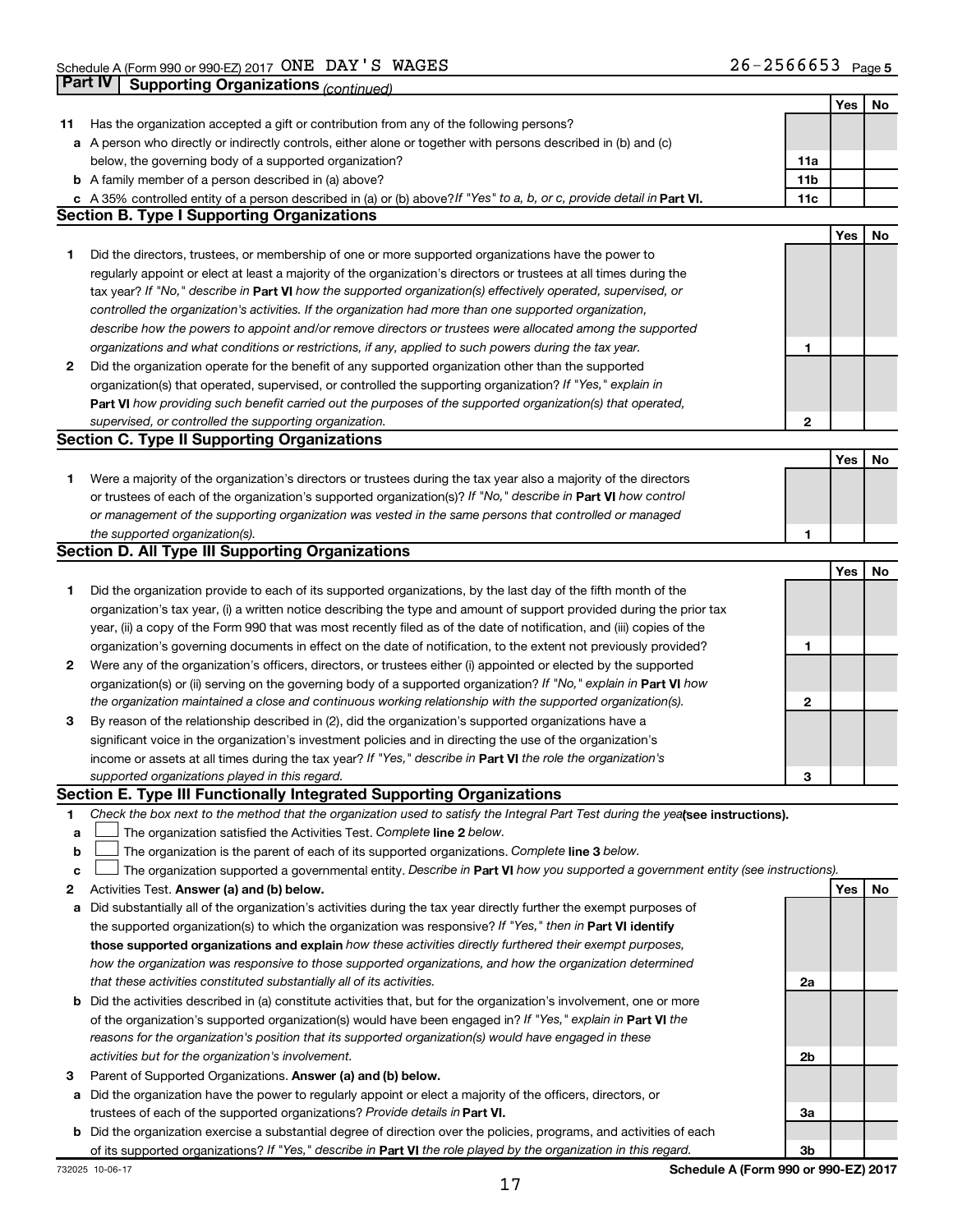Schedule A (Form 990 or 990-EZ) 2017 ONE DAY'S WAGES 26-2566653 Page 5

## Part IV Supporting Organizations *(continued)*

| | | | Yes | No |
|---|---|---|---|---|
| **11** | Has the organization accepted a gift or contribution from any of the following persons? | | | |
| **a** | A person who directly or indirectly controls, either alone or together with persons described in (b) and (c) below, the governing body of a supported organization? | **11a** | | |
| **b** | A family member of a person described in (a) above? | **11b** | | |
| **c** | A 35% controlled entity of a person described in (a) or (b) above? *If "Yes" to a, b, or c, provide detail in* **Part VI.** | **11c** | | |

### Section B. Type I Supporting Organizations

| | | | Yes | No |
|---|---|---|---|---|
| **1** | Did the directors, trustees, or membership of one or more supported organizations have the power to regularly appoint or elect at least a majority of the organization's directors or trustees at all times during the tax year? *If "No," describe in* **Part VI** *how the supported organization(s) effectively operated, supervised, or controlled the organization's activities. If the organization had more than one supported organization, describe how the powers to appoint and/or remove directors or trustees were allocated among the supported organizations and what conditions or restrictions, if any, applied to such powers during the tax year.* | **1** | | |
| **2** | Did the organization operate for the benefit of any supported organization other than the supported organization(s) that operated, supervised, or controlled the supporting organization? *If "Yes," explain in* **Part VI** *how providing such benefit carried out the purposes of the supported organization(s) that operated, supervised, or controlled the supporting organization.* | **2** | | |

### Section C. Type II Supporting Organizations

| | | | Yes | No |
|---|---|---|---|---|
| **1** | Were a majority of the organization's directors or trustees during the tax year also a majority of the directors or trustees of each of the organization's supported organization(s)? *If "No," describe in* **Part VI** *how control or management of the supporting organization was vested in the same persons that controlled or managed the supported organization(s).* | **1** | | |

### Section D. All Type III Supporting Organizations

| | | | Yes | No |
|---|---|---|---|---|
| **1** | Did the organization provide to each of its supported organizations, by the last day of the fifth month of the organization's tax year, (i) a written notice describing the type and amount of support provided during the prior tax year, (ii) a copy of the Form 990 that was most recently filed as of the date of notification, and (iii) copies of the organization's governing documents in effect on the date of notification, to the extent not previously provided? | **1** | | |
| **2** | Were any of the organization's officers, directors, or trustees either (i) appointed or elected by the supported organization(s) or (ii) serving on the governing body of a supported organization? *If "No," explain in* **Part VI** *how the organization maintained a close and continuous working relationship with the supported organization(s).* | **2** | | |
| **3** | By reason of the relationship described in (2), did the organization's supported organizations have a significant voice in the organization's investment policies and in directing the use of the organization's income or assets at all times during the tax year? *If "Yes," describe in* **Part VI** *the role the organization's supported organizations played in this regard.* | **3** | | |

### Section E. Type III Functionally Integrated Supporting Organizations

**1** *Check the box next to the method that the organization used to satisfy the Integral Part Test during the year* **(see instructions).**

**a** ☐ The organization satisfied the Activities Test. *Complete* **line 2** *below.*

**b** ☐ The organization is the parent of each of its supported organizations. *Complete* **line 3** *below.*

**c** ☐ The organization supported a governmental entity. *Describe in* **Part VI** *how you supported a government entity (see instructions).*

| | | | Yes | No |
|---|---|---|---|---|
| **2** | Activities Test. **Answer (a) and (b) below.** | | | |
| **a** | Did substantially all of the organization's activities during the tax year directly further the exempt purposes of the supported organization(s) to which the organization was responsive? *If "Yes," then in* **Part VI identify those supported organizations and explain** *how these activities directly furthered their exempt purposes, how the organization was responsive to those supported organizations, and how the organization determined that these activities constituted substantially all of its activities.* | **2a** | | |
| **b** | Did the activities described in (a) constitute activities that, but for the organization's involvement, one or more of the organization's supported organization(s) would have been engaged in? *If "Yes," explain in* **Part VI** *the reasons for the organization's position that its supported organization(s) would have engaged in these activities but for the organization's involvement.* | **2b** | | |
| **3** | Parent of Supported Organizations. **Answer (a) and (b) below.** | | | |
| **a** | Did the organization have the power to regularly appoint or elect a majority of the officers, directors, or trustees of each of the supported organizations? *Provide details in* **Part VI.** | **3a** | | |
| **b** | Did the organization exercise a substantial degree of direction over the policies, programs, and activities of each of its supported organizations? *If "Yes," describe in* **Part VI** *the role played by the organization in this regard.* | **3b** | | |

732025 10-06-17 **Schedule A (Form 990 or 990-EZ) 2017**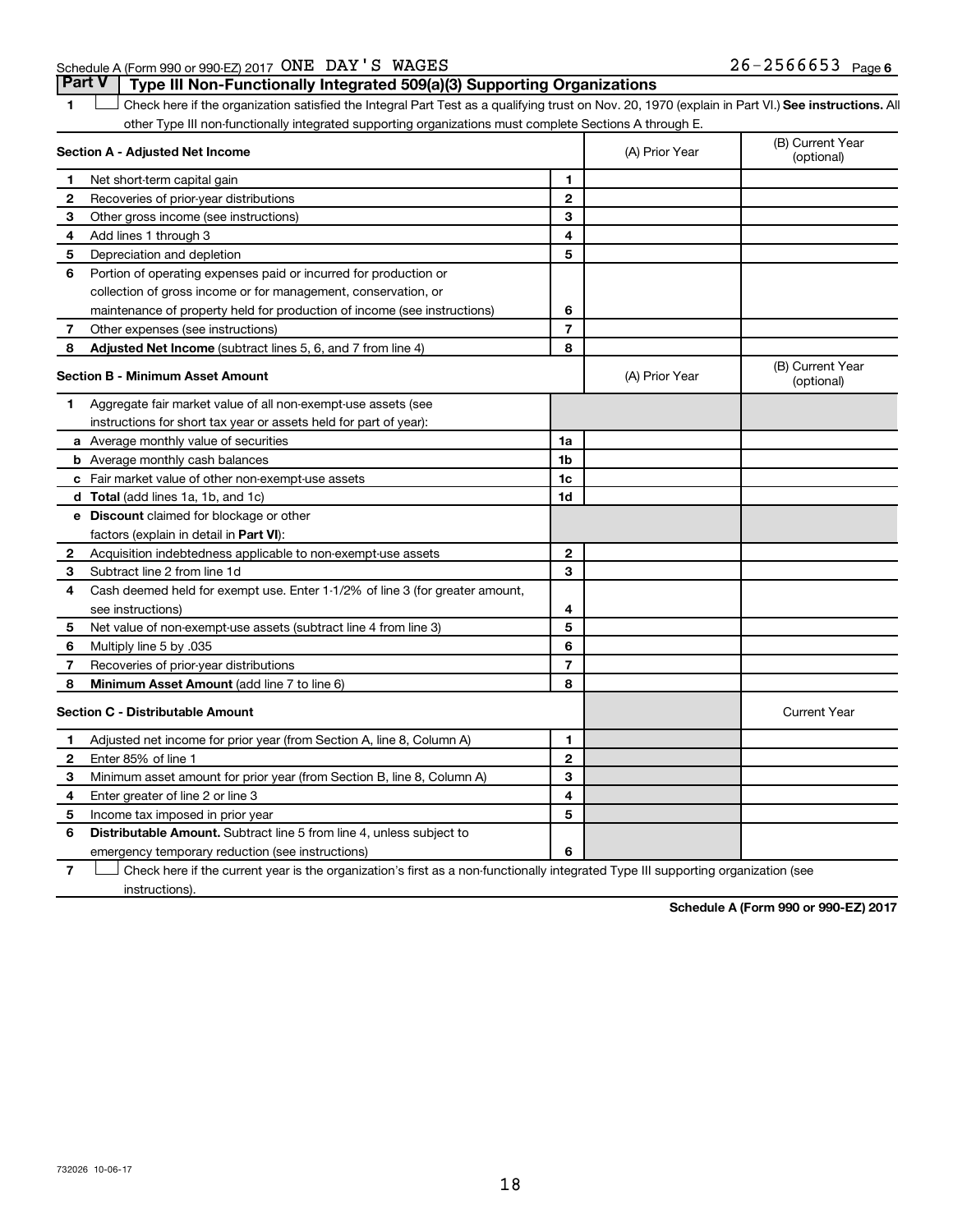Schedule A (Form 990 or 990-EZ) 2017 ONE DAY'S WAGES 26-2566653 Page 6

## Part V Type III Non-Functionally Integrated 509(a)(3) Supporting Organizations

1 ☐ Check here if the organization satisfied the Integral Part Test as a qualifying trust on Nov. 20, 1970 (explain in Part VI.) **See instructions.** All other Type III non-functionally integrated supporting organizations must complete Sections A through E.

| | **Section A - Adjusted Net Income** | | (A) Prior Year | (B) Current Year (optional) |
|---|---|---|---|---|
| 1 | Net short-term capital gain | 1 | | |
| 2 | Recoveries of prior-year distributions | 2 | | |
| 3 | Other gross income (see instructions) | 3 | | |
| 4 | Add lines 1 through 3 | 4 | | |
| 5 | Depreciation and depletion | 5 | | |
| 6 | Portion of operating expenses paid or incurred for production or collection of gross income or for management, conservation, or maintenance of property held for production of income (see instructions) | 6 | | |
| 7 | Other expenses (see instructions) | 7 | | |
| 8 | **Adjusted Net Income** (subtract lines 5, 6, and 7 from line 4) | 8 | | |

| | **Section B - Minimum Asset Amount** | | (A) Prior Year | (B) Current Year (optional) |
|---|---|---|---|---|
| 1 | Aggregate fair market value of all non-exempt-use assets (see instructions for short tax year or assets held for part of year): | | | |
| a | Average monthly value of securities | 1a | | |
| b | Average monthly cash balances | 1b | | |
| c | Fair market value of other non-exempt-use assets | 1c | | |
| d | **Total** (add lines 1a, 1b, and 1c) | 1d | | |
| e | **Discount** claimed for blockage or other factors (explain in detail in **Part VI**): | | | |
| 2 | Acquisition indebtedness applicable to non-exempt-use assets | 2 | | |
| 3 | Subtract line 2 from line 1d | 3 | | |
| 4 | Cash deemed held for exempt use. Enter 1-1/2% of line 3 (for greater amount, see instructions) | 4 | | |
| 5 | Net value of non-exempt-use assets (subtract line 4 from line 3) | 5 | | |
| 6 | Multiply line 5 by .035 | 6 | | |
| 7 | Recoveries of prior-year distributions | 7 | | |
| 8 | **Minimum Asset Amount** (add line 7 to line 6) | 8 | | |

| | **Section C - Distributable Amount** | | | Current Year |
|---|---|---|---|---|
| 1 | Adjusted net income for prior year (from Section A, line 8, Column A) | 1 | | |
| 2 | Enter 85% of line 1 | 2 | | |
| 3 | Minimum asset amount for prior year (from Section B, line 8, Column A) | 3 | | |
| 4 | Enter greater of line 2 or line 3 | 4 | | |
| 5 | Income tax imposed in prior year | 5 | | |
| 6 | **Distributable Amount.** Subtract line 5 from line 4, unless subject to emergency temporary reduction (see instructions) | 6 | | |

7 ☐ Check here if the current year is the organization's first as a non-functionally integrated Type III supporting organization (see instructions).

**Schedule A (Form 990 or 990-EZ) 2017**

732026 10-06-17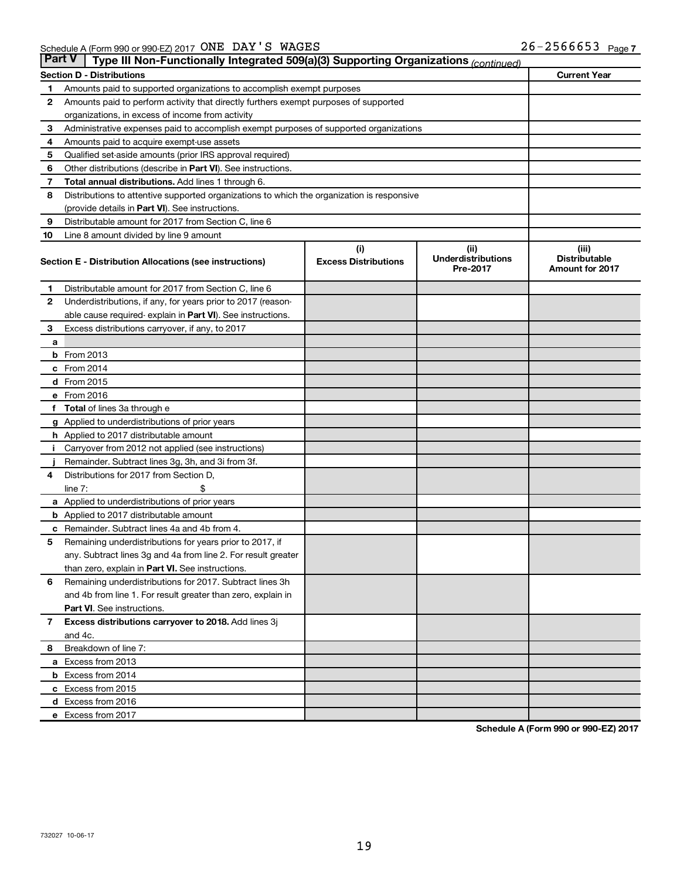Schedule A (Form 990 or 990-EZ) 2017 ONE DAY'S WAGES 26-2566653 Page 7

**Part V — Type III Non-Functionally Integrated 509(a)(3) Supporting Organizations** *(continued)*

| Section D - Distributions | | Current Year |
|---|---|---|
| 1 | Amounts paid to supported organizations to accomplish exempt purposes | |
| 2 | Amounts paid to perform activity that directly furthers exempt purposes of supported organizations, in excess of income from activity | |
| 3 | Administrative expenses paid to accomplish exempt purposes of supported organizations | |
| 4 | Amounts paid to acquire exempt-use assets | |
| 5 | Qualified set-aside amounts (prior IRS approval required) | |
| 6 | Other distributions (describe in **Part VI**). See instructions. | |
| 7 | **Total annual distributions.** Add lines 1 through 6. | |
| 8 | Distributions to attentive supported organizations to which the organization is responsive (provide details in **Part VI**). See instructions. | |
| 9 | Distributable amount for 2017 from Section C, line 6 | |
| 10 | Line 8 amount divided by line 9 amount | |

| Section E - Distribution Allocations (see instructions) | | (i) Excess Distributions | (ii) Underdistributions Pre-2017 | (iii) Distributable Amount for 2017 |
|---|---|---|---|---|
| 1 | Distributable amount for 2017 from Section C, line 6 | | | |
| 2 | Underdistributions, if any, for years prior to 2017 (reasonable cause required- explain in **Part VI**). See instructions. | | | |
| 3 | Excess distributions carryover, if any, to 2017 | | | |
| a | | | | |
| b | From 2013 | | | |
| c | From 2014 | | | |
| d | From 2015 | | | |
| e | From 2016 | | | |
| f | **Total** of lines 3a through e | | | |
| g | Applied to underdistributions of prior years | | | |
| h | Applied to 2017 distributable amount | | | |
| i | Carryover from 2012 not applied (see instructions) | | | |
| j | Remainder. Subtract lines 3g, 3h, and 3i from 3f. | | | |
| 4 | Distributions for 2017 from Section D, line 7: $ | | | |
| a | Applied to underdistributions of prior years | | | |
| b | Applied to 2017 distributable amount | | | |
| c | Remainder. Subtract lines 4a and 4b from 4. | | | |
| 5 | Remaining underdistributions for years prior to 2017, if any. Subtract lines 3g and 4a from line 2. For result greater than zero, explain in **Part VI.** See instructions. | | | |
| 6 | Remaining underdistributions for 2017. Subtract lines 3h and 4b from line 1. For result greater than zero, explain in **Part VI**. See instructions. | | | |
| 7 | **Excess distributions carryover to 2018.** Add lines 3j and 4c. | | | |
| 8 | Breakdown of line 7: | | | |
| a | Excess from 2013 | | | |
| b | Excess from 2014 | | | |
| c | Excess from 2015 | | | |
| d | Excess from 2016 | | | |
| e | Excess from 2017 | | | |

**Schedule A (Form 990 or 990-EZ) 2017**

732027 10-06-17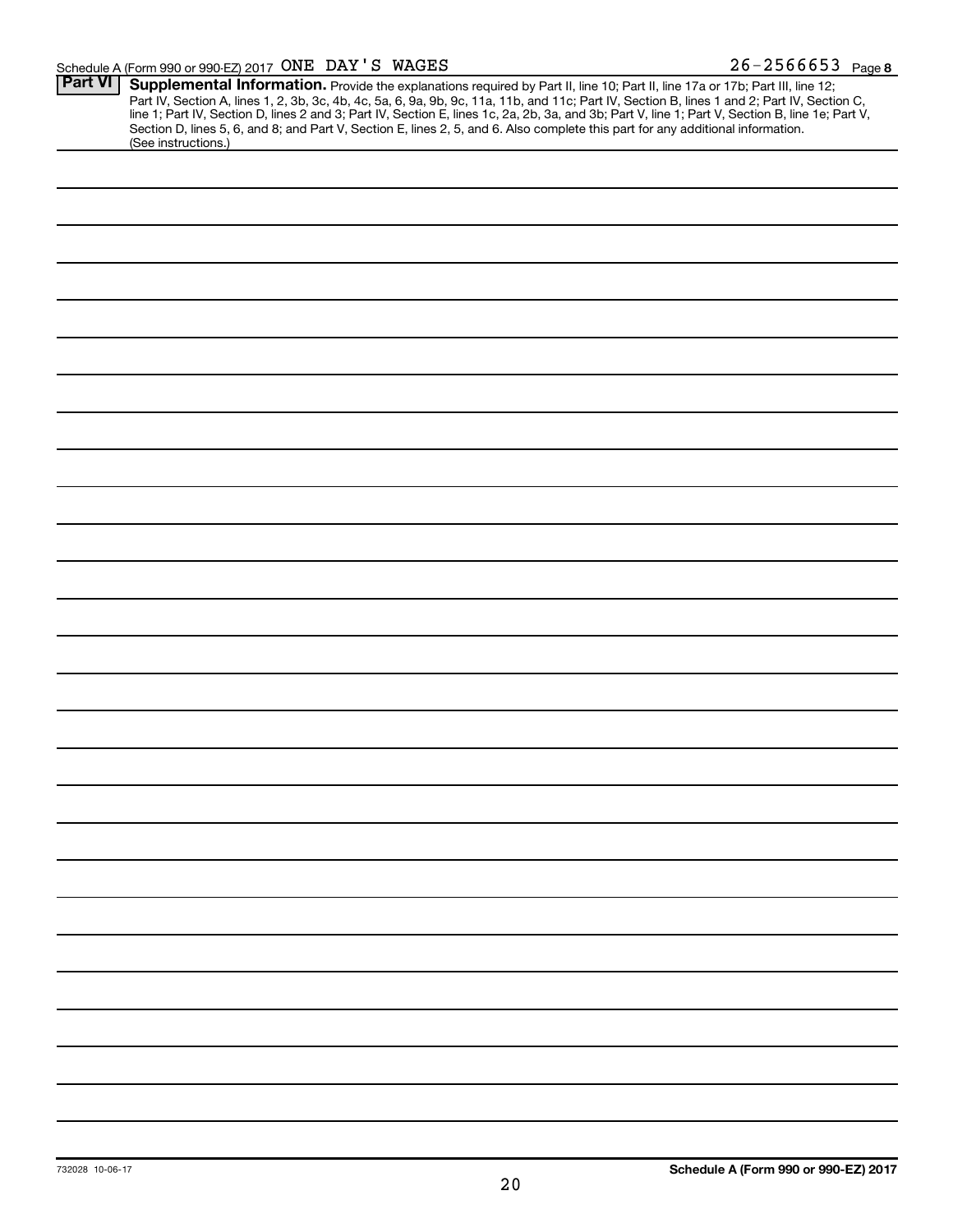Schedule A (Form 990 or 990-EZ) 2017 ONE DAY'S WAGES 26-2566653 Page 8

**Part VI** **Supplemental Information.** Provide the explanations required by Part II, line 10; Part II, line 17a or 17b; Part III, line 12; Part IV, Section A, lines 1, 2, 3b, 3c, 4b, 4c, 5a, 6, 9a, 9b, 9c, 11a, 11b, and 11c; Part IV, Section B, lines 1 and 2; Part IV, Section C, line 1; Part IV, Section D, lines 2 and 3; Part IV, Section E, lines 1c, 2a, 2b, 3a, and 3b; Part V, line 1; Part V, Section B, line 1e; Part V, Section D, lines 5, 6, and 8; and Part V, Section E, lines 2, 5, and 6. Also complete this part for any additional information. (See instructions.)

732028 10-06-17

**Schedule A (Form 990 or 990-EZ) 2017**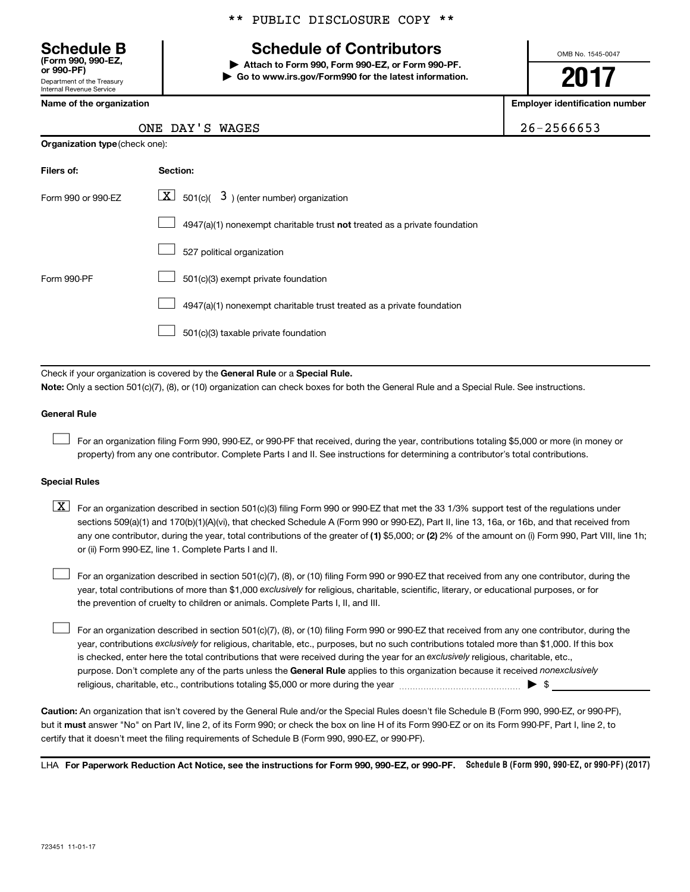** PUBLIC DISCLOSURE COPY **

**Schedule B**
**(Form 990, 990-EZ, or 990-PF)**
Department of the Treasury
Internal Revenue Service

# Schedule of Contributors

▶ **Attach to Form 990, Form 990-EZ, or Form 990-PF.**
▶ **Go to www.irs.gov/Form990 for the latest information.**

OMB No. 1545-0047

**2017**

| Name of the organization | Employer identification number |
|---|---|
| ONE DAY'S WAGES | 26-2566653 |

**Organization type** (check one):

| Filers of: | Section: |
|---|---|
| Form 990 or 990-EZ | [X] 501(c)( 3 ) (enter number) organization |
| | [ ] 4947(a)(1) nonexempt charitable trust **not** treated as a private foundation |
| | [ ] 527 political organization |
| Form 990-PF | [ ] 501(c)(3) exempt private foundation |
| | [ ] 4947(a)(1) nonexempt charitable trust treated as a private foundation |
| | [ ] 501(c)(3) taxable private foundation |

Check if your organization is covered by the **General Rule** or a **Special Rule.**

**Note:** Only a section 501(c)(7), (8), or (10) organization can check boxes for both the General Rule and a Special Rule. See instructions.

**General Rule**

[ ] For an organization filing Form 990, 990-EZ, or 990-PF that received, during the year, contributions totaling $5,000 or more (in money or property) from any one contributor. Complete Parts I and II. See instructions for determining a contributor's total contributions.

**Special Rules**

[X] For an organization described in section 501(c)(3) filing Form 990 or 990-EZ that met the 33 1/3% support test of the regulations under sections 509(a)(1) and 170(b)(1)(A)(vi), that checked Schedule A (Form 990 or 990-EZ), Part II, line 13, 16a, or 16b, and that received from any one contributor, during the year, total contributions of the greater of **(1)** $5,000; or **(2)** 2% of the amount on (i) Form 990, Part VIII, line 1h; or (ii) Form 990-EZ, line 1. Complete Parts I and II.

[ ] For an organization described in section 501(c)(7), (8), or (10) filing Form 990 or 990-EZ that received from any one contributor, during the year, total contributions of more than $1,000 *exclusively* for religious, charitable, scientific, literary, or educational purposes, or for the prevention of cruelty to children or animals. Complete Parts I, II, and III.

[ ] For an organization described in section 501(c)(7), (8), or (10) filing Form 990 or 990-EZ that received from any one contributor, during the year, contributions *exclusively* for religious, charitable, etc., purposes, but no such contributions totaled more than $1,000. If this box is checked, enter here the total contributions that were received during the year for an *exclusively* religious, charitable, etc., purpose. Don't complete any of the parts unless the **General Rule** applies to this organization because it received *nonexclusively* religious, charitable, etc., contributions totaling $5,000 or more during the year ▶ $

**Caution:** An organization that isn't covered by the General Rule and/or the Special Rules doesn't file Schedule B (Form 990, 990-EZ, or 990-PF), but it **must** answer "No" on Part IV, line 2, of its Form 990; or check the box on line H of its Form 990-EZ or on its Form 990-PF, Part I, line 2, to certify that it doesn't meet the filing requirements of Schedule B (Form 990, 990-EZ, or 990-PF).

LHA **For Paperwork Reduction Act Notice, see the instructions for Form 990, 990-EZ, or 990-PF.** **Schedule B (Form 990, 990-EZ, or 990-PF) (2017)**

723451 11-01-17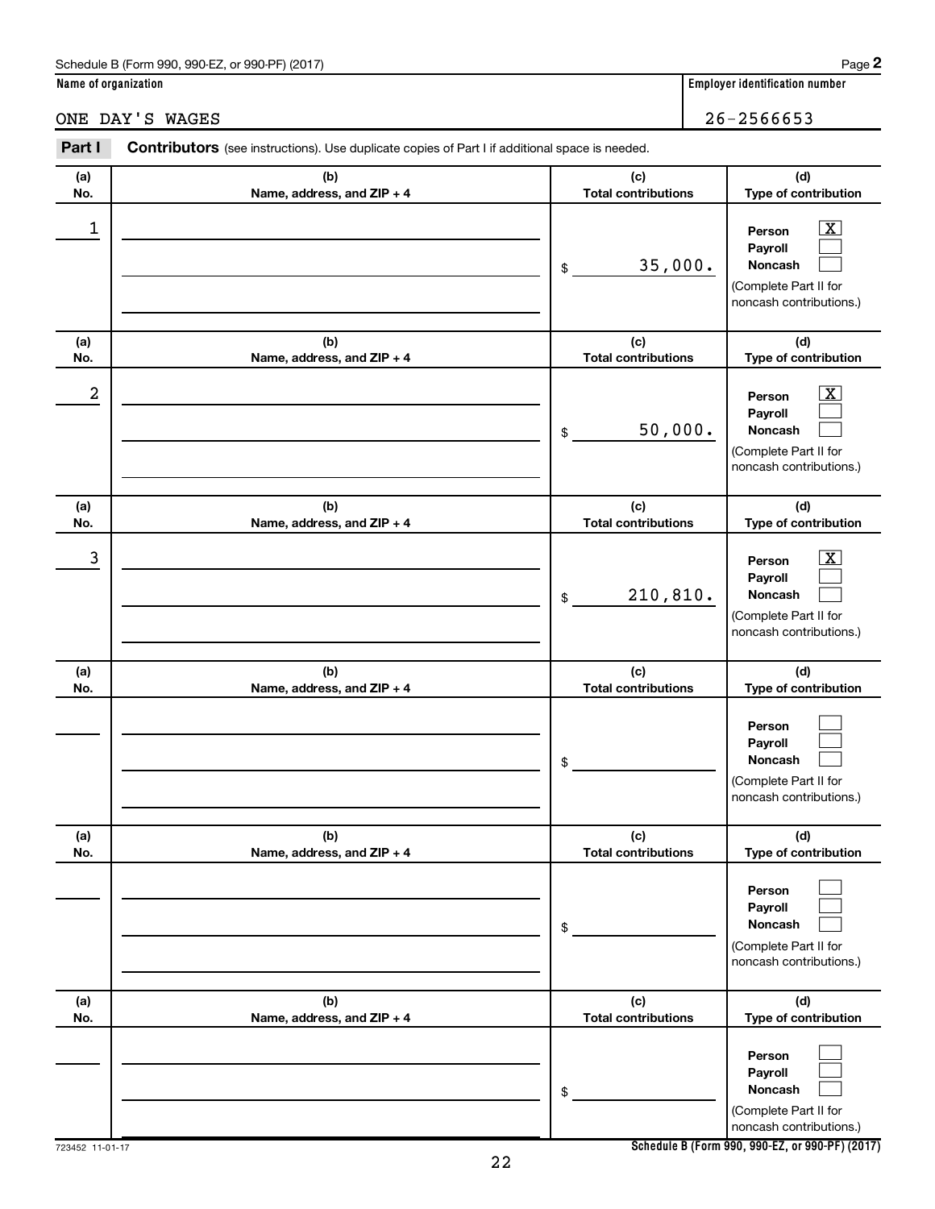Schedule B (Form 990, 990-EZ, or 990-PF) (2017) Page **2**

**Name of organization** | **Employer identification number**

ONE DAY'S WAGES | 26-2566653

**Part I** **Contributors** (see instructions). Use duplicate copies of Part I if additional space is needed.

| (a) No. | (b) Name, address, and ZIP + 4 | (c) Total contributions | (d) Type of contribution |
|---|---|---|---|
| 1 | | $ 35,000. | Person [X] Payroll [ ] Noncash [ ] (Complete Part II for noncash contributions.) |
| 2 | | $ 50,000. | Person [X] Payroll [ ] Noncash [ ] (Complete Part II for noncash contributions.) |
| 3 | | $ 210,810. | Person [X] Payroll [ ] Noncash [ ] (Complete Part II for noncash contributions.) |
| | | $ | Person [ ] Payroll [ ] Noncash [ ] (Complete Part II for noncash contributions.) |
| | | $ | Person [ ] Payroll [ ] Noncash [ ] (Complete Part II for noncash contributions.) |
| | | $ | Person [ ] Payroll [ ] Noncash [ ] (Complete Part II for noncash contributions.) |

723452 11-01-17 **Schedule B (Form 990, 990-EZ, or 990-PF) (2017)**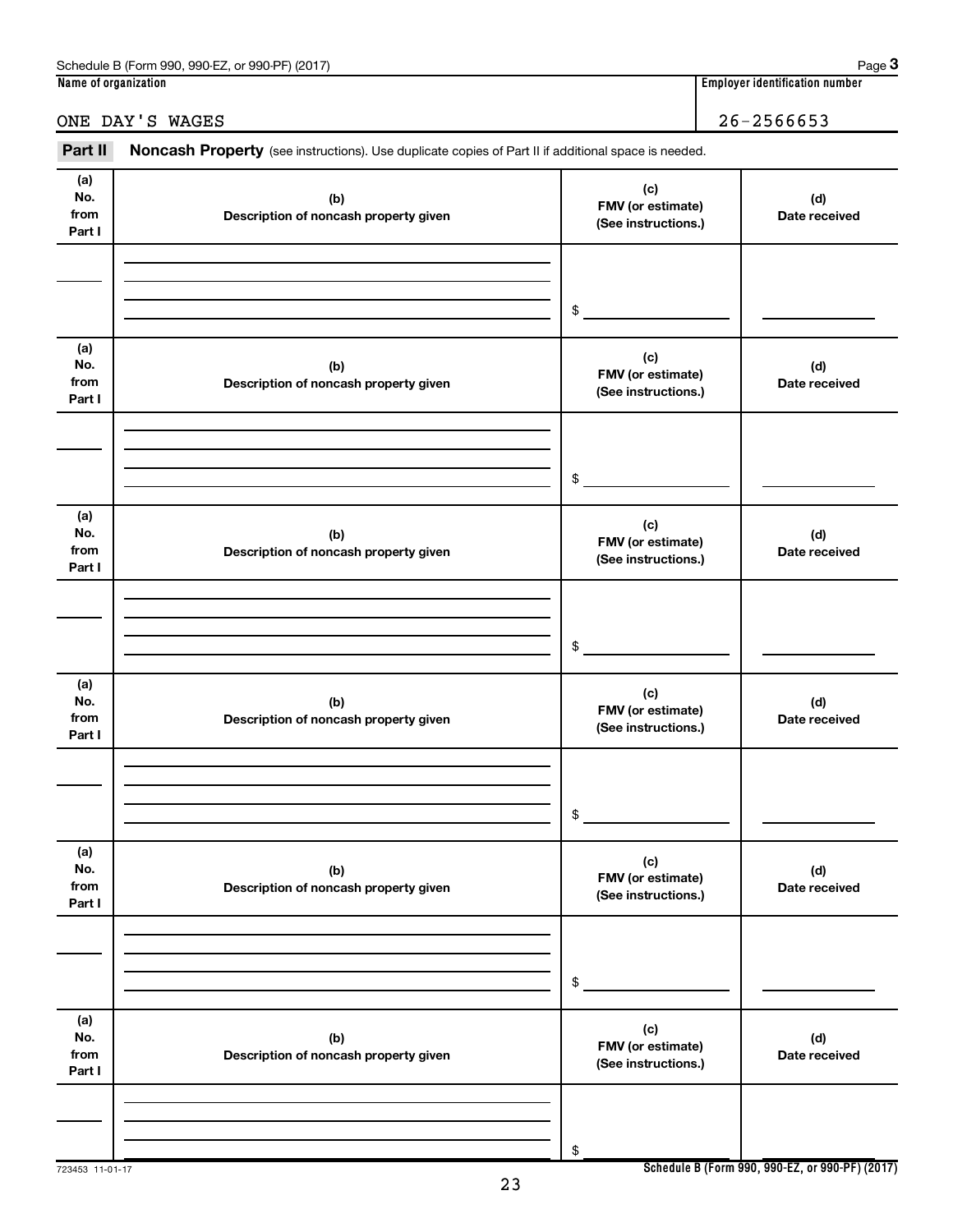Schedule B (Form 990, 990-EZ, or 990-PF) (2017) Page **3**

**Name of organization** | **Employer identification number**

ONE DAY'S WAGES | 26-2566653

**Part II** **Noncash Property** (see instructions). Use duplicate copies of Part II if additional space is needed.

| (a) No. from Part I | (b) Description of noncash property given | (c) FMV (or estimate) (See instructions.) | (d) Date received |
|---|---|---|---|
| | | $ | |

| (a) No. from Part I | (b) Description of noncash property given | (c) FMV (or estimate) (See instructions.) | (d) Date received |
|---|---|---|---|
| | | $ | |

| (a) No. from Part I | (b) Description of noncash property given | (c) FMV (or estimate) (See instructions.) | (d) Date received |
|---|---|---|---|
| | | $ | |

| (a) No. from Part I | (b) Description of noncash property given | (c) FMV (or estimate) (See instructions.) | (d) Date received |
|---|---|---|---|
| | | $ | |

| (a) No. from Part I | (b) Description of noncash property given | (c) FMV (or estimate) (See instructions.) | (d) Date received |
|---|---|---|---|
| | | $ | |

| (a) No. from Part I | (b) Description of noncash property given | (c) FMV (or estimate) (See instructions.) | (d) Date received |
|---|---|---|---|
| | | $ | |

723453 11-01-17 **Schedule B (Form 990, 990-EZ, or 990-PF) (2017)**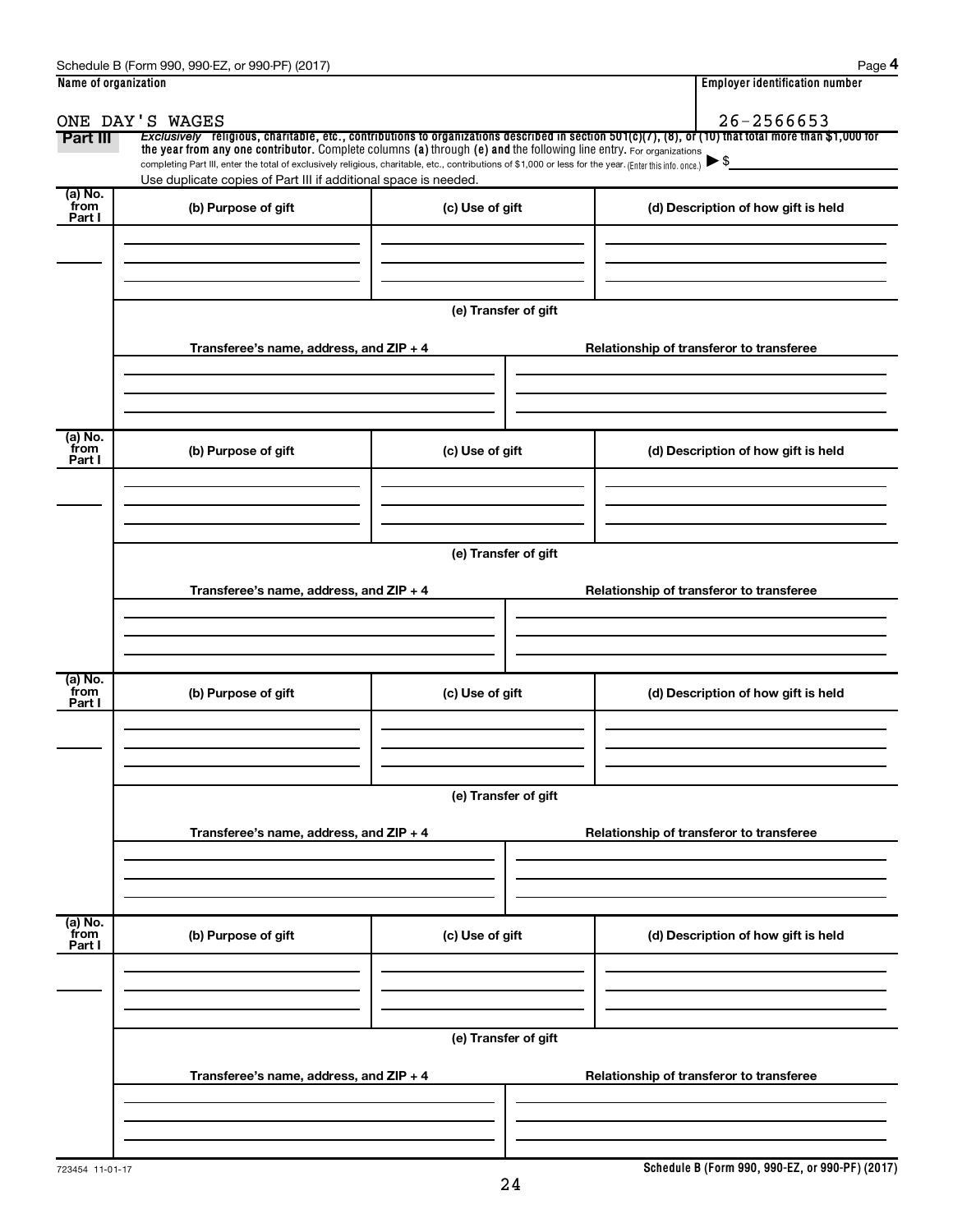Schedule B (Form 990, 990-EZ, or 990-PF) (2017)

| Name of organization | Employer identification number |
|---|---|
| ONE DAY'S WAGES | 26-2566653 |

**Part III** *Exclusively* religious, charitable, etc., contributions to organizations described in section 501(c)(7), (8), or (10) that total more than $1,000 for the year from any one contributor. Complete columns **(a)** through **(e)** and the following line entry. For organizations completing Part III, enter the total of exclusively religious, charitable, etc., contributions of $1,000 or less for the year. (Enter this info. once.) ▶ $

Use duplicate copies of Part III if additional space is needed.

| (a) No. from Part I | (b) Purpose of gift | (c) Use of gift | (d) Description of how gift is held |
|---|---|---|---|
| | | | |

**(e) Transfer of gift**

| Transferee's name, address, and ZIP + 4 | Relationship of transferor to transferee |
|---|---|
| | |

| (a) No. from Part I | (b) Purpose of gift | (c) Use of gift | (d) Description of how gift is held |
|---|---|---|---|
| | | | |

**(e) Transfer of gift**

| Transferee's name, address, and ZIP + 4 | Relationship of transferor to transferee |
|---|---|
| | |

| (a) No. from Part I | (b) Purpose of gift | (c) Use of gift | (d) Description of how gift is held |
|---|---|---|---|
| | | | |

**(e) Transfer of gift**

| Transferee's name, address, and ZIP + 4 | Relationship of transferor to transferee |
|---|---|
| | |

| (a) No. from Part I | (b) Purpose of gift | (c) Use of gift | (d) Description of how gift is held |
|---|---|---|---|
| | | | |

**(e) Transfer of gift**

| Transferee's name, address, and ZIP + 4 | Relationship of transferor to transferee |
|---|---|
| | |

723454 11-01-17

**Schedule B (Form 990, 990-EZ, or 990-PF) (2017)**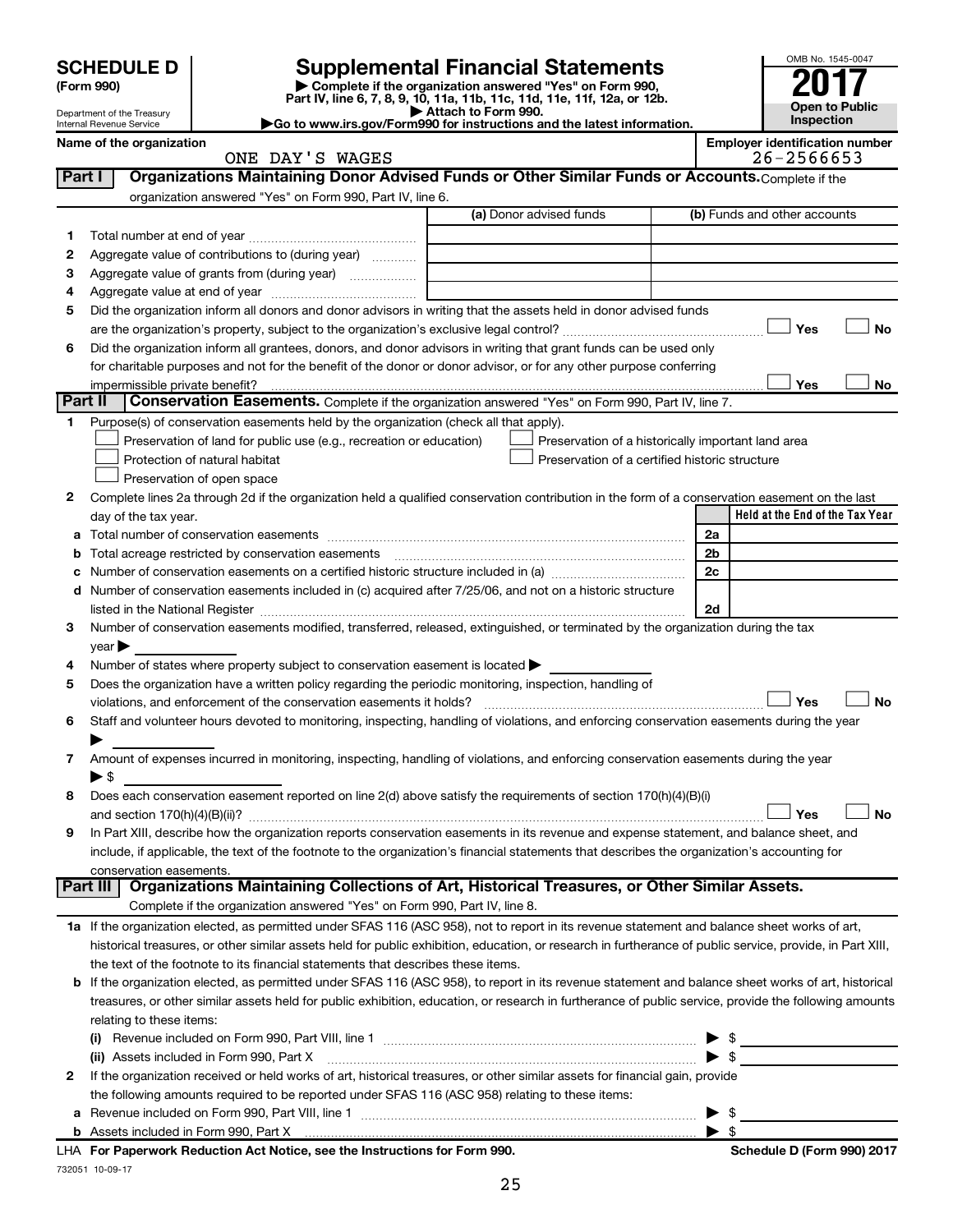# SCHEDULE D (Form 990)

Department of the Treasury
Internal Revenue Service

## Supplemental Financial Statements

▶ Complete if the organization answered "Yes" on Form 990, Part IV, line 6, 7, 8, 9, 10, 11a, 11b, 11c, 11d, 11e, 11f, 12a, or 12b.
▶ Attach to Form 990.
▶Go to www.irs.gov/Form990 for instructions and the latest information.

OMB No. 1545-0047

**2017**

**Open to Public Inspection**

**Name of the organization:** ONE DAY'S WAGES

**Employer identification number:** 26-2566653

## Part I — Organizations Maintaining Donor Advised Funds or Other Similar Funds or Accounts.

Complete if the organization answered "Yes" on Form 990, Part IV, line 6.

| | | (a) Donor advised funds | (b) Funds and other accounts |
|---|---|---|---|
| 1 | Total number at end of year | | |
| 2 | Aggregate value of contributions to (during year) | | |
| 3 | Aggregate value of grants from (during year) | | |
| 4 | Aggregate value at end of year | | |

5 Did the organization inform all donors and donor advisors in writing that the assets held in donor advised funds are the organization's property, subject to the organization's exclusive legal control? ☐ Yes ☐ No

6 Did the organization inform all grantees, donors, and donor advisors in writing that grant funds can be used only for charitable purposes and not for the benefit of the donor or donor advisor, or for any other purpose conferring impermissible private benefit? ☐ Yes ☐ No

## Part II — Conservation Easements.

Complete if the organization answered "Yes" on Form 990, Part IV, line 7.

1 Purpose(s) of conservation easements held by the organization (check all that apply).

- ☐ Preservation of land for public use (e.g., recreation or education)
- ☐ Protection of natural habitat
- ☐ Preservation of open space
- ☐ Preservation of a historically important land area
- ☐ Preservation of a certified historic structure

2 Complete lines 2a through 2d if the organization held a qualified conservation contribution in the form of a conservation easement on the last day of the tax year.

| | | | Held at the End of the Tax Year |
|---|---|---|---|
| a | Total number of conservation easements | 2a | |
| b | Total acreage restricted by conservation easements | 2b | |
| c | Number of conservation easements on a certified historic structure included in (a) | 2c | |
| d | Number of conservation easements included in (c) acquired after 7/25/06, and not on a historic structure listed in the National Register | 2d | |

3 Number of conservation easements modified, transferred, released, extinguished, or terminated by the organization during the tax year ▶

4 Number of states where property subject to conservation easement is located ▶

5 Does the organization have a written policy regarding the periodic monitoring, inspection, handling of violations, and enforcement of the conservation easements it holds? ☐ Yes ☐ No

6 Staff and volunteer hours devoted to monitoring, inspecting, handling of violations, and enforcing conservation easements during the year ▶

7 Amount of expenses incurred in monitoring, inspecting, handling of violations, and enforcing conservation easements during the year ▶ $

8 Does each conservation easement reported on line 2(d) above satisfy the requirements of section 170(h)(4)(B)(i) and section 170(h)(4)(B)(ii)? ☐ Yes ☐ No

9 In Part XIII, describe how the organization reports conservation easements in its revenue and expense statement, and balance sheet, and include, if applicable, the text of the footnote to the organization's financial statements that describes the organization's accounting for conservation easements.

## Part III — Organizations Maintaining Collections of Art, Historical Treasures, or Other Similar Assets.

Complete if the organization answered "Yes" on Form 990, Part IV, line 8.

1a If the organization elected, as permitted under SFAS 116 (ASC 958), not to report in its revenue statement and balance sheet works of art, historical treasures, or other similar assets held for public exhibition, education, or research in furtherance of public service, provide, in Part XIII, the text of the footnote to its financial statements that describes these items.

b If the organization elected, as permitted under SFAS 116 (ASC 958), to report in its revenue statement and balance sheet works of art, historical treasures, or other similar assets held for public exhibition, education, or research in furtherance of public service, provide the following amounts relating to these items:

(i) Revenue included on Form 990, Part VIII, line 1 ▶ $

(ii) Assets included in Form 990, Part X ▶ $

2 If the organization received or held works of art, historical treasures, or other similar assets for financial gain, provide the following amounts required to be reported under SFAS 116 (ASC 958) relating to these items:

a Revenue included on Form 990, Part VIII, line 1 ▶ $

b Assets included in Form 990, Part X ▶ $

LHA **For Paperwork Reduction Act Notice, see the Instructions for Form 990.** **Schedule D (Form 990) 2017**

732051 10-09-17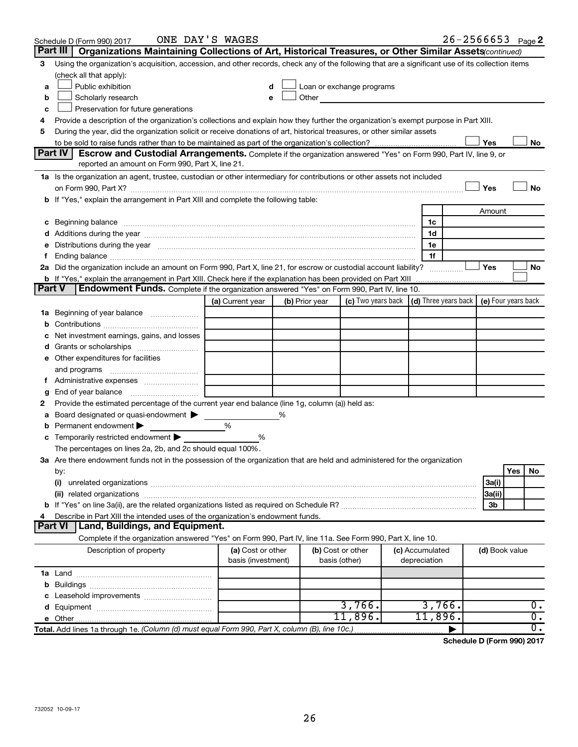Schedule D (Form 990) 2017 ONE DAY'S WAGES 26-2566653 Page 2

## Part III Organizations Maintaining Collections of Art, Historical Treasures, or Other Similar Assets *(continued)*

**3** Using the organization's acquisition, accession, and other records, check any of the following that are a significant use of its collection items (check all that apply):

- **a** ☐ Public exhibition
- **b** ☐ Scholarly research
- **c** ☐ Preservation for future generations
- **d** ☐ Loan or exchange programs
- **e** ☐ Other

**4** Provide a description of the organization's collections and explain how they further the organization's exempt purpose in Part XIII.

**5** During the year, did the organization solicit or receive donations of art, historical treasures, or other similar assets to be sold to raise funds rather than to be maintained as part of the organization's collection? ☐ Yes ☐ No

## Part IV Escrow and Custodial Arrangements.

Complete if the organization answered "Yes" on Form 990, Part IV, line 9, or reported an amount on Form 990, Part X, line 21.

**1a** Is the organization an agent, trustee, custodian or other intermediary for contributions or other assets not included on Form 990, Part X? ☐ Yes ☐ No

**b** If "Yes," explain the arrangement in Part XIII and complete the following table:

| | | Amount |
|---|---|---|
| **c** Beginning balance | 1c | |
| **d** Additions during the year | 1d | |
| **e** Distributions during the year | 1e | |
| **f** Ending balance | 1f | |

**2a** Did the organization include an amount on Form 990, Part X, line 21, for escrow or custodial account liability? ☐ Yes ☐ No

**b** If "Yes," explain the arrangement in Part XIII. Check here if the explanation has been provided on Part XIII ☐

## Part V Endowment Funds.

Complete if the organization answered "Yes" on Form 990, Part IV, line 10.

| | (a) Current year | (b) Prior year | (c) Two years back | (d) Three years back | (e) Four years back |
|---|---|---|---|---|---|
| **1a** Beginning of year balance | | | | | |
| **b** Contributions | | | | | |
| **c** Net investment earnings, gains, and losses | | | | | |
| **d** Grants or scholarships | | | | | |
| **e** Other expenditures for facilities and programs | | | | | |
| **f** Administrative expenses | | | | | |
| **g** End of year balance | | | | | |

**2** Provide the estimated percentage of the current year end balance (line 1g, column (a)) held as:

- **a** Board designated or quasi-endowment ▶ %
- **b** Permanent endowment ▶ %
- **c** Temporarily restricted endowment ▶ %

The percentages on lines 2a, 2b, and 2c should equal 100%.

**3a** Are there endowment funds not in the possession of the organization that are held and administered for the organization by:

| | | Yes | No |
|---|---|---|---|
| **(i)** unrelated organizations | 3a(i) | | |
| **(ii)** related organizations | 3a(ii) | | |
| **b** If "Yes" on line 3a(ii), are the related organizations listed as required on Schedule R? | 3b | | |

**4** Describe in Part XIII the intended uses of the organization's endowment funds.

## Part VI Land, Buildings, and Equipment.

Complete if the organization answered "Yes" on Form 990, Part IV, line 11a. See Form 990, Part X, line 10.

| Description of property | (a) Cost or other basis (investment) | (b) Cost or other basis (other) | (c) Accumulated depreciation | (d) Book value |
|---|---|---|---|---|
| **1a** Land | | | | |
| **b** Buildings | | | | |
| **c** Leasehold improvements | | | | |
| **d** Equipment | | 3,766. | 3,766. | 0. |
| **e** Other | | 11,896. | 11,896. | 0. |
| **Total.** Add lines 1a through 1e. *(Column (d) must equal Form 990, Part X, column (B), line 10c.)* | | | ▶ | 0. |

**Schedule D (Form 990) 2017**

732052 10-09-17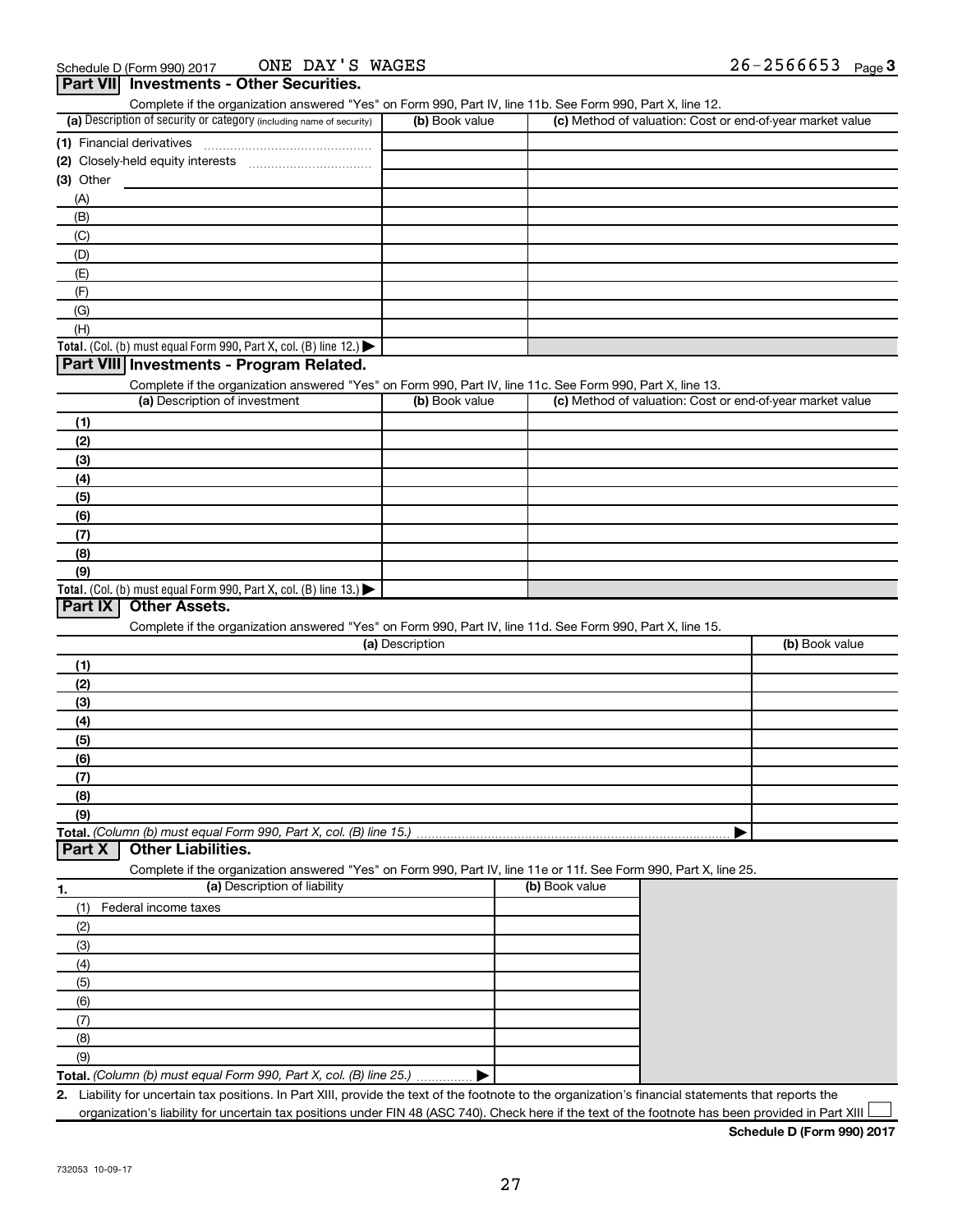Schedule D (Form 990) 2017 ONE DAY'S WAGES 26-2566653 Page 3

## Part VII Investments - Other Securities.

Complete if the organization answered "Yes" on Form 990, Part IV, line 11b. See Form 990, Part X, line 12.

| (a) Description of security or category (including name of security) | (b) Book value | (c) Method of valuation: Cost or end-of-year market value |
|---|---|---|
| (1) Financial derivatives | | |
| (2) Closely-held equity interests | | |
| (3) Other | | |
| (A) | | |
| (B) | | |
| (C) | | |
| (D) | | |
| (E) | | |
| (F) | | |
| (G) | | |
| (H) | | |
| **Total.** (Col. (b) must equal Form 990, Part X, col. (B) line 12.) ▶ | | |

## Part VIII Investments - Program Related.

Complete if the organization answered "Yes" on Form 990, Part IV, line 11c. See Form 990, Part X, line 13.

| (a) Description of investment | (b) Book value | (c) Method of valuation: Cost or end-of-year market value |
|---|---|---|
| (1) | | |
| (2) | | |
| (3) | | |
| (4) | | |
| (5) | | |
| (6) | | |
| (7) | | |
| (8) | | |
| (9) | | |
| **Total.** (Col. (b) must equal Form 990, Part X, col. (B) line 13.) ▶ | | |

## Part IX Other Assets.

Complete if the organization answered "Yes" on Form 990, Part IV, line 11d. See Form 990, Part X, line 15.

| (a) Description | (b) Book value |
|---|---|
| (1) | |
| (2) | |
| (3) | |
| (4) | |
| (5) | |
| (6) | |
| (7) | |
| (8) | |
| (9) | |
| **Total.** *(Column (b) must equal Form 990, Part X, col. (B) line 15.)* ▶ | |

## Part X Other Liabilities.

Complete if the organization answered "Yes" on Form 990, Part IV, line 11e or 11f. See Form 990, Part X, line 25.

| 1. (a) Description of liability | (b) Book value |
|---|---|
| (1) Federal income taxes | |
| (2) | |
| (3) | |
| (4) | |
| (5) | |
| (6) | |
| (7) | |
| (8) | |
| (9) | |
| **Total.** *(Column (b) must equal Form 990, Part X, col. (B) line 25.)* ▶ | |

**2.** Liability for uncertain tax positions. In Part XIII, provide the text of the footnote to the organization's financial statements that reports the organization's liability for uncertain tax positions under FIN 48 (ASC 740). Check here if the text of the footnote has been provided in Part XIII ☐

**Schedule D (Form 990) 2017**

732053 10-09-17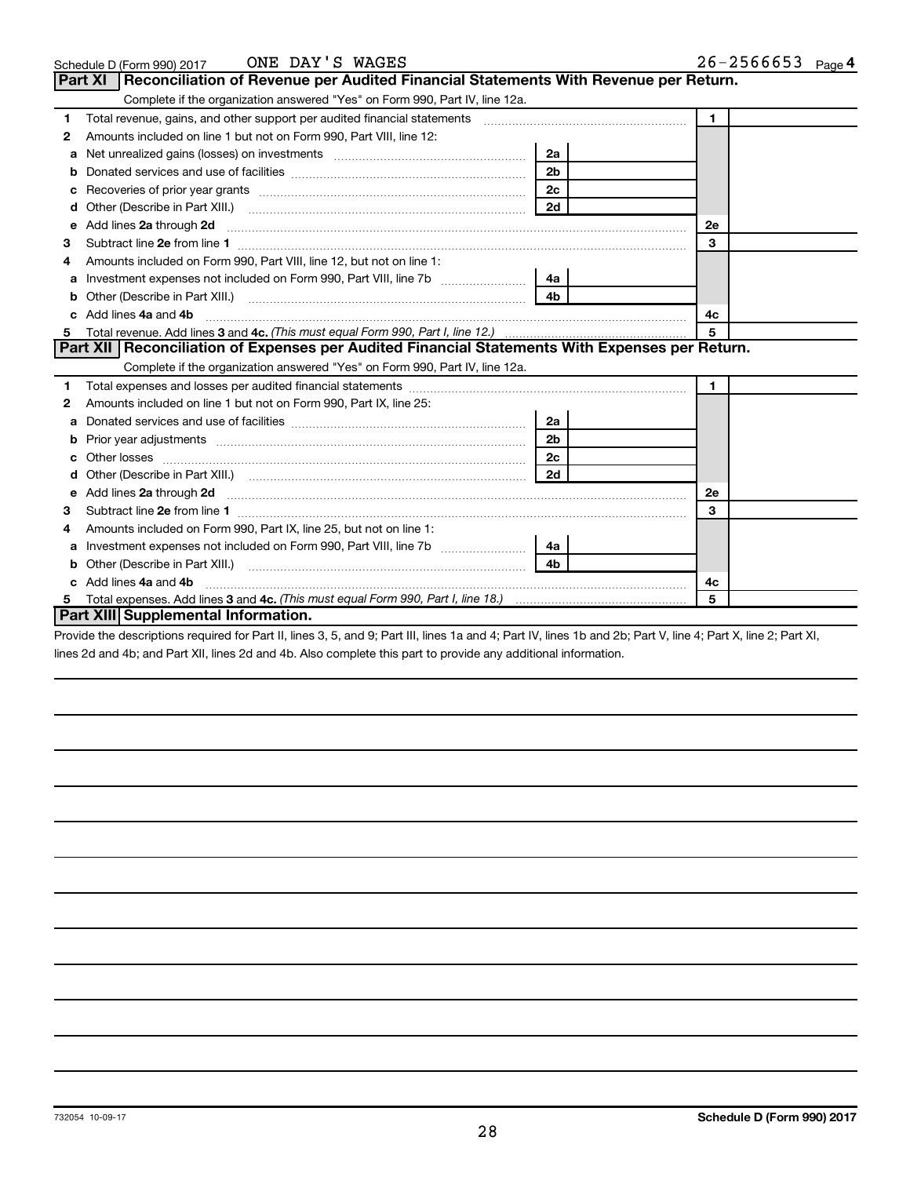Schedule D (Form 990) 2017 ONE DAY'S WAGES 26-2566653 Page 4

## Part XI Reconciliation of Revenue per Audited Financial Statements With Revenue per Return.

Complete if the organization answered "Yes" on Form 990, Part IV, line 12a.

| | | | | | |
|---|---|---|---|---|---|
| 1 | Total revenue, gains, and other support per audited financial statements | | | 1 | |
| 2 | Amounts included on line 1 but not on Form 990, Part VIII, line 12: | | | | |
| a | Net unrealized gains (losses) on investments | 2a | | | |
| b | Donated services and use of facilities | 2b | | | |
| c | Recoveries of prior year grants | 2c | | | |
| d | Other (Describe in Part XIII.) | 2d | | | |
| e | Add lines **2a** through **2d** | | | 2e | |
| 3 | Subtract line **2e** from line **1** | | | 3 | |
| 4 | Amounts included on Form 990, Part VIII, line 12, but not on line 1: | | | | |
| a | Investment expenses not included on Form 990, Part VIII, line 7b | 4a | | | |
| b | Other (Describe in Part XIII.) | 4b | | | |
| c | Add lines **4a** and **4b** | | | 4c | |
| 5 | Total revenue. Add lines **3** and **4c.** *(This must equal Form 990, Part I, line 12.)* | | | 5 | |

## Part XII Reconciliation of Expenses per Audited Financial Statements With Expenses per Return.

Complete if the organization answered "Yes" on Form 990, Part IV, line 12a.

| | | | | | |
|---|---|---|---|---|---|
| 1 | Total expenses and losses per audited financial statements | | | 1 | |
| 2 | Amounts included on line 1 but not on Form 990, Part IX, line 25: | | | | |
| a | Donated services and use of facilities | 2a | | | |
| b | Prior year adjustments | 2b | | | |
| c | Other losses | 2c | | | |
| d | Other (Describe in Part XIII.) | 2d | | | |
| e | Add lines **2a** through **2d** | | | 2e | |
| 3 | Subtract line **2e** from line **1** | | | 3 | |
| 4 | Amounts included on Form 990, Part IX, line 25, but not on line 1: | | | | |
| a | Investment expenses not included on Form 990, Part VIII, line 7b | 4a | | | |
| b | Other (Describe in Part XIII.) | 4b | | | |
| c | Add lines **4a** and **4b** | | | 4c | |
| 5 | Total expenses. Add lines **3** and **4c.** *(This must equal Form 990, Part I, line 18.)* | | | 5 | |

## Part XIII Supplemental Information.

Provide the descriptions required for Part II, lines 3, 5, and 9; Part III, lines 1a and 4; Part IV, lines 1b and 2b; Part V, line 4; Part X, line 2; Part XI, lines 2d and 4b; and Part XII, lines 2d and 4b. Also complete this part to provide any additional information.

732054 10-09-17 **Schedule D (Form 990) 2017**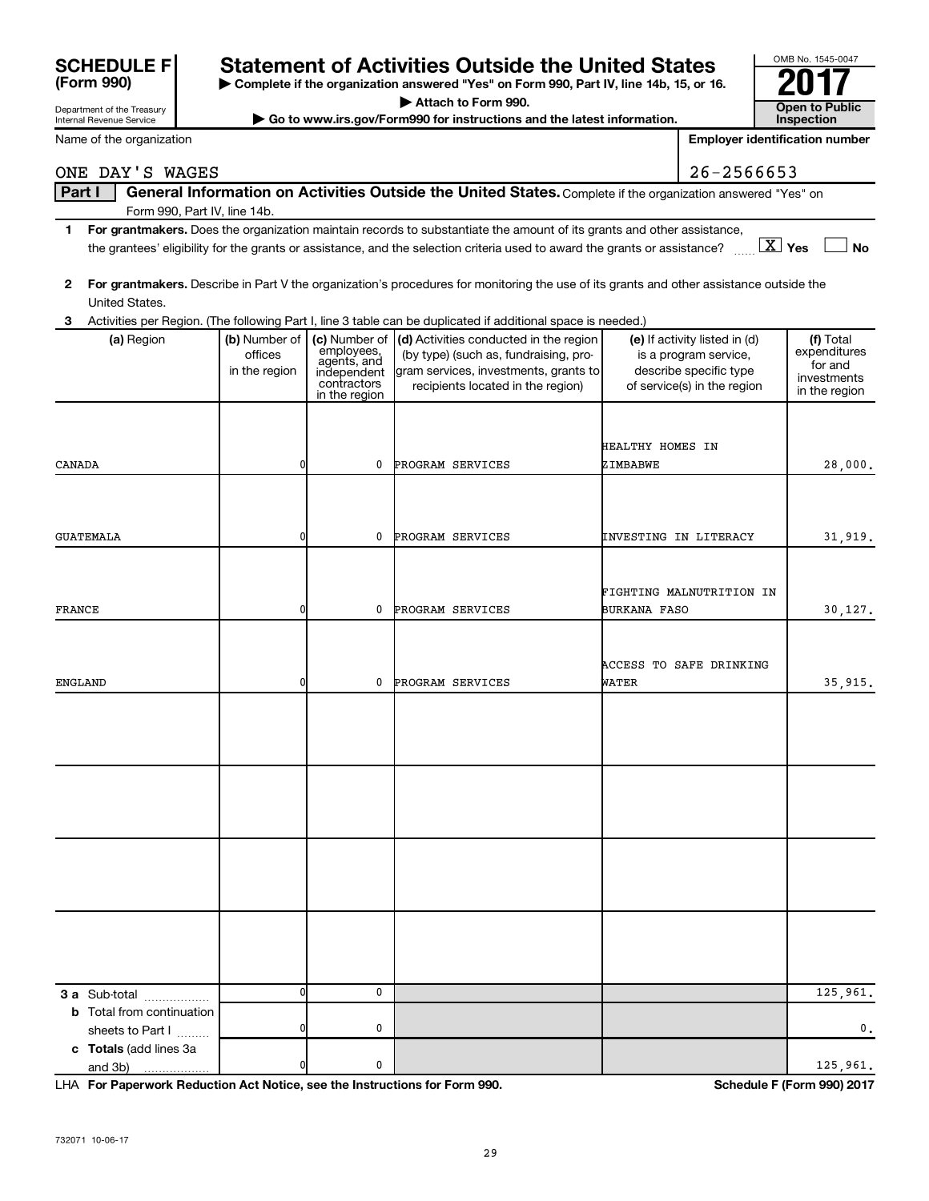**SCHEDULE F (Form 990)**

Department of the Treasury
Internal Revenue Service

# Statement of Activities Outside the United States

▶ Complete if the organization answered "Yes" on Form 990, Part IV, line 14b, 15, or 16.
▶ Attach to Form 990.
▶ Go to www.irs.gov/Form990 for instructions and the latest information.

OMB No. 1545-0047

**2017**

**Open to Public Inspection**

Name of the organization: ONE DAY'S WAGES

Employer identification number: 26-2566653

**Part I — General Information on Activities Outside the United States.** Complete if the organization answered "Yes" on Form 990, Part IV, line 14b.

**1** **For grantmakers.** Does the organization maintain records to substantiate the amount of its grants and other assistance, the grantees' eligibility for the grants or assistance, and the selection criteria used to award the grants or assistance? [X] Yes [ ] No

**2** **For grantmakers.** Describe in Part V the organization's procedures for monitoring the use of its grants and other assistance outside the United States.

**3** Activities per Region. (The following Part I, line 3 table can be duplicated if additional space is needed.)

| (a) Region | (b) Number of offices in the region | (c) Number of employees, agents, and independent contractors in the region | (d) Activities conducted in the region (by type) (such as, fundraising, program services, investments, grants to recipients located in the region) | (e) If activity listed in (d) is a program service, describe specific type of service(s) in the region | (f) Total expenditures for and investments in the region |
|---|---|---|---|---|---|
| CANADA | 0 | 0 | PROGRAM SERVICES | HEALTHY HOMES IN ZIMBABWE | 28,000. |
| GUATEMALA | 0 | 0 | PROGRAM SERVICES | INVESTING IN LITERACY | 31,919. |
| FRANCE | 0 | 0 | PROGRAM SERVICES | FIGHTING MALNUTRITION IN BURKANA FASO | 30,127. |
| ENGLAND | 0 | 0 | PROGRAM SERVICES | ACCESS TO SAFE DRINKING WATER | 35,915. |
| | | | | | |
| | | | | | |
| | | | | | |
| | | | | | |
| **3 a** Sub-total | 0 | 0 | | | 125,961. |
| **b** Total from continuation sheets to Part I | 0 | 0 | | | 0. |
| **c Totals** (add lines 3a and 3b) | 0 | 0 | | | 125,961. |

LHA **For Paperwork Reduction Act Notice, see the Instructions for Form 990.** **Schedule F (Form 990) 2017**

732071 10-06-17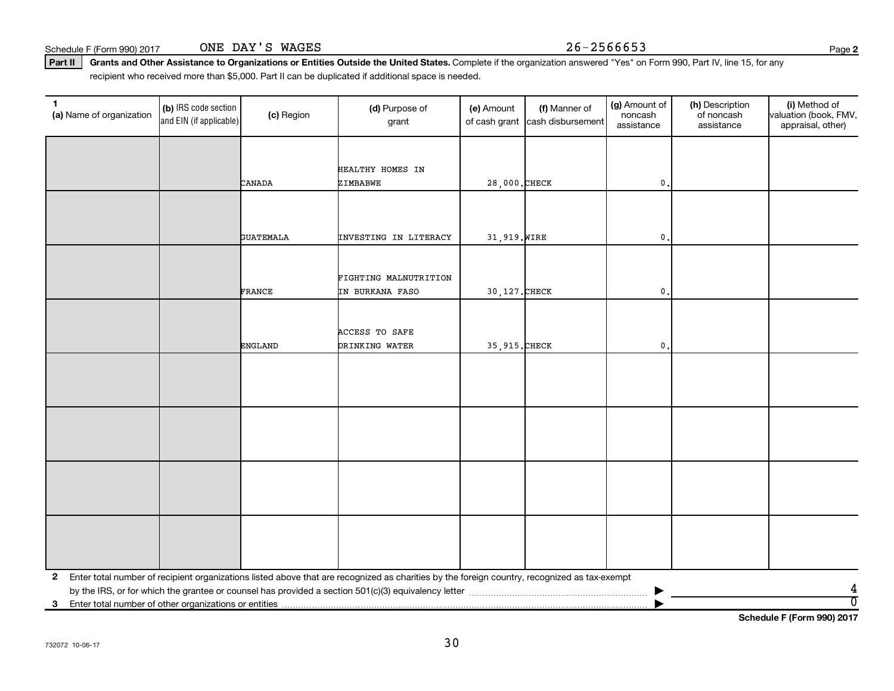Schedule F (Form 990) 2017 ONE DAY'S WAGES 26-2566653 Page 2

**Part II** **Grants and Other Assistance to Organizations or Entities Outside the United States.** Complete if the organization answered "Yes" on Form 990, Part IV, line 15, for any recipient who received more than $5,000. Part II can be duplicated if additional space is needed.

| 1 (a) Name of organization | (b) IRS code section and EIN (if applicable) | (c) Region | (d) Purpose of grant | (e) Amount of cash grant | (f) Manner of cash disbursement | (g) Amount of noncash assistance | (h) Description of noncash assistance | (i) Method of valuation (book, FMV, appraisal, other) |
|---|---|---|---|---|---|---|---|---|
| | | CANADA | HEALTHY HOMES IN ZIMBABWE | 28,000. | CHECK | 0. | | |
| | | GUATEMALA | INVESTING IN LITERACY | 31,919. | WIRE | 0. | | |
| | | FRANCE | FIGHTING MALNUTRITION IN BURKANA FASO | 30,127. | CHECK | 0. | | |
| | | ENGLAND | ACCESS TO SAFE DRINKING WATER | 35,915. | CHECK | 0. | | |
| | | | | | | | | |
| | | | | | | | | |
| | | | | | | | | |
| | | | | | | | | |

**2** Enter total number of recipient organizations listed above that are recognized as charities by the foreign country, recognized as tax-exempt by the IRS, or for which the grantee or counsel has provided a section 501(c)(3) equivalency letter ▶ 4

**3** Enter total number of other organizations or entities ▶ 0

**Schedule F (Form 990) 2017**

732072 10-06-17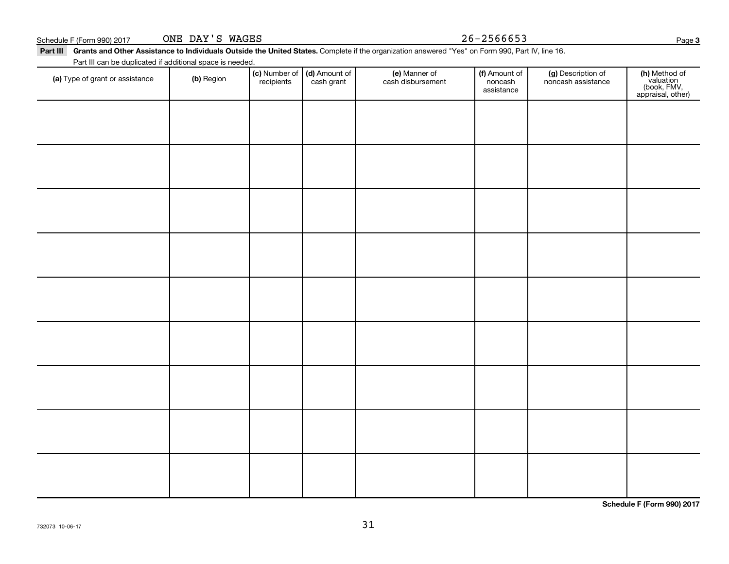Schedule F (Form 990) 2017 ONE DAY'S WAGES 26-2566653 Page **3**

**Part III** **Grants and Other Assistance to Individuals Outside the United States.** Complete if the organization answered "Yes" on Form 990, Part IV, line 16.

Part III can be duplicated if additional space is needed.

| **(a)** Type of grant or assistance | **(b)** Region | **(c)** Number of recipients | **(d)** Amount of cash grant | **(e)** Manner of cash disbursement | **(f)** Amount of noncash assistance | **(g)** Description of noncash assistance | **(h)** Method of valuation (book, FMV, appraisal, other) |
|---|---|---|---|---|---|---|---|
| | | | | | | | |
| | | | | | | | |
| | | | | | | | |
| | | | | | | | |
| | | | | | | | |
| | | | | | | | |
| | | | | | | | |
| | | | | | | | |
| | | | | | | | |

**Schedule F (Form 990) 2017**

732073 10-06-17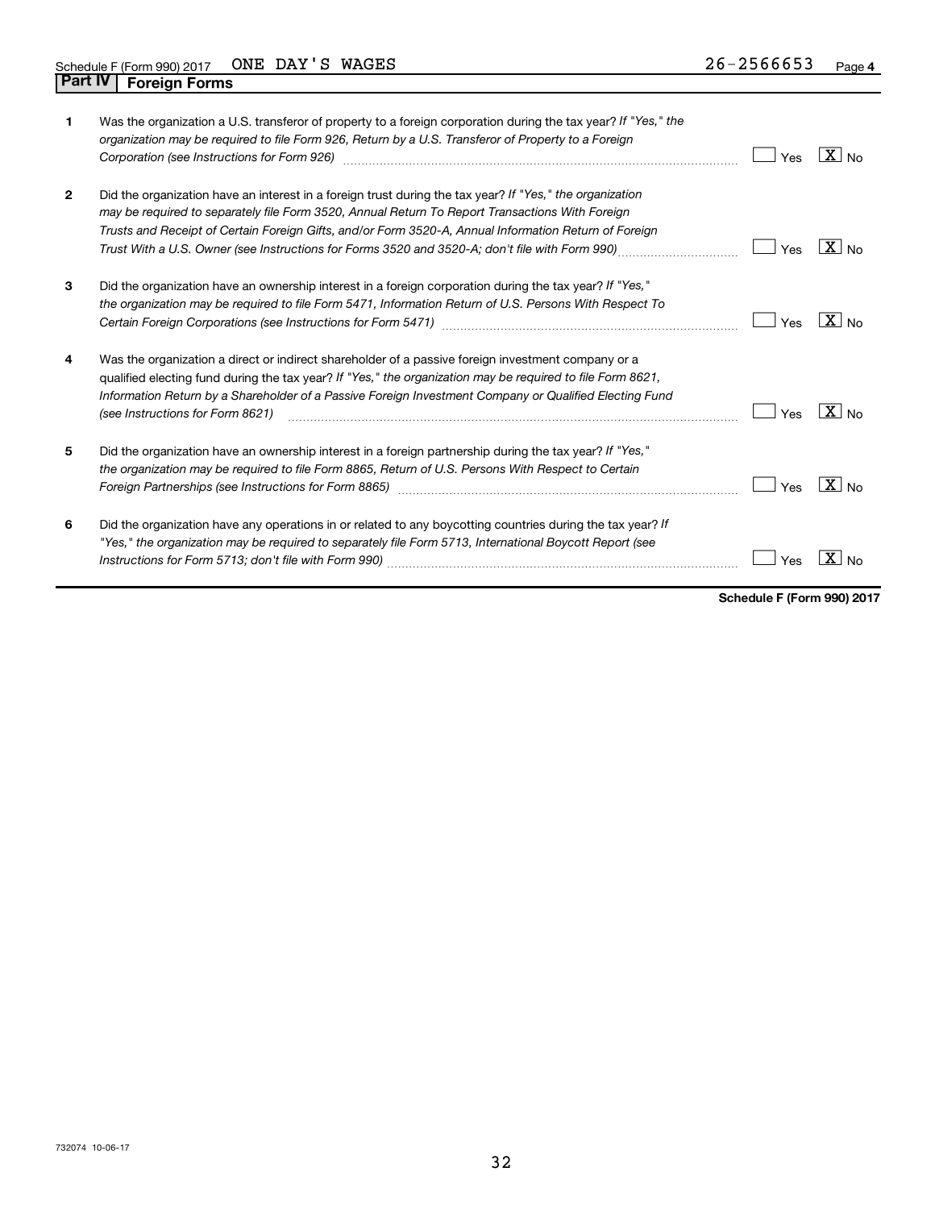Schedule F (Form 990) 2017 ONE DAY'S WAGES 26-2566653 Page 4

## Part IV Foreign Forms

1. Was the organization a U.S. transferor of property to a foreign corporation during the tax year? *If "Yes," the organization may be required to file Form 926, Return by a U.S. Transferor of Property to a Foreign Corporation (see Instructions for Form 926)* ☐ Yes ☒ No

2. Did the organization have an interest in a foreign trust during the tax year? *If "Yes," the organization may be required to separately file Form 3520, Annual Return To Report Transactions With Foreign Trusts and Receipt of Certain Foreign Gifts, and/or Form 3520-A, Annual Information Return of Foreign Trust With a U.S. Owner (see Instructions for Forms 3520 and 3520-A; don't file with Form 990)* ☐ Yes ☒ No

3. Did the organization have an ownership interest in a foreign corporation during the tax year? *If "Yes," the organization may be required to file Form 5471, Information Return of U.S. Persons With Respect To Certain Foreign Corporations (see Instructions for Form 5471)* ☐ Yes ☒ No

4. Was the organization a direct or indirect shareholder of a passive foreign investment company or a qualified electing fund during the tax year? *If "Yes," the organization may be required to file Form 8621, Information Return by a Shareholder of a Passive Foreign Investment Company or Qualified Electing Fund (see Instructions for Form 8621)* ☐ Yes ☒ No

5. Did the organization have an ownership interest in a foreign partnership during the tax year? *If "Yes," the organization may be required to file Form 8865, Return of U.S. Persons With Respect to Certain Foreign Partnerships (see Instructions for Form 8865)* ☐ Yes ☒ No

6. Did the organization have any operations in or related to any boycotting countries during the tax year? *If "Yes," the organization may be required to separately file Form 5713, International Boycott Report (see Instructions for Form 5713; don't file with Form 990)* ☐ Yes ☒ No

**Schedule F (Form 990) 2017**

732074 10-06-17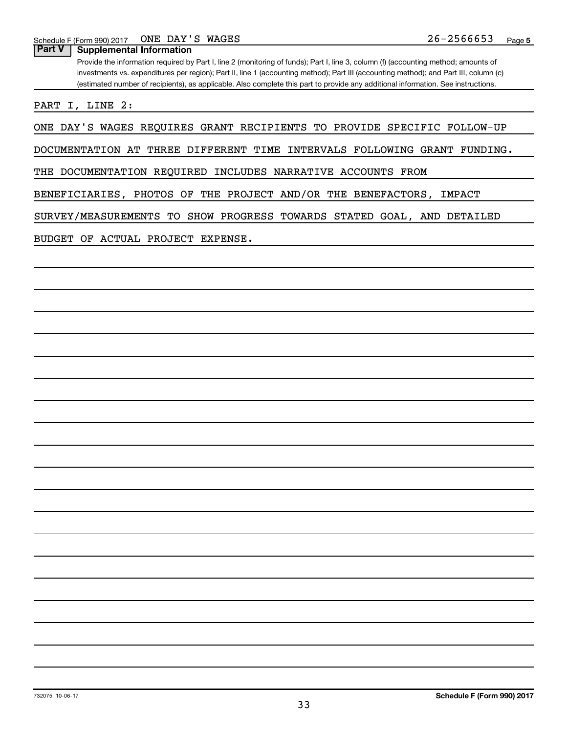Schedule F (Form 990) 2017 ONE DAY'S WAGES 26-2566653 Page 5

**Part V | Supplemental Information**

Provide the information required by Part I, line 2 (monitoring of funds); Part I, line 3, column (f) (accounting method; amounts of investments vs. expenditures per region); Part II, line 1 (accounting method); Part III (accounting method); and Part III, column (c) (estimated number of recipients), as applicable. Also complete this part to provide any additional information. See instructions.

PART I, LINE 2:

ONE DAY'S WAGES REQUIRES GRANT RECIPIENTS TO PROVIDE SPECIFIC FOLLOW-UP DOCUMENTATION AT THREE DIFFERENT TIME INTERVALS FOLLOWING GRANT FUNDING. THE DOCUMENTATION REQUIRED INCLUDES NARRATIVE ACCOUNTS FROM BENEFICIARIES, PHOTOS OF THE PROJECT AND/OR THE BENEFACTORS, IMPACT SURVEY/MEASUREMENTS TO SHOW PROGRESS TOWARDS STATED GOAL, AND DETAILED BUDGET OF ACTUAL PROJECT EXPENSE.

732075 10-06-17 **Schedule F (Form 990) 2017**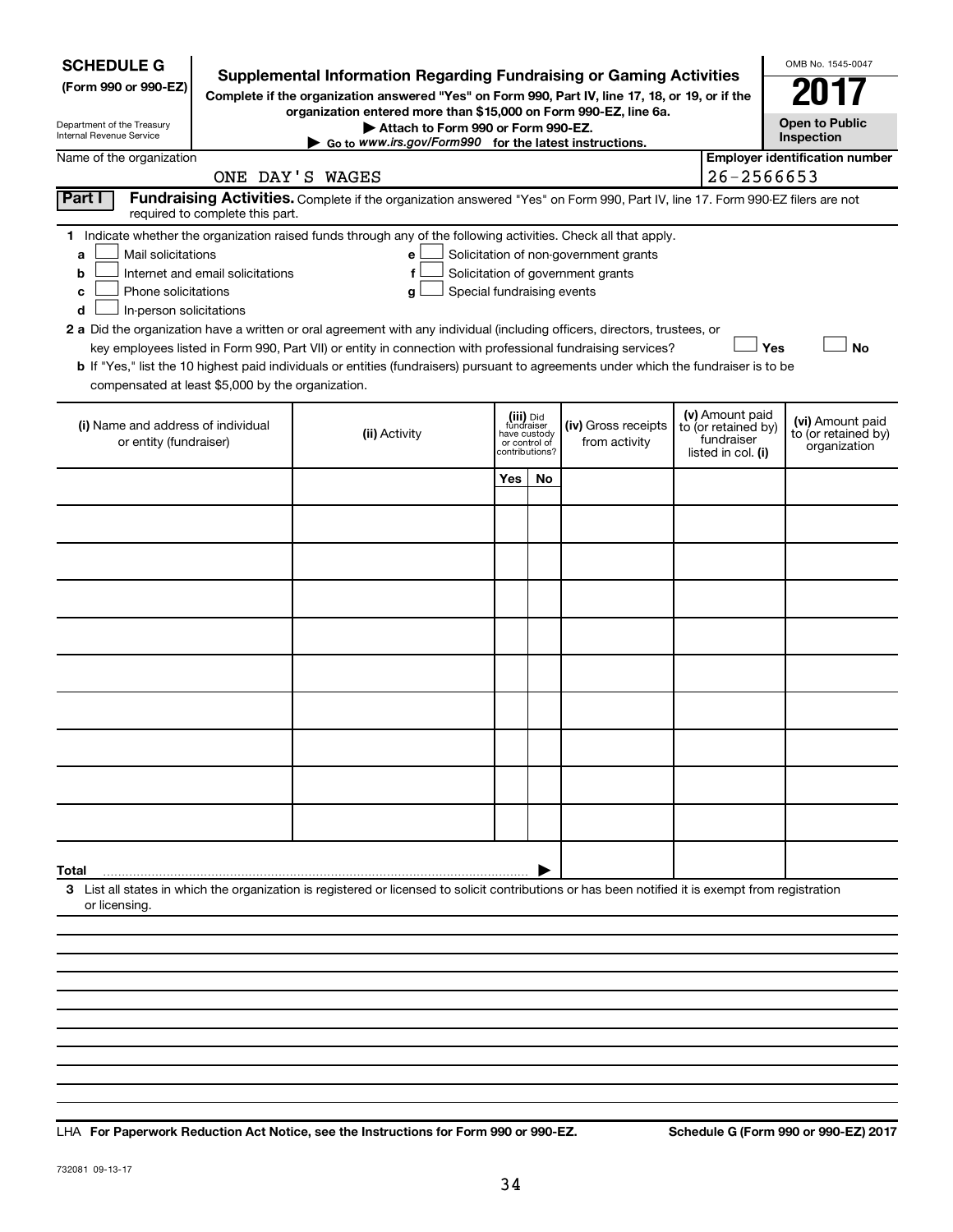**SCHEDULE G**
**(Form 990 or 990-EZ)**

Department of the Treasury
Internal Revenue Service

# Supplemental Information Regarding Fundraising or Gaming Activities

**Complete if the organization answered "Yes" on Form 990, Part IV, line 17, 18, or 19, or if the organization entered more than $15,000 on Form 990-EZ, line 6a.**

**▶ Attach to Form 990 or Form 990-EZ.**

**▶ Go to *www.irs.gov/Form990* for the latest instructions.**

OMB No. 1545-0047

**2017**

**Open to Public Inspection**

Name of the organization: ONE DAY'S WAGES

**Employer identification number:** 26-2566653

**Part I** **Fundraising Activities.** Complete if the organization answered "Yes" on Form 990, Part IV, line 17. Form 990-EZ filers are not required to complete this part.

**1** Indicate whether the organization raised funds through any of the following activities. Check all that apply.

- **a** ☐ Mail solicitations
- **b** ☐ Internet and email solicitations
- **c** ☐ Phone solicitations
- **d** ☐ In-person solicitations
- **e** ☐ Solicitation of non-government grants
- **f** ☐ Solicitation of government grants
- **g** ☐ Special fundraising events

**2 a** Did the organization have a written or oral agreement with any individual (including officers, directors, trustees, or key employees listed in Form 990, Part VII) or entity in connection with professional fundraising services? ☐ **Yes** ☐ **No**

**b** If "Yes," list the 10 highest paid individuals or entities (fundraisers) pursuant to agreements under which the fundraiser is to be compensated at least $5,000 by the organization.

| (i) Name and address of individual or entity (fundraiser) | (ii) Activity | (iii) Did fundraiser have custody or control of contributions? | | (iv) Gross receipts from activity | (v) Amount paid to (or retained by) fundraiser listed in col. (i) | (vi) Amount paid to (or retained by) organization |
|---|---|---|---|---|---|---|
| | | Yes | No | | | |
| | | | | | | |
| | | | | | | |
| | | | | | | |
| | | | | | | |
| | | | | | | |
| | | | | | | |
| | | | | | | |
| | | | | | | |
| | | | | | | |
| | | | | | | |
| **Total** ▶ | | | | | | |

**3** List all states in which the organization is registered or licensed to solicit contributions or has been notified it is exempt from registration or licensing.

LHA **For Paperwork Reduction Act Notice, see the Instructions for Form 990 or 990-EZ.** **Schedule G (Form 990 or 990-EZ) 2017**

732081 09-13-17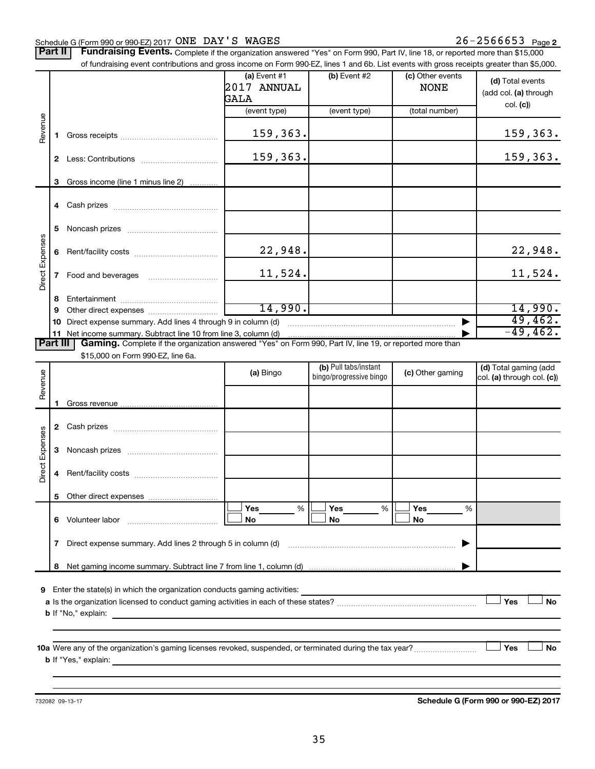Schedule G (Form 990 or 990-EZ) 2017 ONE DAY'S WAGES 26-2566653 Page **2**

**Part II** **Fundraising Events.** Complete if the organization answered "Yes" on Form 990, Part IV, line 18, or reported more than $15,000 of fundraising event contributions and gross income on Form 990-EZ, lines 1 and 6b. List events with gross receipts greater than $5,000.

| | | (a) Event #1 2017 ANNUAL GALA (event type) | (b) Event #2 (event type) | (c) Other events NONE (total number) | (d) Total events (add col. (a) through col. (c)) |
|---|---|---|---|---|---|
| Revenue | 1 Gross receipts | 159,363. | | | 159,363. |
| | 2 Less: Contributions | 159,363. | | | 159,363. |
| | 3 Gross income (line 1 minus line 2) | | | | |
| Direct Expenses | 4 Cash prizes | | | | |
| | 5 Noncash prizes | | | | |
| | 6 Rent/facility costs | 22,948. | | | 22,948. |
| | 7 Food and beverages | 11,524. | | | 11,524. |
| | 8 Entertainment | | | | |
| | 9 Other direct expenses | 14,990. | | | 14,990. |
| | 10 Direct expense summary. Add lines 4 through 9 in column (d) | | | | 49,462. |
| | 11 Net income summary. Subtract line 10 from line 3, column (d) | | | | -49,462. |

**Part III** **Gaming.** Complete if the organization answered "Yes" on Form 990, Part IV, line 19, or reported more than $15,000 on Form 990-EZ, line 6a.

| | | (a) Bingo | (b) Pull tabs/instant bingo/progressive bingo | (c) Other gaming | (d) Total gaming (add col. (a) through col. (c)) |
|---|---|---|---|---|---|
| Revenue | 1 Gross revenue | | | | |
| Direct Expenses | 2 Cash prizes | | | | |
| | 3 Noncash prizes | | | | |
| | 4 Rent/facility costs | | | | |
| | 5 Other direct expenses | | | | |
| | 6 Volunteer labor | ☐ Yes ___% ☐ No | ☐ Yes ___% ☐ No | ☐ Yes ___% ☐ No | |
| | 7 Direct expense summary. Add lines 2 through 5 in column (d) | | | | |
| | 8 Net gaming income summary. Subtract line 7 from line 1, column (d) | | | | |

**9** Enter the state(s) in which the organization conducts gaming activities: ____________

**a** Is the organization licensed to conduct gaming activities in each of these states? ☐ Yes ☐ No

**b** If "No," explain: ____________

**10a** Were any of the organization's gaming licenses revoked, suspended, or terminated during the tax year? ☐ Yes ☐ No

**b** If "Yes," explain: ____________

732082 09-13-17 **Schedule G (Form 990 or 990-EZ) 2017**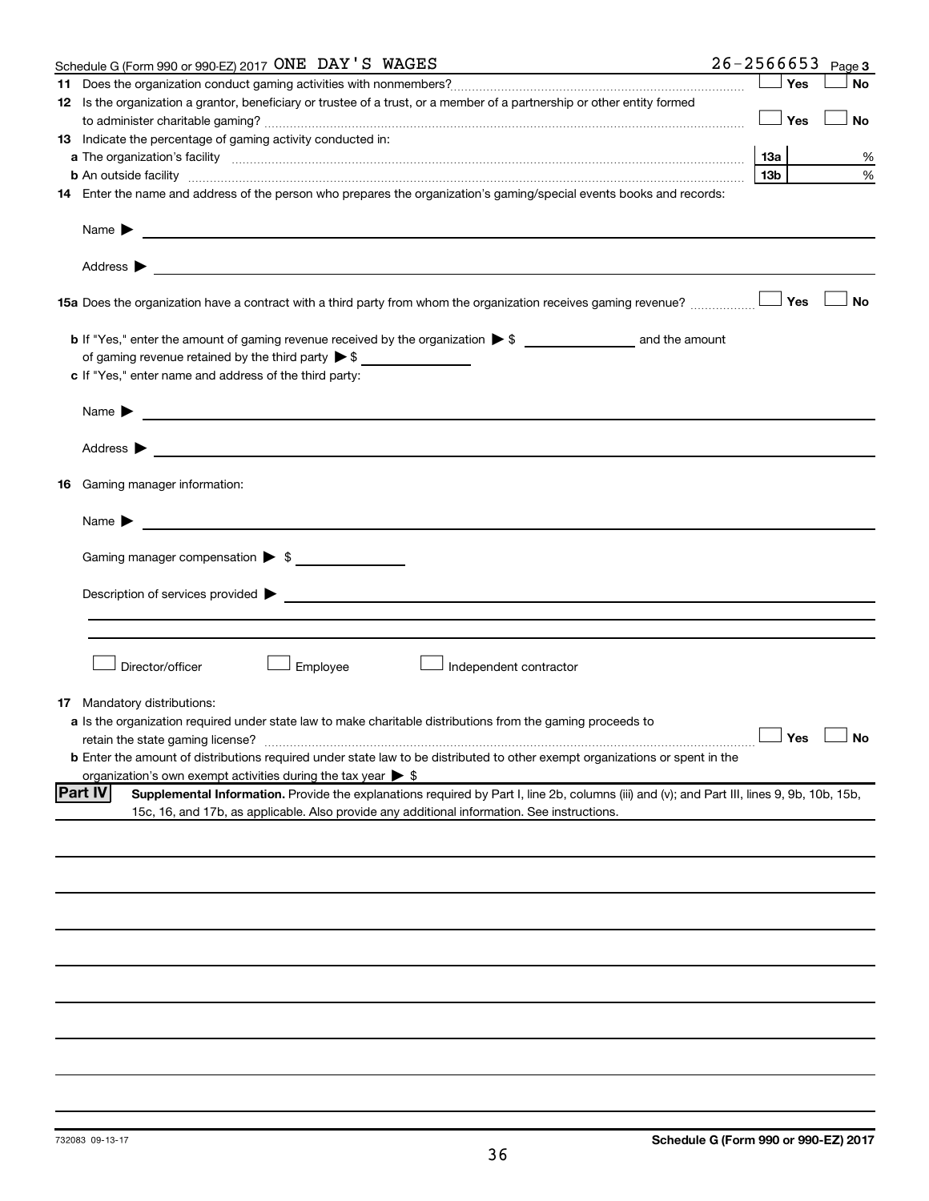Schedule G (Form 990 or 990-EZ) 2017 ONE DAY'S WAGES 26-2566653 Page 3

**11** Does the organization conduct gaming activities with nonmembers? ☐ Yes ☐ No

**12** Is the organization a grantor, beneficiary or trustee of a trust, or a member of a partnership or other entity formed to administer charitable gaming? ☐ Yes ☐ No

**13** Indicate the percentage of gaming activity conducted in:

**a** The organization's facility **13a** %

**b** An outside facility **13b** %

**14** Enter the name and address of the person who prepares the organization's gaming/special events books and records:

Name ▶

Address ▶

**15a** Does the organization have a contract with a third party from whom the organization receives gaming revenue? ☐ Yes ☐ No

**b** If "Yes," enter the amount of gaming revenue received by the organization ▶ $ \_\_\_\_\_\_\_\_ and the amount of gaming revenue retained by the third party ▶ $ \_\_\_\_\_\_\_\_

**c** If "Yes," enter name and address of the third party:

Name ▶

Address ▶

**16** Gaming manager information:

Name ▶

Gaming manager compensation ▶ $

Description of services provided ▶

☐ Director/officer ☐ Employee ☐ Independent contractor

**17** Mandatory distributions:

**a** Is the organization required under state law to make charitable distributions from the gaming proceeds to retain the state gaming license? ☐ Yes ☐ No

**b** Enter the amount of distributions required under state law to be distributed to other exempt organizations or spent in the organization's own exempt activities during the tax year ▶ $

**Part IV** **Supplemental Information.** Provide the explanations required by Part I, line 2b, columns (iii) and (v); and Part III, lines 9, 9b, 10b, 15b, 15c, 16, and 17b, as applicable. Also provide any additional information. See instructions.

732083 09-13-17 **Schedule G (Form 990 or 990-EZ) 2017**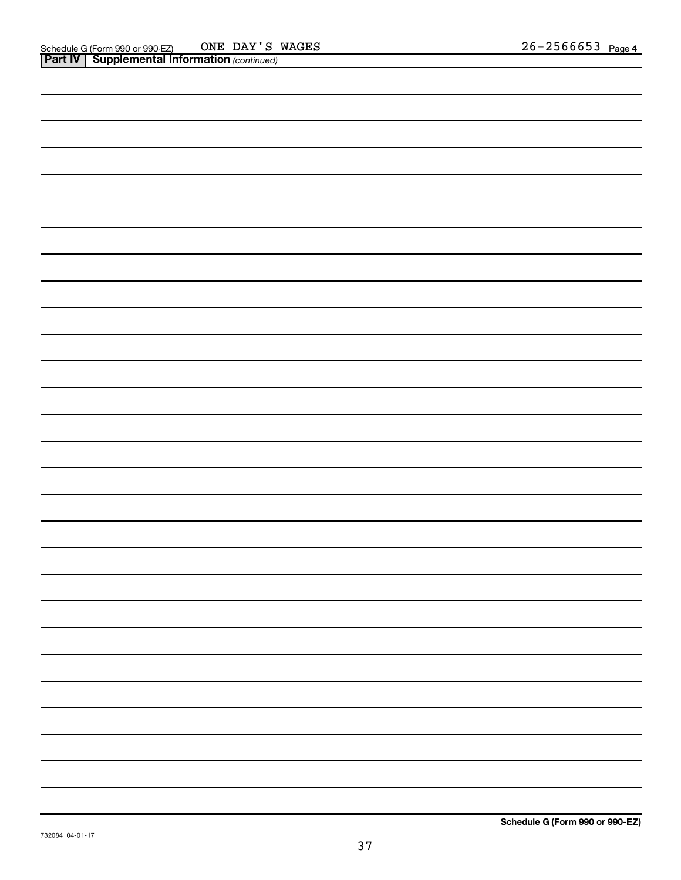Schedule G (Form 990 or 990-EZ) ONE DAY'S WAGES 26-2566653 Page **4**

**Part IV | Supplemental Information** *(continued)*

**Schedule G (Form 990 or 990-EZ)**

732084 04-01-17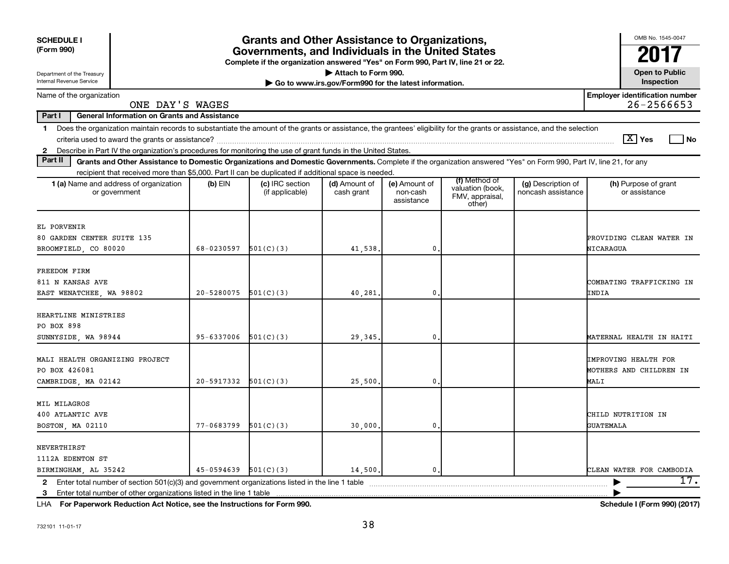**SCHEDULE I (Form 990)**

Department of the Treasury
Internal Revenue Service

# Grants and Other Assistance to Organizations, Governments, and Individuals in the United States

**Complete if the organization answered "Yes" on Form 990, Part IV, line 21 or 22.**

**▶ Attach to Form 990.**

**▶ Go to www.irs.gov/Form990 for the latest information.**

OMB No. 1545-0047

**2017**

**Open to Public Inspection**

Name of the organization: ONE DAY'S WAGES

**Employer identification number:** 26-2566653

**Part I — General Information on Grants and Assistance**

1 Does the organization maintain records to substantiate the amount of the grants or assistance, the grantees' eligibility for the grants or assistance, and the selection criteria used to award the grants or assistance? [X] Yes [ ] No

2 Describe in Part IV the organization's procedures for monitoring the use of grant funds in the United States.

**Part II — Grants and Other Assistance to Domestic Organizations and Domestic Governments.** Complete if the organization answered "Yes" on Form 990, Part IV, line 21, for any recipient that received more than $5,000. Part II can be duplicated if additional space is needed.

| 1 (a) Name and address of organization or government | (b) EIN | (c) IRC section (if applicable) | (d) Amount of cash grant | (e) Amount of non-cash assistance | (f) Method of valuation (book, FMV, appraisal, other) | (g) Description of noncash assistance | (h) Purpose of grant or assistance |
|---|---|---|---|---|---|---|---|
| EL PORVENIR<br>80 GARDEN CENTER SUITE 135<br>BROOMFIELD, CO 80020 | 68-0230597 | 501(C)(3) | 41,538. | 0. | | | PROVIDING CLEAN WATER IN NICARAGUA |
| FREEDOM FIRM<br>811 N KANSAS AVE<br>EAST WENATCHEE, WA 98802 | 20-5280075 | 501(C)(3) | 40,281. | 0. | | | COMBATING TRAFFICKING IN INDIA |
| HEARTLINE MINISTRIES<br>PO BOX 898<br>SUNNYSIDE, WA 98944 | 95-6337006 | 501(C)(3) | 29,345. | 0. | | | MATERNAL HEALTH IN HAITI |
| MALI HEALTH ORGANIZING PROJECT<br>PO BOX 426081<br>CAMBRIDGE, MA 02142 | 20-5917332 | 501(C)(3) | 25,500. | 0. | | | IMPROVING HEALTH FOR MOTHERS AND CHILDREN IN MALI |
| MIL MILAGROS<br>400 ATLANTIC AVE<br>BOSTON, MA 02110 | 77-0683799 | 501(C)(3) | 30,000. | 0. | | | CHILD NUTRITION IN GUATEMALA |
| NEVERTHIRST<br>1112A EDENTON ST<br>BIRMINGHAM, AL 35242 | 45-0594639 | 501(C)(3) | 14,500. | 0. | | | CLEAN WATER FOR CAMBODIA |

2 Enter total number of section 501(c)(3) and government organizations listed in the line 1 table ▶ 17.

3 Enter total number of other organizations listed in the line 1 table ▶

LHA **For Paperwork Reduction Act Notice, see the Instructions for Form 990.** **Schedule I (Form 990) (2017)**

732101 11-01-17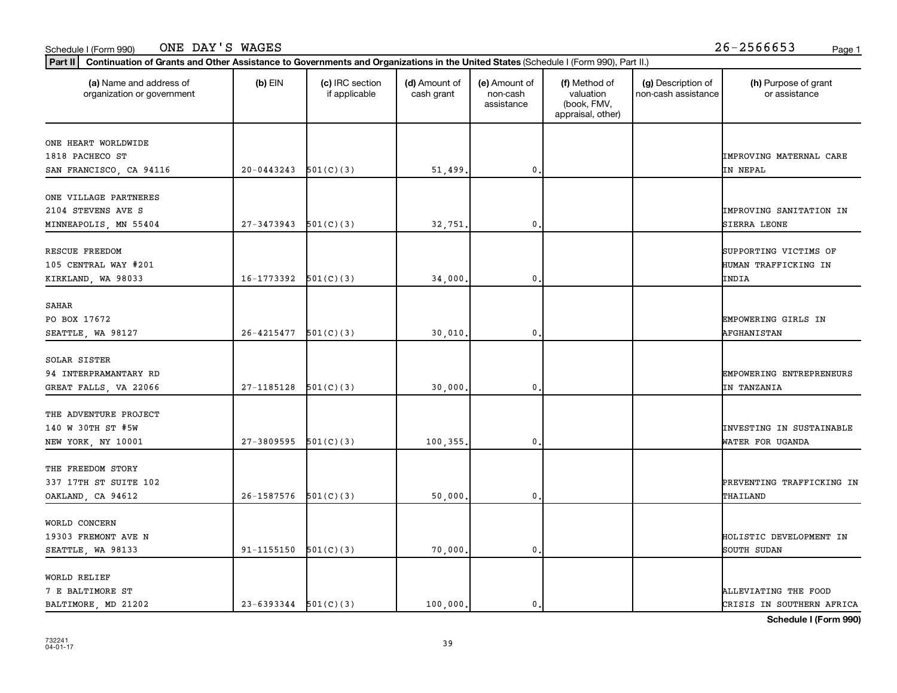Schedule I (Form 990) ONE DAY'S WAGES 26-2566653

**Part II** **Continuation of Grants and Other Assistance to Governments and Organizations in the United States** (Schedule I (Form 990), Part II.)

| (a) Name and address of organization or government | (b) EIN | (c) IRC section if applicable | (d) Amount of cash grant | (e) Amount of non-cash assistance | (f) Method of valuation (book, FMV, appraisal, other) | (g) Description of non-cash assistance | (h) Purpose of grant or assistance |
|---|---|---|---|---|---|---|---|
| ONE HEART WORLDWIDE 1818 PACHECO ST SAN FRANCISCO, CA 94116 | 20-0443243 | 501(C)(3) | 51,499. | 0. | | | IMPROVING MATERNAL CARE IN NEPAL |
| ONE VILLAGE PARTNERES 2104 STEVENS AVE S MINNEAPOLIS, MN 55404 | 27-3473943 | 501(C)(3) | 32,751. | 0. | | | IMPROVING SANITATION IN SIERRA LEONE |
| RESCUE FREEDOM 105 CENTRAL WAY #201 KIRKLAND, WA 98033 | 16-1773392 | 501(C)(3) | 34,000. | 0. | | | SUPPORTING VICTIMS OF HUMAN TRAFFICKING IN INDIA |
| SAHAR PO BOX 17672 SEATTLE, WA 98127 | 26-4215477 | 501(C)(3) | 30,010. | 0. | | | EMPOWERING GIRLS IN AFGHANISTAN |
| SOLAR SISTER 94 INTERPRAMANTARY RD GREAT FALLS, VA 22066 | 27-1185128 | 501(C)(3) | 30,000. | 0. | | | EMPOWERING ENTREPRENEURS IN TANZANIA |
| THE ADVENTURE PROJECT 140 W 30TH ST #5W NEW YORK, NY 10001 | 27-3809595 | 501(C)(3) | 100,355. | 0. | | | INVESTING IN SUSTAINABLE WATER FOR UGANDA |
| THE FREEDOM STORY 337 17TH ST SUITE 102 OAKLAND, CA 94612 | 26-1587576 | 501(C)(3) | 50,000. | 0. | | | PREVENTING TRAFFICKING IN THAILAND |
| WORLD CONCERN 19303 FREMONT AVE N SEATTLE, WA 98133 | 91-1155150 | 501(C)(3) | 70,000. | 0. | | | HOLISTIC DEVELOPMENT IN SOUTH SUDAN |
| WORLD RELIEF 7 E BALTIMORE ST BALTIMORE, MD 21202 | 23-6393344 | 501(C)(3) | 100,000. | 0. | | | ALLEVIATING THE FOOD CRISIS IN SOUTHERN AFRICA |

**Schedule I (Form 990)**

732241 04-01-17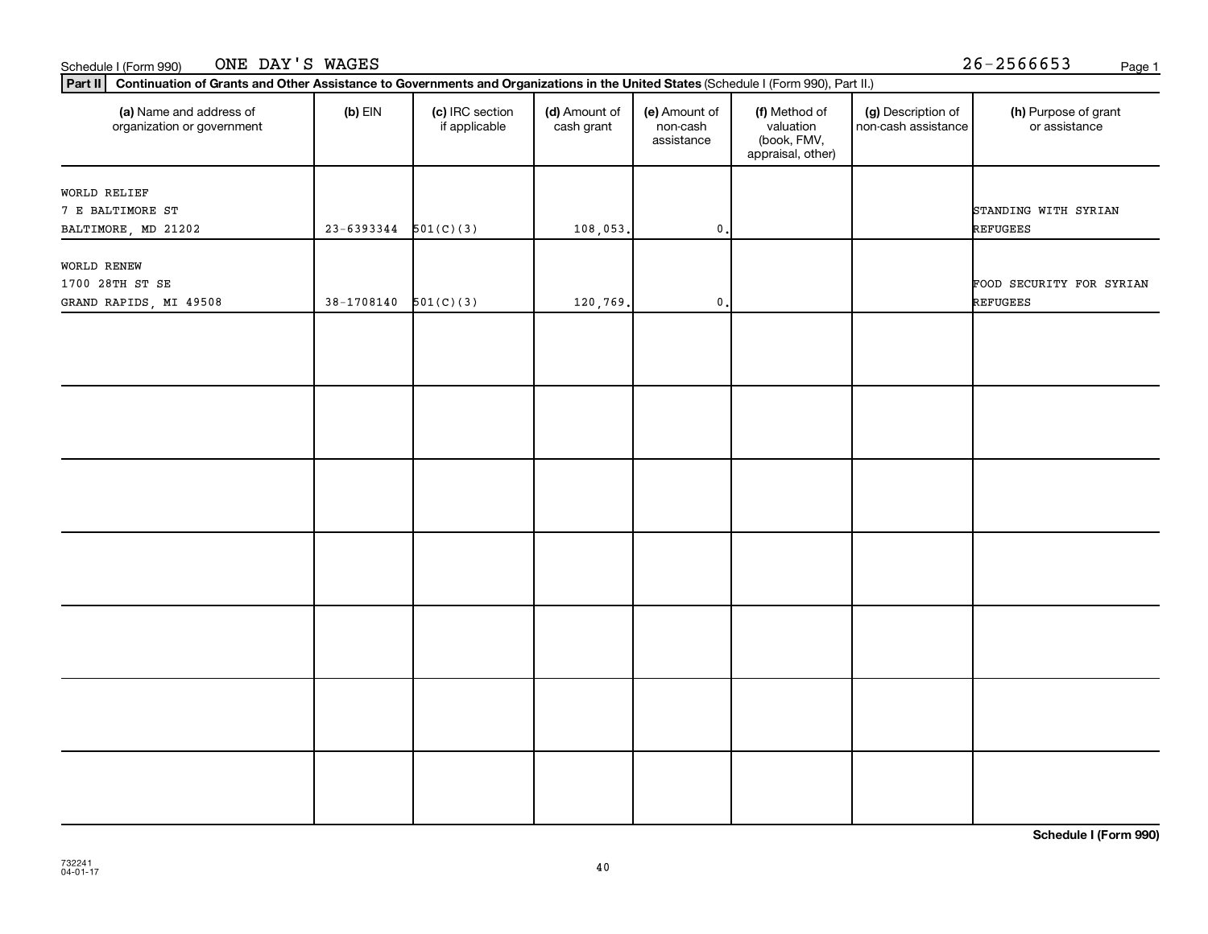Schedule I (Form 990) ONE DAY'S WAGES 26-2566653

**Part II Continuation of Grants and Other Assistance to Governments and Organizations in the United States** (Schedule I (Form 990), Part II.)

| (a) Name and address of organization or government | (b) EIN | (c) IRC section if applicable | (d) Amount of cash grant | (e) Amount of non-cash assistance | (f) Method of valuation (book, FMV, appraisal, other) | (g) Description of non-cash assistance | (h) Purpose of grant or assistance |
|---|---|---|---|---|---|---|---|
| WORLD RELIEF<br>7 E BALTIMORE ST<br>BALTIMORE, MD 21202 | 23-6393344 | 501(C)(3) | 108,053. | 0. | | | STANDING WITH SYRIAN REFUGEES |
| WORLD RENEW<br>1700 28TH ST SE<br>GRAND RAPIDS, MI 49508 | 38-1708140 | 501(C)(3) | 120,769. | 0. | | | FOOD SECURITY FOR SYRIAN REFUGEES |
| | | | | | | | |
| | | | | | | | |
| | | | | | | | |
| | | | | | | | |
| | | | | | | | |
| | | | | | | | |
| | | | | | | | |

**Schedule I (Form 990)**

732241
04-01-17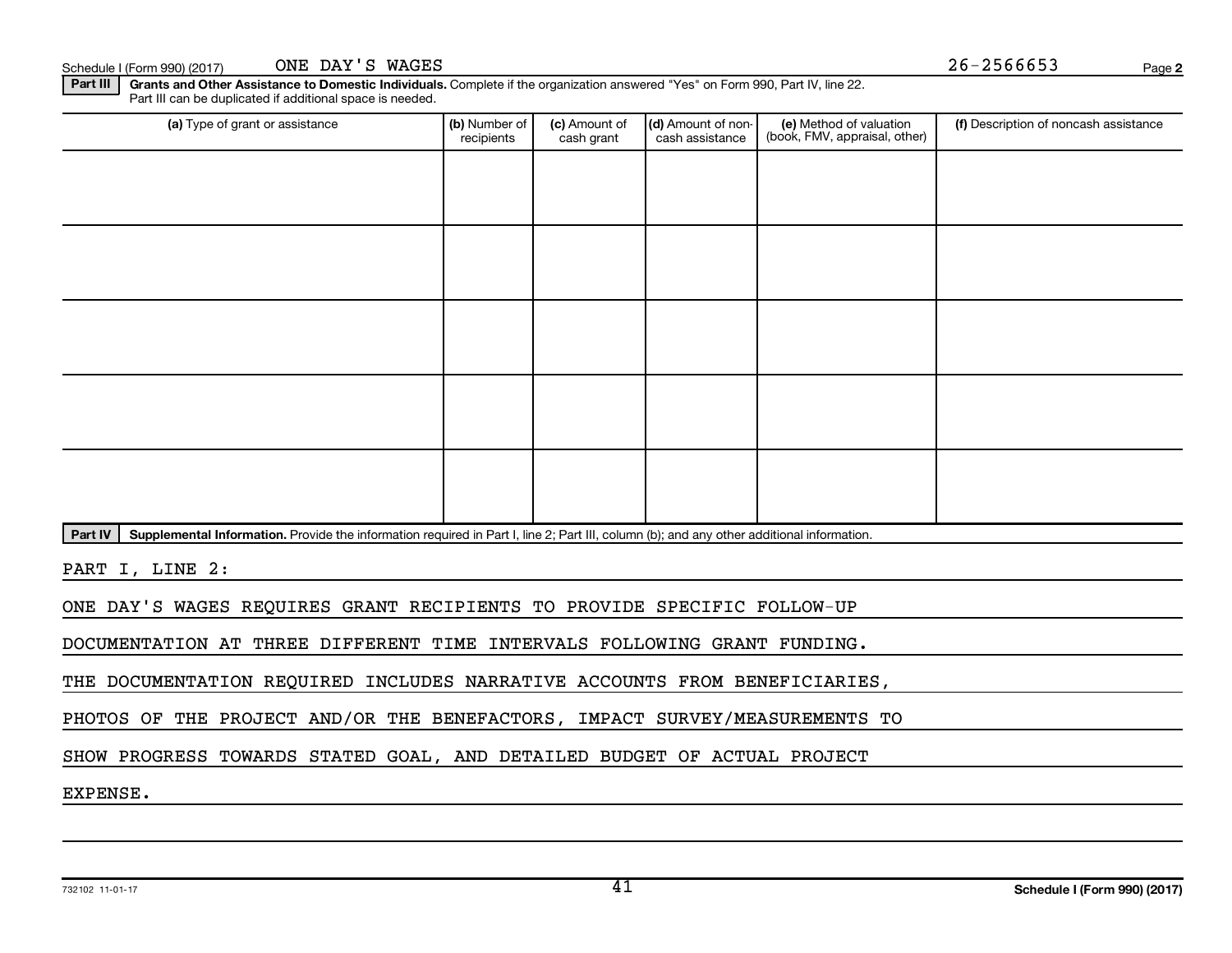Schedule I (Form 990) (2017) ONE DAY'S WAGES 26-2566653 Page 2

**Part III** **Grants and Other Assistance to Domestic Individuals.** Complete if the organization answered "Yes" on Form 990, Part IV, line 22. Part III can be duplicated if additional space is needed.

| (a) Type of grant or assistance | (b) Number of recipients | (c) Amount of cash grant | (d) Amount of non-cash assistance | (e) Method of valuation (book, FMV, appraisal, other) | (f) Description of noncash assistance |
|---|---|---|---|---|---|
| | | | | | |
| | | | | | |
| | | | | | |
| | | | | | |
| | | | | | |

**Part IV** **Supplemental Information.** Provide the information required in Part I, line 2; Part III, column (b); and any other additional information.

PART I, LINE 2:

ONE DAY'S WAGES REQUIRES GRANT RECIPIENTS TO PROVIDE SPECIFIC FOLLOW-UP DOCUMENTATION AT THREE DIFFERENT TIME INTERVALS FOLLOWING GRANT FUNDING. THE DOCUMENTATION REQUIRED INCLUDES NARRATIVE ACCOUNTS FROM BENEFICIARIES, PHOTOS OF THE PROJECT AND/OR THE BENEFACTORS, IMPACT SURVEY/MEASUREMENTS TO SHOW PROGRESS TOWARDS STATED GOAL, AND DETAILED BUDGET OF ACTUAL PROJECT EXPENSE.

732102 11-01-17 **Schedule I (Form 990) (2017)**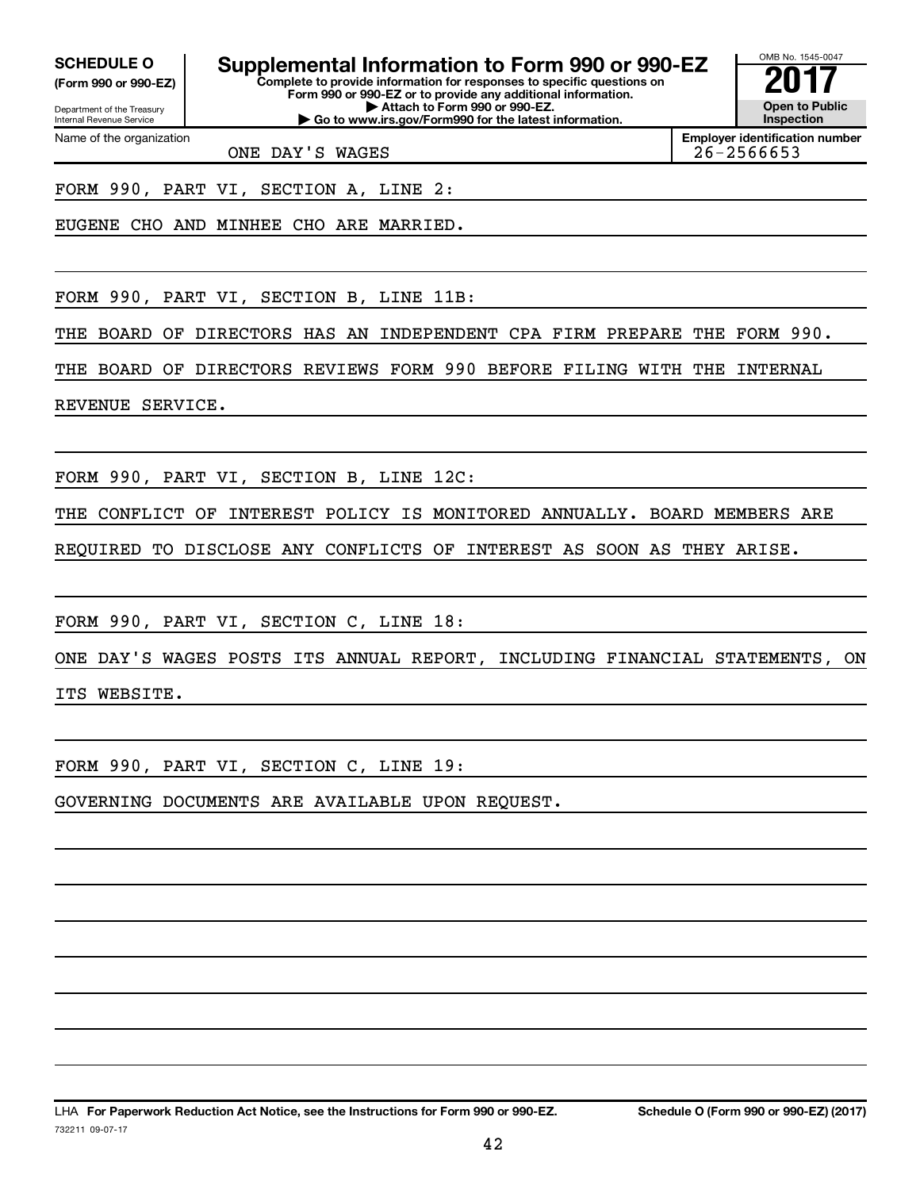**SCHEDULE O** (Form 990 or 990-EZ)

Department of the Treasury
Internal Revenue Service

# Supplemental Information to Form 990 or 990-EZ

**Complete to provide information for responses to specific questions on Form 990 or 990-EZ or to provide any additional information.**
**▶ Attach to Form 990 or 990-EZ.**
**▶ Go to www.irs.gov/Form990 for the latest information.**

OMB No. 1545-0047

**2017**

**Open to Public Inspection**

Name of the organization: ONE DAY'S WAGES

**Employer identification number:** 26-2566653

FORM 990, PART VI, SECTION A, LINE 2:

EUGENE CHO AND MINHEE CHO ARE MARRIED.

FORM 990, PART VI, SECTION B, LINE 11B:

THE BOARD OF DIRECTORS HAS AN INDEPENDENT CPA FIRM PREPARE THE FORM 990. THE BOARD OF DIRECTORS REVIEWS FORM 990 BEFORE FILING WITH THE INTERNAL REVENUE SERVICE.

FORM 990, PART VI, SECTION B, LINE 12C:

THE CONFLICT OF INTEREST POLICY IS MONITORED ANNUALLY. BOARD MEMBERS ARE REQUIRED TO DISCLOSE ANY CONFLICTS OF INTEREST AS SOON AS THEY ARISE.

FORM 990, PART VI, SECTION C, LINE 18:

ONE DAY'S WAGES POSTS ITS ANNUAL REPORT, INCLUDING FINANCIAL STATEMENTS, ON ITS WEBSITE.

FORM 990, PART VI, SECTION C, LINE 19:

GOVERNING DOCUMENTS ARE AVAILABLE UPON REQUEST.

LHA **For Paperwork Reduction Act Notice, see the Instructions for Form 990 or 990-EZ.** **Schedule O (Form 990 or 990-EZ) (2017)**

732211 09-07-17